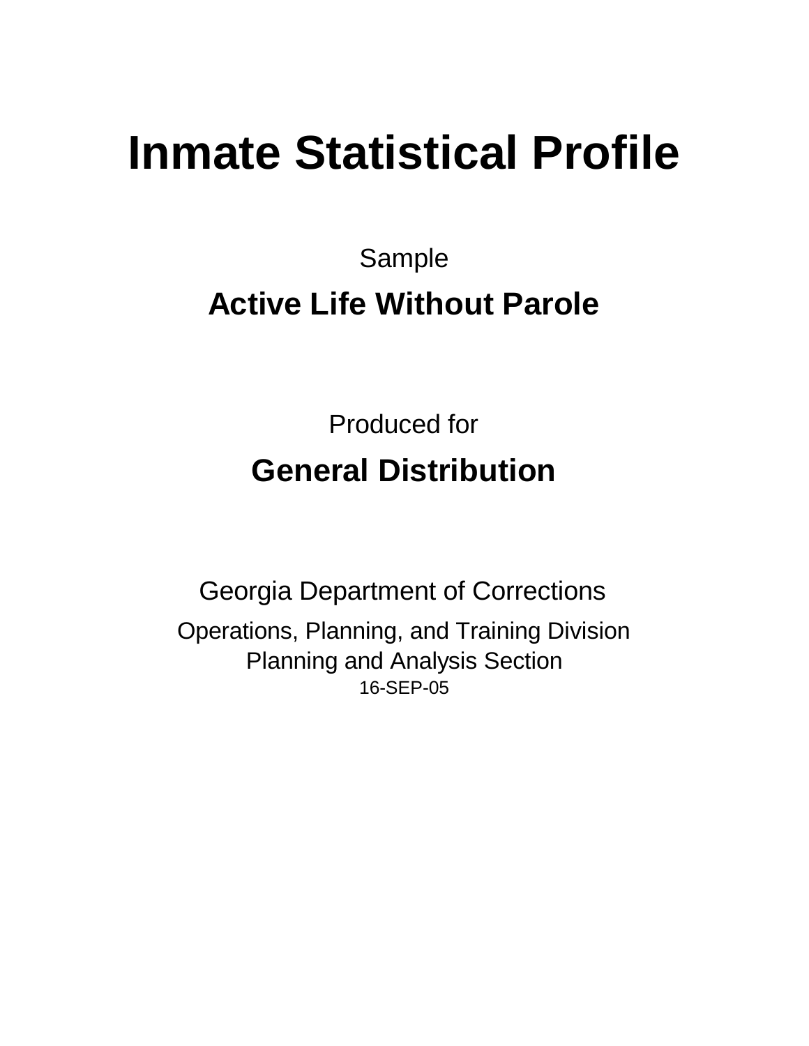# Inmate Statistical Profile

Sample

## Active Life Without Parole

Produced for

## General Distribution

Georgia Department of Corrections

Operations, Planning, and Training Division
Planning and Analysis Section
16-SEP-05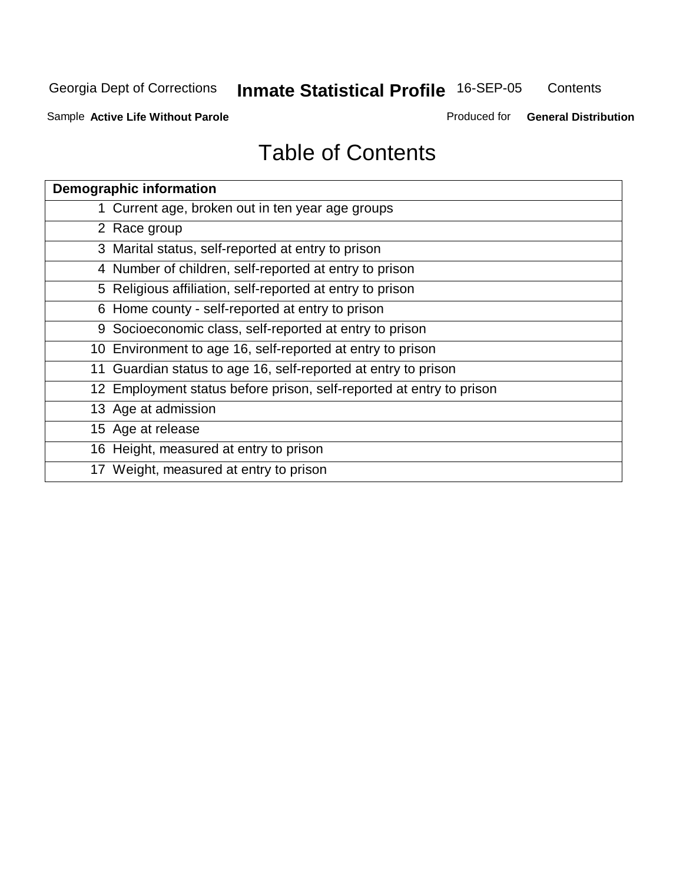# Table of Contents

| Demographic information | |
|---|---|
| 1 | Current age, broken out in ten year age groups |
| 2 | Race group |
| 3 | Marital status, self-reported at entry to prison |
| 4 | Number of children, self-reported at entry to prison |
| 5 | Religious affiliation, self-reported at entry to prison |
| 6 | Home county - self-reported at entry to prison |
| 9 | Socioeconomic class, self-reported at entry to prison |
| 10 | Environment to age 16, self-reported at entry to prison |
| 11 | Guardian status to age 16, self-reported at entry to prison |
| 12 | Employment status before prison, self-reported at entry to prison |
| 13 | Age at admission |
| 15 | Age at release |
| 16 | Height, measured at entry to prison |
| 17 | Weight, measured at entry to prison |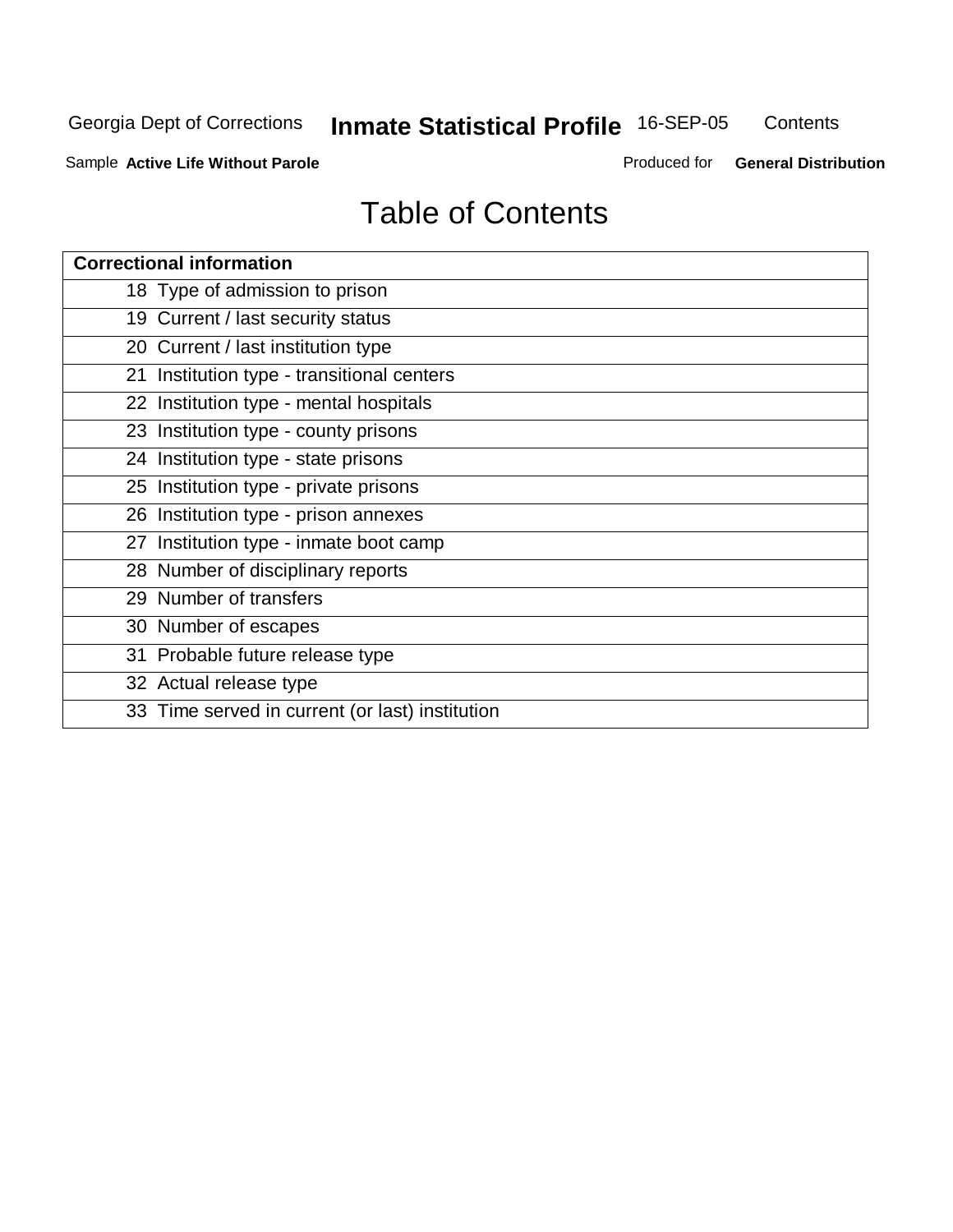# Table of Contents

| Correctional information |
|---|
| 18 Type of admission to prison |
| 19 Current / last security status |
| 20 Current / last institution type |
| 21 Institution type - transitional centers |
| 22 Institution type - mental hospitals |
| 23 Institution type - county prisons |
| 24 Institution type - state prisons |
| 25 Institution type - private prisons |
| 26 Institution type - prison annexes |
| 27 Institution type - inmate boot camp |
| 28 Number of disciplinary reports |
| 29 Number of transfers |
| 30 Number of escapes |
| 31 Probable future release type |
| 32 Actual release type |
| 33 Time served in current (or last) institution |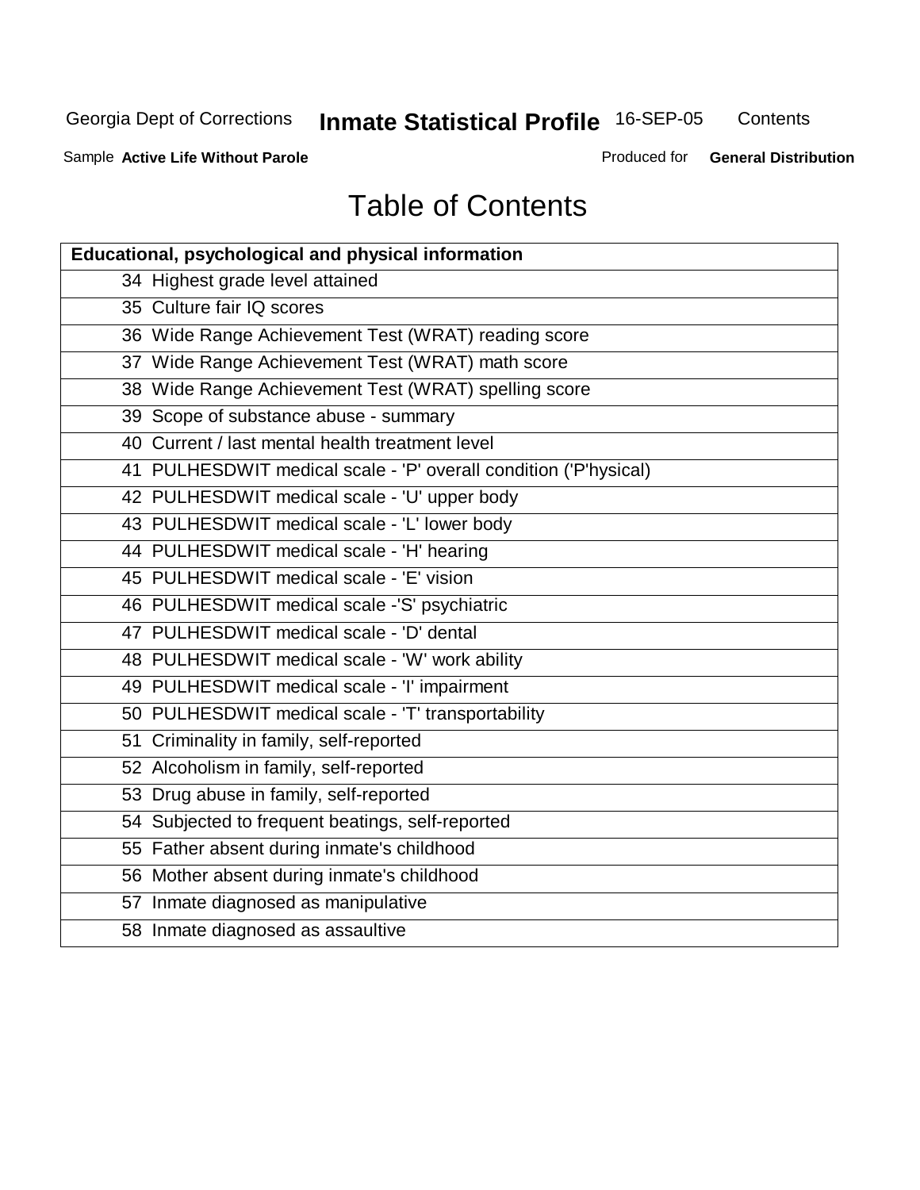Georgia Dept of Corrections **Inmate Statistical Profile** 16-SEP-05 Contents

Sample **Active Life Without Parole** Produced for **General Distribution**

# Table of Contents

| **Educational, psychological and physical information** |
|---|
| 34 Highest grade level attained |
| 35 Culture fair IQ scores |
| 36 Wide Range Achievement Test (WRAT) reading score |
| 37 Wide Range Achievement Test (WRAT) math score |
| 38 Wide Range Achievement Test (WRAT) spelling score |
| 39 Scope of substance abuse - summary |
| 40 Current / last mental health treatment level |
| 41 PULHESDWIT medical scale - 'P' overall condition ('P'hysical) |
| 42 PULHESDWIT medical scale - 'U' upper body |
| 43 PULHESDWIT medical scale - 'L' lower body |
| 44 PULHESDWIT medical scale - 'H' hearing |
| 45 PULHESDWIT medical scale - 'E' vision |
| 46 PULHESDWIT medical scale -'S' psychiatric |
| 47 PULHESDWIT medical scale - 'D' dental |
| 48 PULHESDWIT medical scale - 'W' work ability |
| 49 PULHESDWIT medical scale - 'I' impairment |
| 50 PULHESDWIT medical scale - 'T' transportability |
| 51 Criminality in family, self-reported |
| 52 Alcoholism in family, self-reported |
| 53 Drug abuse in family, self-reported |
| 54 Subjected to frequent beatings, self-reported |
| 55 Father absent during inmate's childhood |
| 56 Mother absent during inmate's childhood |
| 57 Inmate diagnosed as manipulative |
| 58 Inmate diagnosed as assaultive |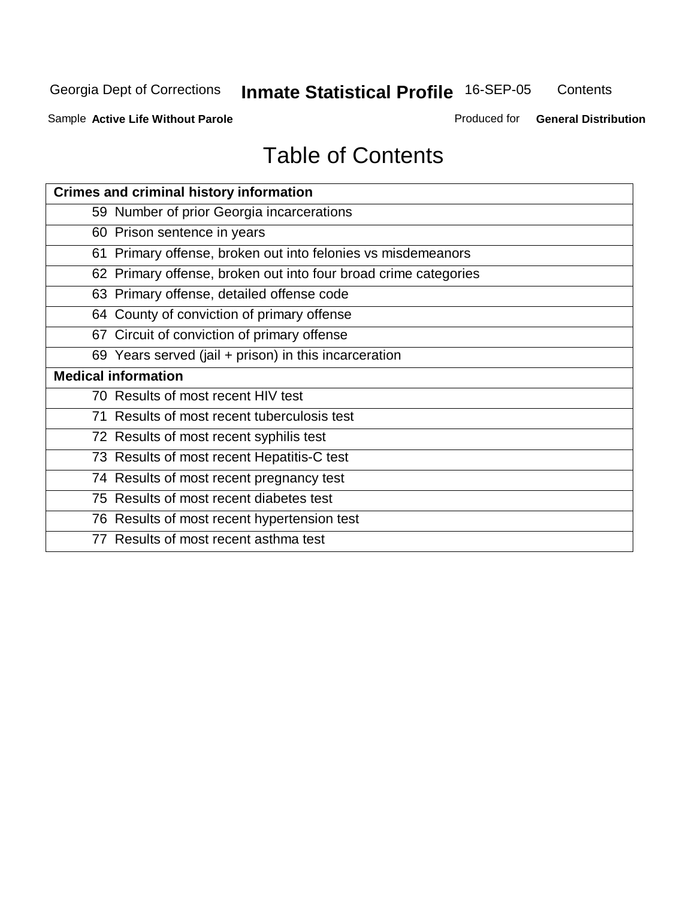# Table of Contents

| Crimes and criminal history information | |
|---|---|
| 59 | Number of prior Georgia incarcerations |
| 60 | Prison sentence in years |
| 61 | Primary offense, broken out into felonies vs misdemeanors |
| 62 | Primary offense, broken out into four broad crime categories |
| 63 | Primary offense, detailed offense code |
| 64 | County of conviction of primary offense |
| 67 | Circuit of conviction of primary offense |
| 69 | Years served (jail + prison) in this incarceration |
| **Medical information** | |
| 70 | Results of most recent HIV test |
| 71 | Results of most recent tuberculosis test |
| 72 | Results of most recent syphilis test |
| 73 | Results of most recent Hepatitis-C test |
| 74 | Results of most recent pregnancy test |
| 75 | Results of most recent diabetes test |
| 76 | Results of most recent hypertension test |
| 77 | Results of most recent asthma test |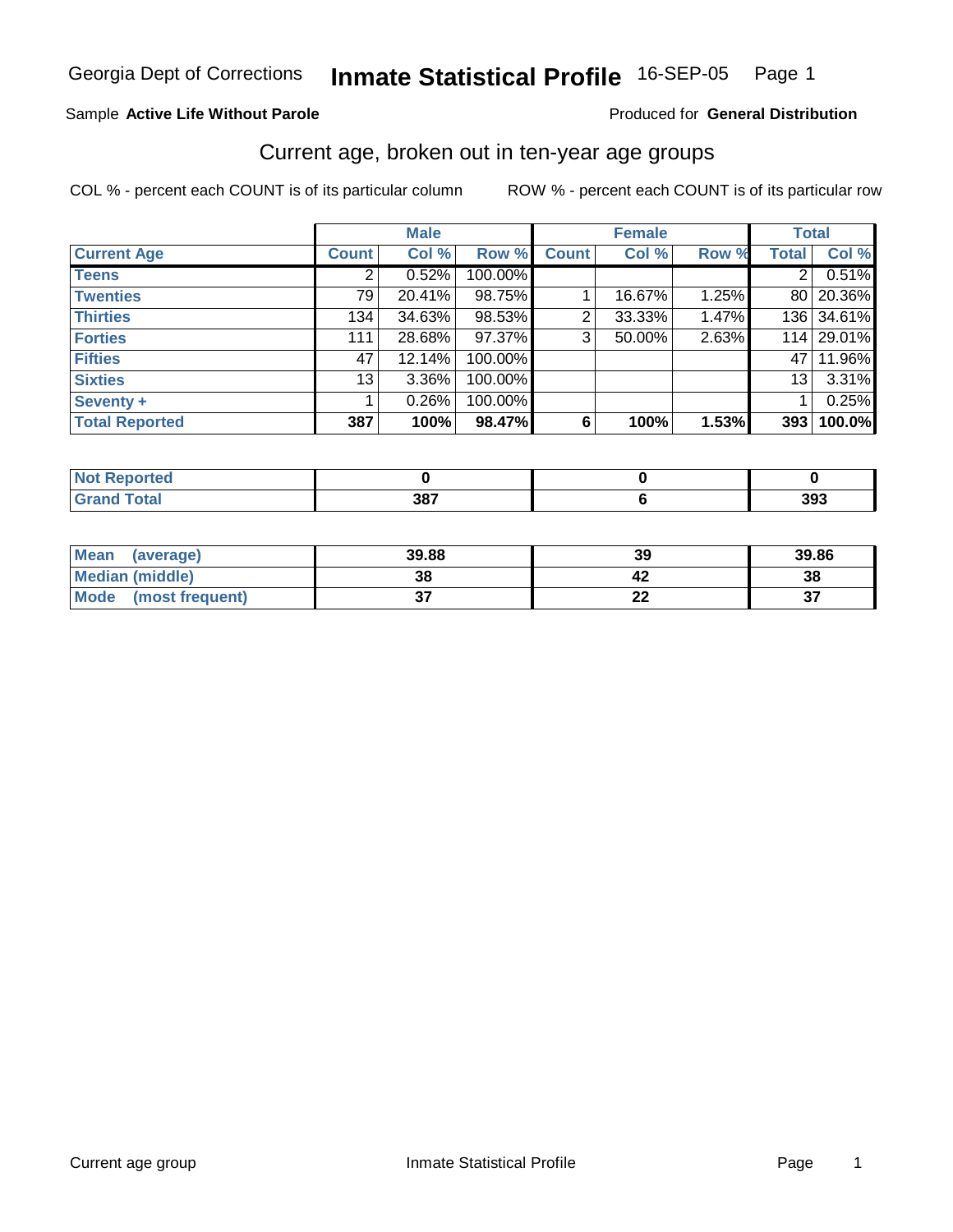Georgia Dept of Corrections **Inmate Statistical Profile** 16-SEP-05

Sample **Active Life Without Parole** Produced for **General Distribution**

## Current age, broken out in ten-year age groups

COL % - percent each COUNT is of its particular column ROW % - percent each COUNT is of its particular row

| | Male | | | Female | | | Total | |
|---|---|---|---|---|---|---|---|---|
| **Current Age** | **Count** | **Col %** | **Row %** | **Count** | **Col %** | **Row %** | **Total** | **Col %** |
| **Teens** | 2 | 0.52% | 100.00% | | | | 2 | 0.51% |
| **Twenties** | 79 | 20.41% | 98.75% | 1 | 16.67% | 1.25% | 80 | 20.36% |
| **Thirties** | 134 | 34.63% | 98.53% | 2 | 33.33% | 1.47% | 136 | 34.61% |
| **Forties** | 111 | 28.68% | 97.37% | 3 | 50.00% | 2.63% | 114 | 29.01% |
| **Fifties** | 47 | 12.14% | 100.00% | | | | 47 | 11.96% |
| **Sixties** | 13 | 3.36% | 100.00% | | | | 13 | 3.31% |
| **Seventy +** | 1 | 0.26% | 100.00% | | | | 1 | 0.25% |
| **Total Reported** | **387** | **100%** | **98.47%** | **6** | **100%** | **1.53%** | **393** | **100.0%** |

| | Male | Female | Total |
|---|---|---|---|
| **Not Reported** | **0** | **0** | **0** |
| **Grand Total** | **387** | **6** | **393** |

| | Male | Female | Total |
|---|---|---|---|
| **Mean (average)** | **39.88** | **39** | **39.86** |
| **Median (middle)** | **38** | **42** | **38** |
| **Mode (most frequent)** | **37** | **22** | **37** |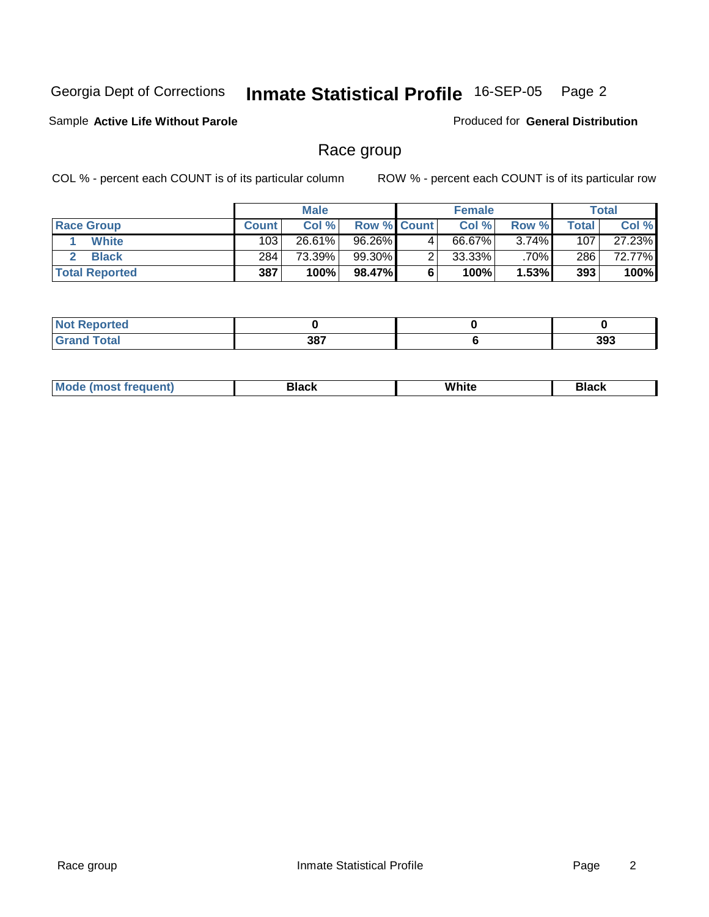Georgia Dept of Corrections **Inmate Statistical Profile** 16-SEP-05

Sample **Active Life Without Parole**

Produced for **General Distribution**

## Race group

COL % - percent each COUNT is of its particular column

ROW % - percent each COUNT is of its particular row

| | Male | | | Female | | | Total | |
|---|---|---|---|---|---|---|---|---|
| **Race Group** | **Count** | **Col %** | **Row %** | **Count** | **Col %** | **Row %** | **Total** | **Col %** |
| 1 **White** | 103 | 26.61% | 96.26% | 4 | 66.67% | 3.74% | 107 | 27.23% |
| 2 **Black** | 284 | 73.39% | 99.30% | 2 | 33.33% | .70% | 286 | 72.77% |
| **Total Reported** | **387** | **100%** | **98.47%** | **6** | **100%** | **1.53%** | **393** | **100%** |

| | Male | Female | Total |
|---|---|---|---|
| **Not Reported** | **0** | **0** | **0** |
| **Grand Total** | **387** | **6** | **393** |

| | Male | Female | Total |
|---|---|---|---|
| **Mode (most frequent)** | **Black** | **White** | **Black** |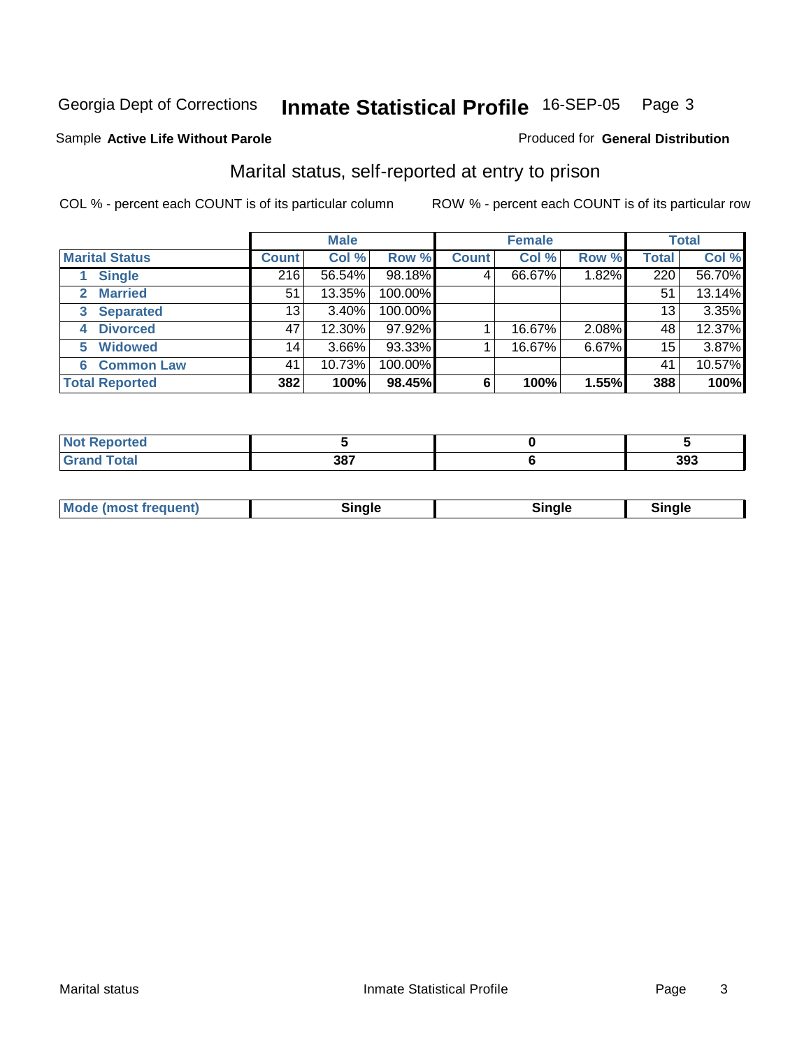Georgia Dept of Corrections **Inmate Statistical Profile** 16-SEP-05

Sample **Active Life Without Parole**

Produced for **General Distribution**

## Marital status, self-reported at entry to prison

COL % - percent each COUNT is of its particular column

ROW % - percent each COUNT is of its particular row

| | Male | | | Female | | | Total | |
|---|---|---|---|---|---|---|---|---|
| **Marital Status** | **Count** | **Col %** | **Row %** | **Count** | **Col %** | **Row %** | **Total** | **Col %** |
| 1 **Single** | 216 | 56.54% | 98.18% | 4 | 66.67% | 1.82% | 220 | 56.70% |
| 2 **Married** | 51 | 13.35% | 100.00% | | | | 51 | 13.14% |
| 3 **Separated** | 13 | 3.40% | 100.00% | | | | 13 | 3.35% |
| 4 **Divorced** | 47 | 12.30% | 97.92% | 1 | 16.67% | 2.08% | 48 | 12.37% |
| 5 **Widowed** | 14 | 3.66% | 93.33% | 1 | 16.67% | 6.67% | 15 | 3.87% |
| 6 **Common Law** | 41 | 10.73% | 100.00% | | | | 41 | 10.57% |
| **Total Reported** | **382** | **100%** | **98.45%** | **6** | **100%** | **1.55%** | **388** | **100%** |

| | Male | Female | Total |
|---|---|---|---|
| **Not Reported** | **5** | **0** | **5** |
| **Grand Total** | **387** | **6** | **393** |

| | Male | Female | Total |
|---|---|---|---|
| **Mode (most frequent)** | **Single** | **Single** | **Single** |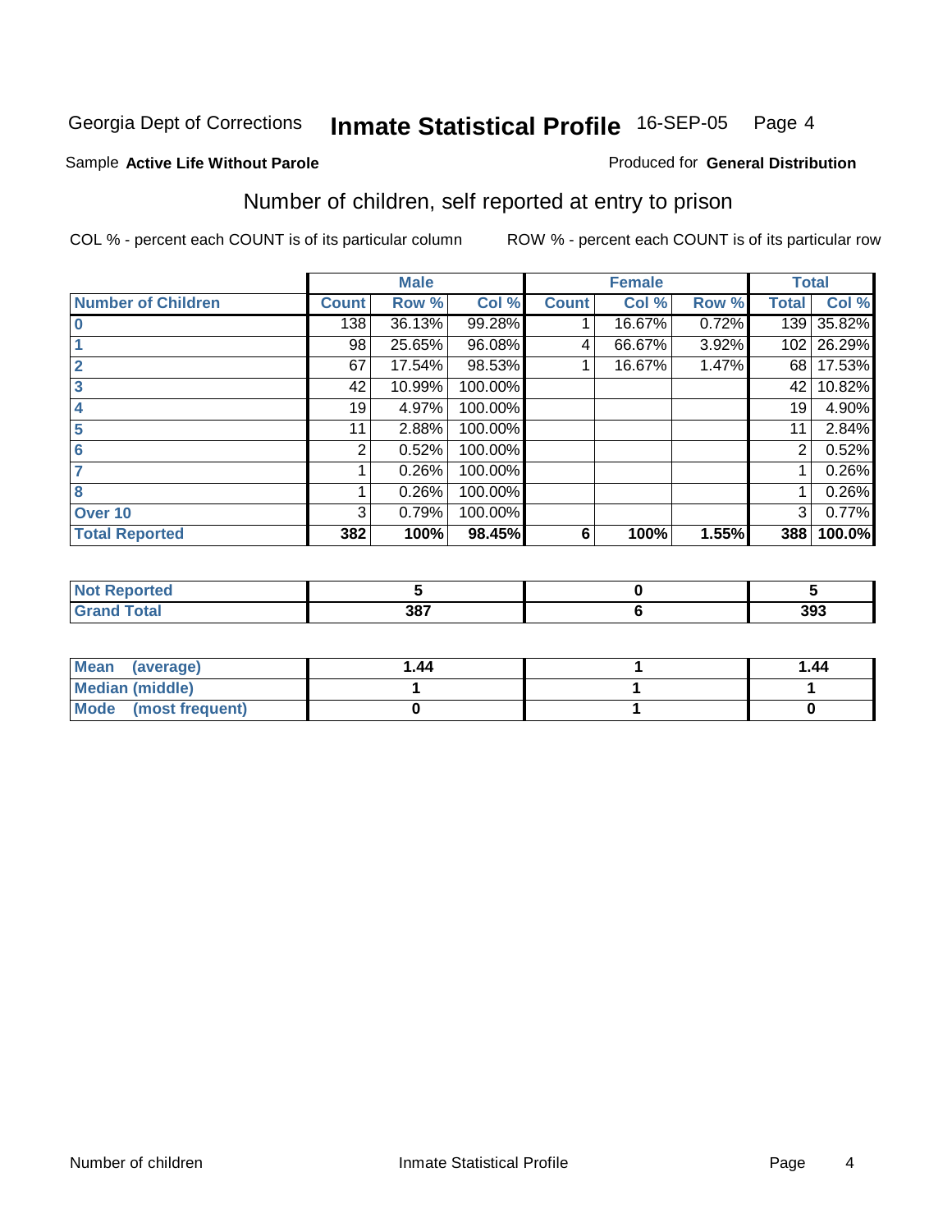Georgia Dept of Corrections **Inmate Statistical Profile** 16-SEP-05 Page 4

Sample **Active Life Without Parole**

Produced for **General Distribution**

## Number of children, self reported at entry to prison

COL % - percent each COUNT is of its particular column

ROW % - percent each COUNT is of its particular row

| | Male | | | Female | | | Total | |
|---|---|---|---|---|---|---|---|---|
| **Number of Children** | **Count** | **Row %** | **Col %** | **Count** | **Col %** | **Row %** | **Total** | **Col %** |
| 0 | 138 | 36.13% | 99.28% | 1 | 16.67% | 0.72% | 139 | 35.82% |
| 1 | 98 | 25.65% | 96.08% | 4 | 66.67% | 3.92% | 102 | 26.29% |
| 2 | 67 | 17.54% | 98.53% | 1 | 16.67% | 1.47% | 68 | 17.53% |
| 3 | 42 | 10.99% | 100.00% | | | | 42 | 10.82% |
| 4 | 19 | 4.97% | 100.00% | | | | 19 | 4.90% |
| 5 | 11 | 2.88% | 100.00% | | | | 11 | 2.84% |
| 6 | 2 | 0.52% | 100.00% | | | | 2 | 0.52% |
| 7 | 1 | 0.26% | 100.00% | | | | 1 | 0.26% |
| 8 | 1 | 0.26% | 100.00% | | | | 1 | 0.26% |
| Over 10 | 3 | 0.79% | 100.00% | | | | 3 | 0.77% |
| **Total Reported** | **382** | **100%** | **98.45%** | **6** | **100%** | **1.55%** | **388** | **100.0%** |

| | Male | Female | Total |
|---|---|---|---|
| Not Reported | **5** | **0** | **5** |
| Grand Total | **387** | **6** | **393** |

| | Male | Female | Total |
|---|---|---|---|
| Mean (average) | **1.44** | **1** | **1.44** |
| Median (middle) | **1** | **1** | **1** |
| Mode (most frequent) | **0** | **1** | **0** |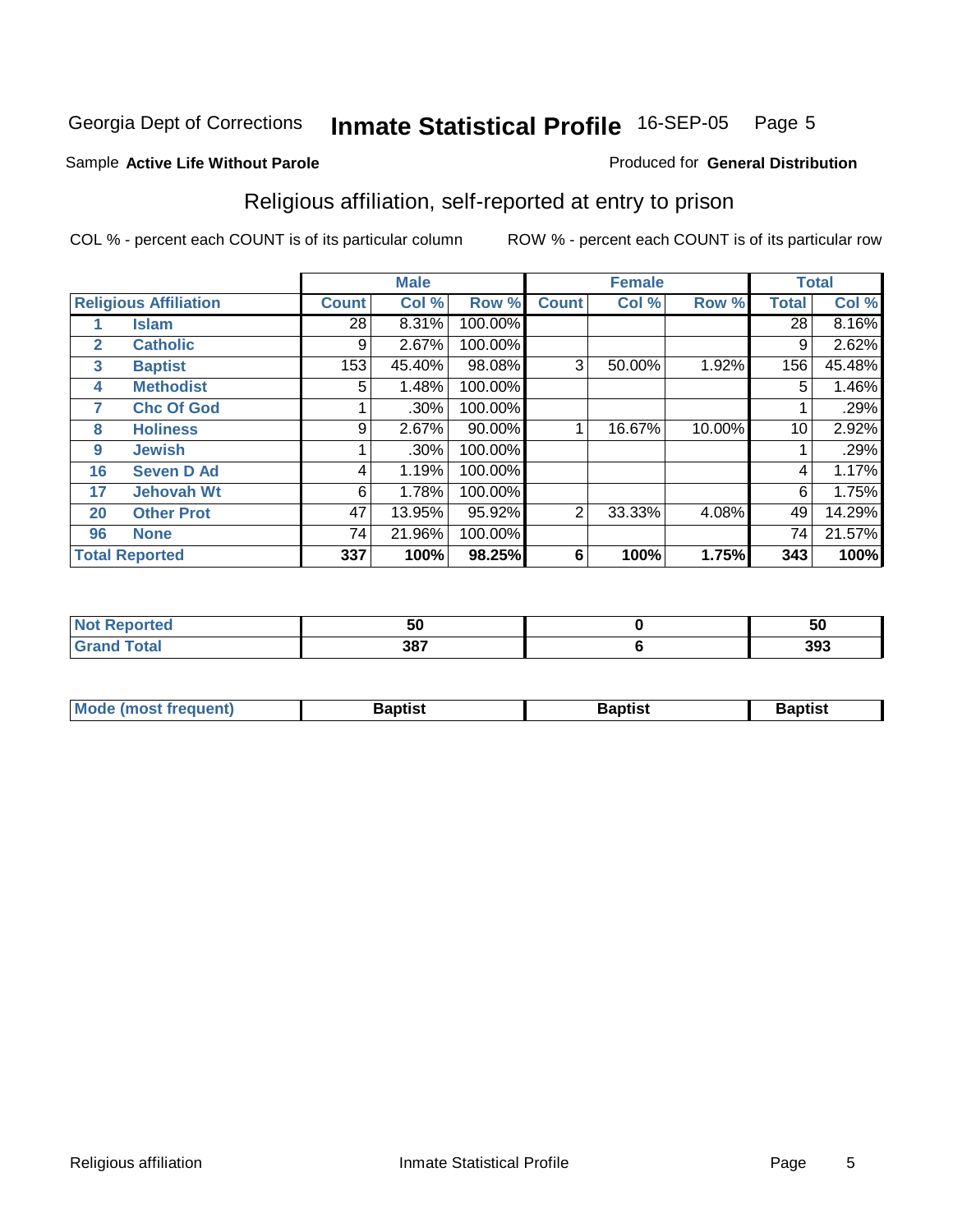Georgia Dept of Corrections **Inmate Statistical Profile** 16-SEP-05

Sample **Active Life Without Parole** Produced for **General Distribution**

## Religious affiliation, self-reported at entry to prison

COL % - percent each COUNT is of its particular column ROW % - percent each COUNT is of its particular row

| | | Male | | | Female | | | Total | |
|---|---|---|---|---|---|---|---|---|---|
| **Religious Affiliation** | | **Count** | **Col %** | **Row %** | **Count** | **Col %** | **Row %** | **Total** | **Col %** |
| 1 | Islam | 28 | 8.31% | 100.00% | | | | 28 | 8.16% |
| 2 | Catholic | 9 | 2.67% | 100.00% | | | | 9 | 2.62% |
| 3 | Baptist | 153 | 45.40% | 98.08% | 3 | 50.00% | 1.92% | 156 | 45.48% |
| 4 | Methodist | 5 | 1.48% | 100.00% | | | | 5 | 1.46% |
| 7 | Chc Of God | 1 | .30% | 100.00% | | | | 1 | .29% |
| 8 | Holiness | 9 | 2.67% | 90.00% | 1 | 16.67% | 10.00% | 10 | 2.92% |
| 9 | Jewish | 1 | .30% | 100.00% | | | | 1 | .29% |
| 16 | Seven D Ad | 4 | 1.19% | 100.00% | | | | 4 | 1.17% |
| 17 | Jehovah Wt | 6 | 1.78% | 100.00% | | | | 6 | 1.75% |
| 20 | Other Prot | 47 | 13.95% | 95.92% | 2 | 33.33% | 4.08% | 49 | 14.29% |
| 96 | None | 74 | 21.96% | 100.00% | | | | 74 | 21.57% |
| **Total Reported** | | **337** | **100%** | **98.25%** | **6** | **100%** | **1.75%** | **343** | **100%** |

| | Male | Female | Total |
|---|---|---|---|
| Not Reported | 50 | 0 | 50 |
| Grand Total | 387 | 6 | 393 |

| | Male | Female | Total |
|---|---|---|---|
| Mode (most frequent) | Baptist | Baptist | Baptist |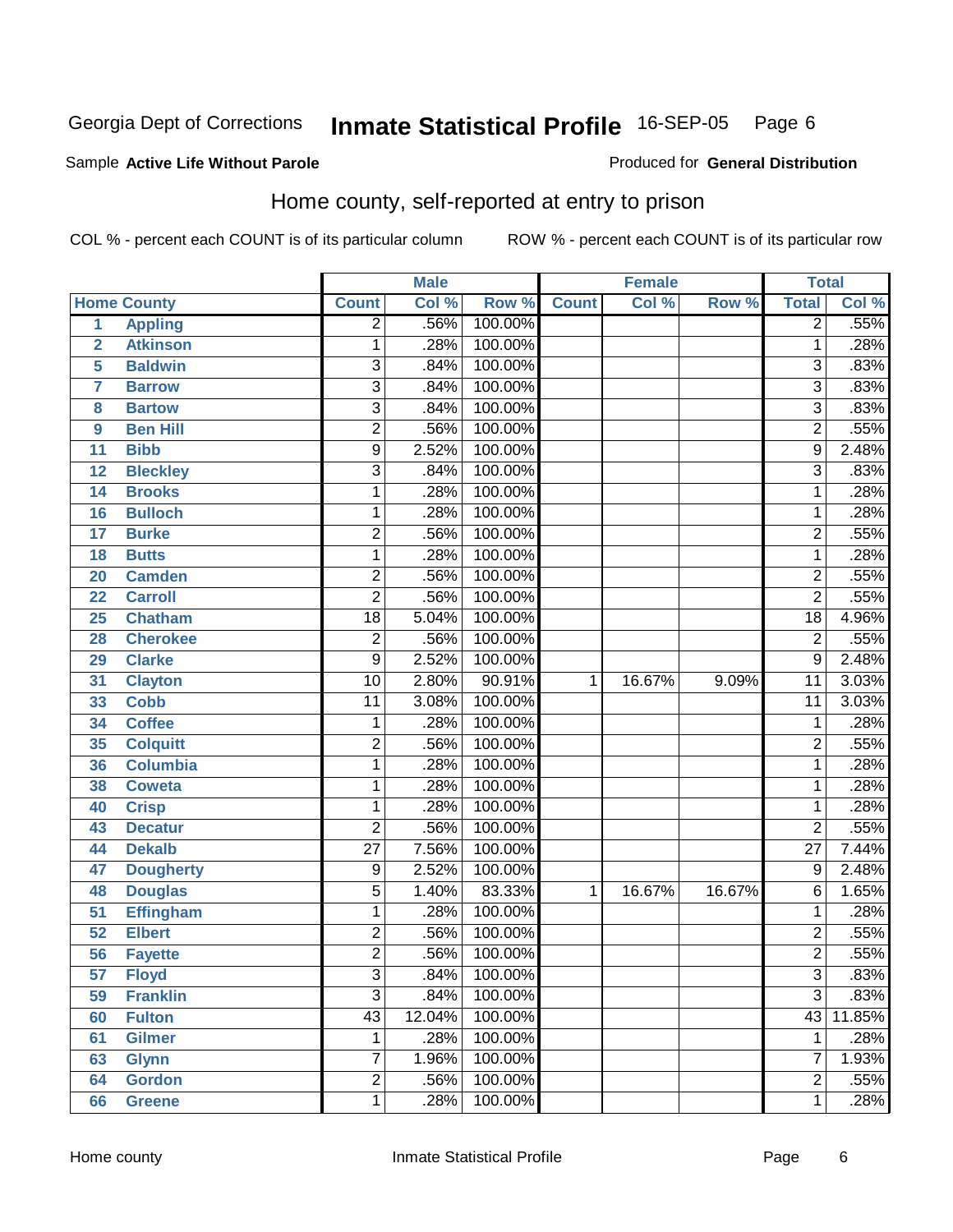Georgia Dept of Corrections **Inmate Statistical Profile** 16-SEP-05

Sample **Active Life Without Parole**

Produced for **General Distribution**

## Home county, self-reported at entry to prison

COL % - percent each COUNT is of its particular column

ROW % - percent each COUNT is of its particular row

| | | Male | | | Female | | | Total | |
|---|---|---|---|---|---|---|---|---|---|
| Home County | | Count | Col % | Row % | Count | Col % | Row % | Total | Col % |
| 1 | Appling | 2 | .56% | 100.00% | | | | 2 | .55% |
| 2 | Atkinson | 1 | .28% | 100.00% | | | | 1 | .28% |
| 5 | Baldwin | 3 | .84% | 100.00% | | | | 3 | .83% |
| 7 | Barrow | 3 | .84% | 100.00% | | | | 3 | .83% |
| 8 | Bartow | 3 | .84% | 100.00% | | | | 3 | .83% |
| 9 | Ben Hill | 2 | .56% | 100.00% | | | | 2 | .55% |
| 11 | Bibb | 9 | 2.52% | 100.00% | | | | 9 | 2.48% |
| 12 | Bleckley | 3 | .84% | 100.00% | | | | 3 | .83% |
| 14 | Brooks | 1 | .28% | 100.00% | | | | 1 | .28% |
| 16 | Bulloch | 1 | .28% | 100.00% | | | | 1 | .28% |
| 17 | Burke | 2 | .56% | 100.00% | | | | 2 | .55% |
| 18 | Butts | 1 | .28% | 100.00% | | | | 1 | .28% |
| 20 | Camden | 2 | .56% | 100.00% | | | | 2 | .55% |
| 22 | Carroll | 2 | .56% | 100.00% | | | | 2 | .55% |
| 25 | Chatham | 18 | 5.04% | 100.00% | | | | 18 | 4.96% |
| 28 | Cherokee | 2 | .56% | 100.00% | | | | 2 | .55% |
| 29 | Clarke | 9 | 2.52% | 100.00% | | | | 9 | 2.48% |
| 31 | Clayton | 10 | 2.80% | 90.91% | 1 | 16.67% | 9.09% | 11 | 3.03% |
| 33 | Cobb | 11 | 3.08% | 100.00% | | | | 11 | 3.03% |
| 34 | Coffee | 1 | .28% | 100.00% | | | | 1 | .28% |
| 35 | Colquitt | 2 | .56% | 100.00% | | | | 2 | .55% |
| 36 | Columbia | 1 | .28% | 100.00% | | | | 1 | .28% |
| 38 | Coweta | 1 | .28% | 100.00% | | | | 1 | .28% |
| 40 | Crisp | 1 | .28% | 100.00% | | | | 1 | .28% |
| 43 | Decatur | 2 | .56% | 100.00% | | | | 2 | .55% |
| 44 | Dekalb | 27 | 7.56% | 100.00% | | | | 27 | 7.44% |
| 47 | Dougherty | 9 | 2.52% | 100.00% | | | | 9 | 2.48% |
| 48 | Douglas | 5 | 1.40% | 83.33% | 1 | 16.67% | 16.67% | 6 | 1.65% |
| 51 | Effingham | 1 | .28% | 100.00% | | | | 1 | .28% |
| 52 | Elbert | 2 | .56% | 100.00% | | | | 2 | .55% |
| 56 | Fayette | 2 | .56% | 100.00% | | | | 2 | .55% |
| 57 | Floyd | 3 | .84% | 100.00% | | | | 3 | .83% |
| 59 | Franklin | 3 | .84% | 100.00% | | | | 3 | .83% |
| 60 | Fulton | 43 | 12.04% | 100.00% | | | | 43 | 11.85% |
| 61 | Gilmer | 1 | .28% | 100.00% | | | | 1 | .28% |
| 63 | Glynn | 7 | 1.96% | 100.00% | | | | 7 | 1.93% |
| 64 | Gordon | 2 | .56% | 100.00% | | | | 2 | .55% |
| 66 | Greene | 1 | .28% | 100.00% | | | | 1 | .28% |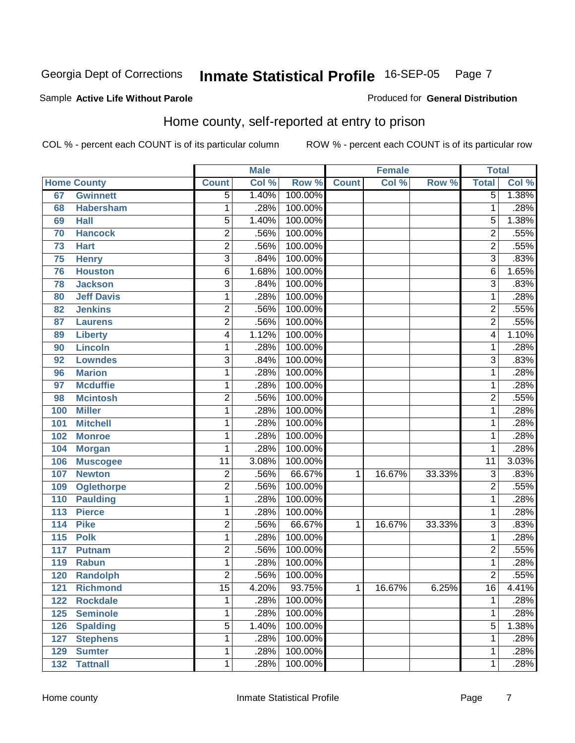Georgia Dept of Corrections **Inmate Statistical Profile** 16-SEP-05 Page 7

Sample **Active Life Without Parole**

Produced for **General Distribution**

## Home county, self-reported at entry to prison

COL % - percent each COUNT is of its particular column ROW % - percent each COUNT is of its particular row

| | | Male | | | Female | | | Total | |
|---|---|---|---|---|---|---|---|---|---|
| Home County | | Count | Col % | Row % | Count | Col % | Row % | Total | Col % |
| 67 | Gwinnett | 5 | 1.40% | 100.00% | | | | 5 | 1.38% |
| 68 | Habersham | 1 | .28% | 100.00% | | | | 1 | .28% |
| 69 | Hall | 5 | 1.40% | 100.00% | | | | 5 | 1.38% |
| 70 | Hancock | 2 | .56% | 100.00% | | | | 2 | .55% |
| 73 | Hart | 2 | .56% | 100.00% | | | | 2 | .55% |
| 75 | Henry | 3 | .84% | 100.00% | | | | 3 | .83% |
| 76 | Houston | 6 | 1.68% | 100.00% | | | | 6 | 1.65% |
| 78 | Jackson | 3 | .84% | 100.00% | | | | 3 | .83% |
| 80 | Jeff Davis | 1 | .28% | 100.00% | | | | 1 | .28% |
| 82 | Jenkins | 2 | .56% | 100.00% | | | | 2 | .55% |
| 87 | Laurens | 2 | .56% | 100.00% | | | | 2 | .55% |
| 89 | Liberty | 4 | 1.12% | 100.00% | | | | 4 | 1.10% |
| 90 | Lincoln | 1 | .28% | 100.00% | | | | 1 | .28% |
| 92 | Lowndes | 3 | .84% | 100.00% | | | | 3 | .83% |
| 96 | Marion | 1 | .28% | 100.00% | | | | 1 | .28% |
| 97 | Mcduffie | 1 | .28% | 100.00% | | | | 1 | .28% |
| 98 | Mcintosh | 2 | .56% | 100.00% | | | | 2 | .55% |
| 100 | Miller | 1 | .28% | 100.00% | | | | 1 | .28% |
| 101 | Mitchell | 1 | .28% | 100.00% | | | | 1 | .28% |
| 102 | Monroe | 1 | .28% | 100.00% | | | | 1 | .28% |
| 104 | Morgan | 1 | .28% | 100.00% | | | | 1 | .28% |
| 106 | Muscogee | 11 | 3.08% | 100.00% | | | | 11 | 3.03% |
| 107 | Newton | 2 | .56% | 66.67% | 1 | 16.67% | 33.33% | 3 | .83% |
| 109 | Oglethorpe | 2 | .56% | 100.00% | | | | 2 | .55% |
| 110 | Paulding | 1 | .28% | 100.00% | | | | 1 | .28% |
| 113 | Pierce | 1 | .28% | 100.00% | | | | 1 | .28% |
| 114 | Pike | 2 | .56% | 66.67% | 1 | 16.67% | 33.33% | 3 | .83% |
| 115 | Polk | 1 | .28% | 100.00% | | | | 1 | .28% |
| 117 | Putnam | 2 | .56% | 100.00% | | | | 2 | .55% |
| 119 | Rabun | 1 | .28% | 100.00% | | | | 1 | .28% |
| 120 | Randolph | 2 | .56% | 100.00% | | | | 2 | .55% |
| 121 | Richmond | 15 | 4.20% | 93.75% | 1 | 16.67% | 6.25% | 16 | 4.41% |
| 122 | Rockdale | 1 | .28% | 100.00% | | | | 1 | .28% |
| 125 | Seminole | 1 | .28% | 100.00% | | | | 1 | .28% |
| 126 | Spalding | 5 | 1.40% | 100.00% | | | | 5 | 1.38% |
| 127 | Stephens | 1 | .28% | 100.00% | | | | 1 | .28% |
| 129 | Sumter | 1 | .28% | 100.00% | | | | 1 | .28% |
| 132 | Tattnall | 1 | .28% | 100.00% | | | | 1 | .28% |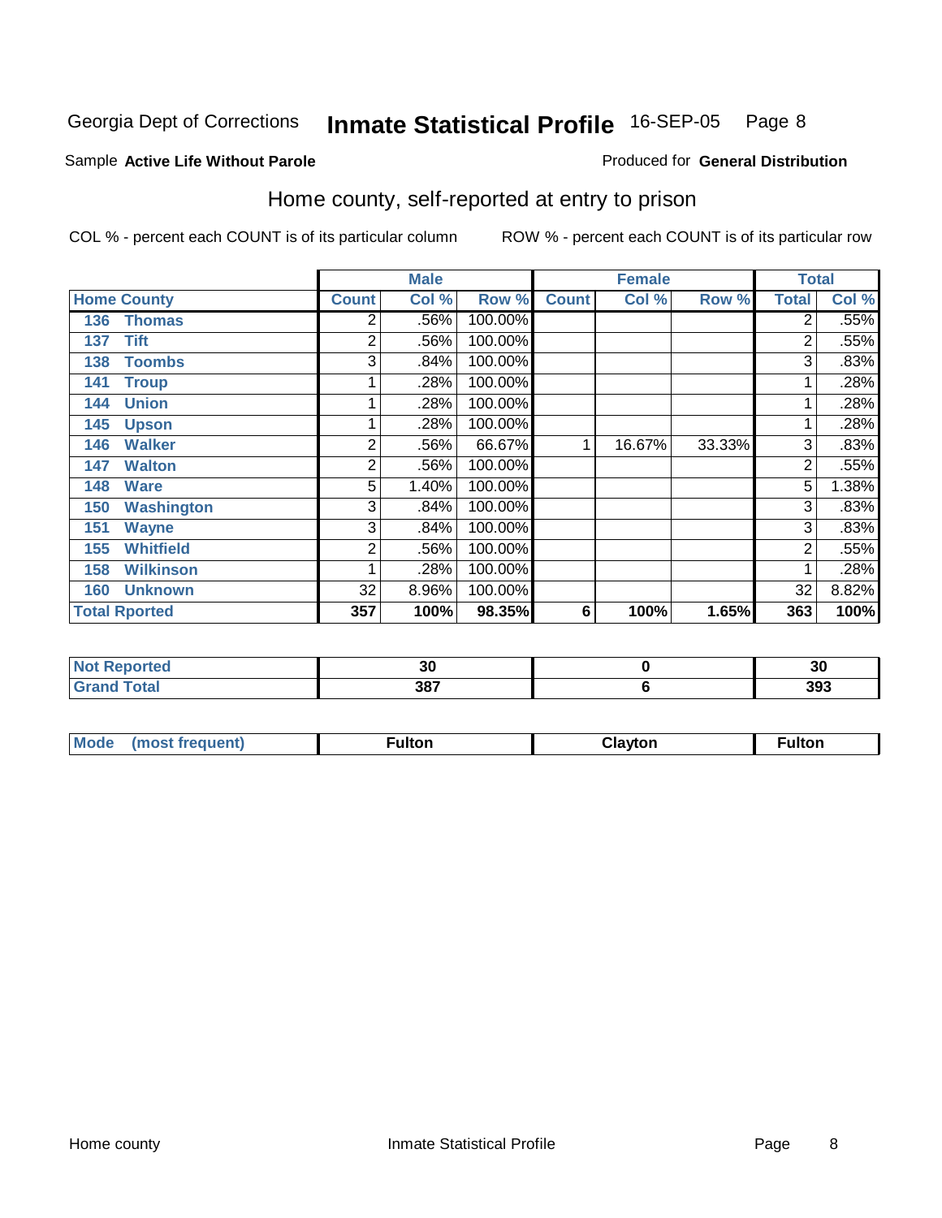Georgia Dept of Corrections **Inmate Statistical Profile** 16-SEP-05

Sample **Active Life Without Parole**

Produced for **General Distribution**

## Home county, self-reported at entry to prison

COL % - percent each COUNT is of its particular column

ROW % - percent each COUNT is of its particular row

| | Male | | | Female | | | Total | |
|---|---|---|---|---|---|---|---|---|
| **Home County** | **Count** | **Col %** | **Row %** | **Count** | **Col %** | **Row %** | **Total** | **Col %** |
| 136 Thomas | 2 | .56% | 100.00% | | | | 2 | .55% |
| 137 Tift | 2 | .56% | 100.00% | | | | 2 | .55% |
| 138 Toombs | 3 | .84% | 100.00% | | | | 3 | .83% |
| 141 Troup | 1 | .28% | 100.00% | | | | 1 | .28% |
| 144 Union | 1 | .28% | 100.00% | | | | 1 | .28% |
| 145 Upson | 1 | .28% | 100.00% | | | | 1 | .28% |
| 146 Walker | 2 | .56% | 66.67% | 1 | 16.67% | 33.33% | 3 | .83% |
| 147 Walton | 2 | .56% | 100.00% | | | | 2 | .55% |
| 148 Ware | 5 | 1.40% | 100.00% | | | | 5 | 1.38% |
| 150 Washington | 3 | .84% | 100.00% | | | | 3 | .83% |
| 151 Wayne | 3 | .84% | 100.00% | | | | 3 | .83% |
| 155 Whitfield | 2 | .56% | 100.00% | | | | 2 | .55% |
| 158 Wilkinson | 1 | .28% | 100.00% | | | | 1 | .28% |
| 160 Unknown | 32 | 8.96% | 100.00% | | | | 32 | 8.82% |
| **Total Rported** | **357** | **100%** | **98.35%** | **6** | **100%** | **1.65%** | **363** | **100%** |

| | Male | Female | Total |
|---|---|---|---|
| **Not Reported** | **30** | **0** | **30** |
| **Grand Total** | **387** | **6** | **393** |

| | Male | Female | Total |
|---|---|---|---|
| **Mode (most frequent)** | **Fulton** | **Clayton** | **Fulton** |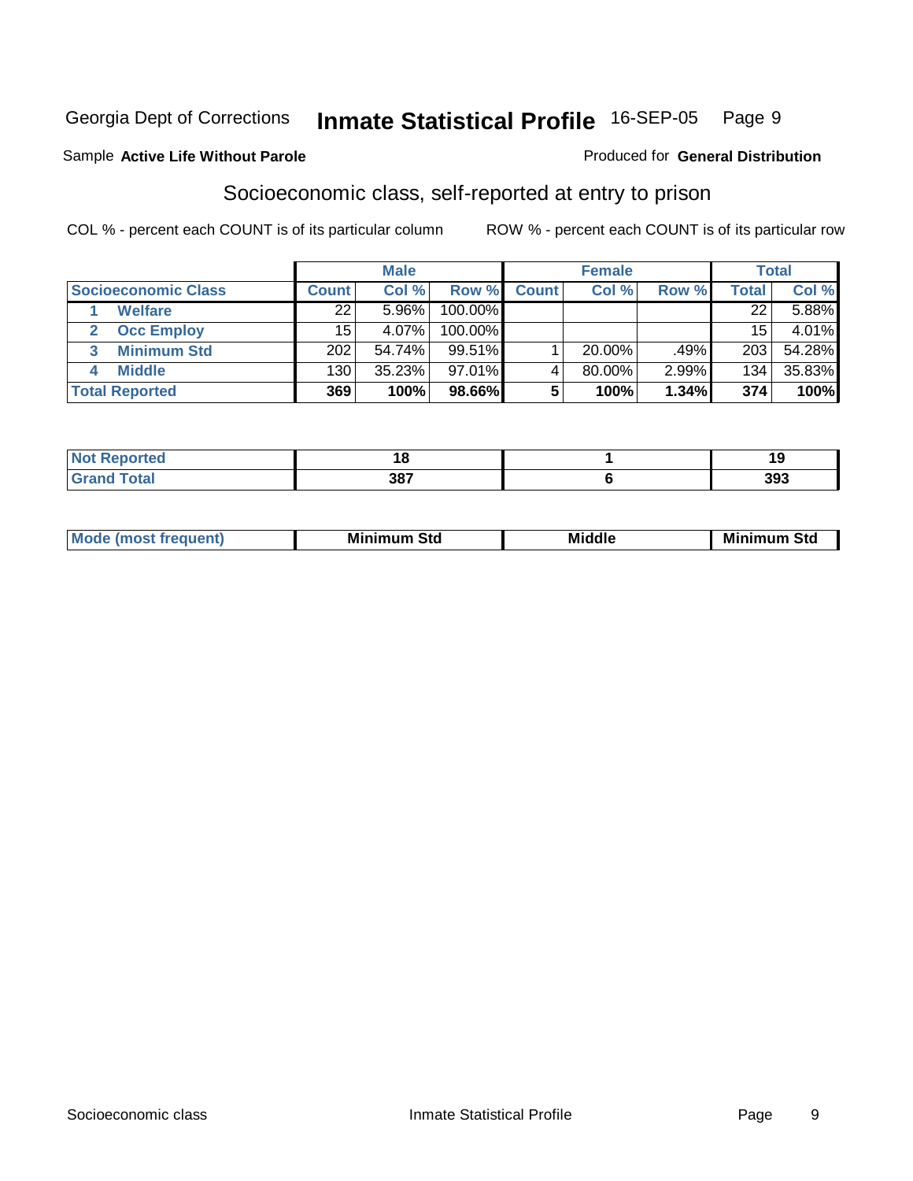Georgia Dept of Corrections **Inmate Statistical Profile** 16-SEP-05

Sample **Active Life Without Parole**

Produced for **General Distribution**

## Socioeconomic class, self-reported at entry to prison

COL % - percent each COUNT is of its particular column

ROW % - percent each COUNT is of its particular row

| | Male | | | Female | | | Total | |
|---|---|---|---|---|---|---|---|---|
| **Socioeconomic Class** | **Count** | **Col %** | **Row %** | **Count** | **Col %** | **Row %** | **Total** | **Col %** |
| 1 **Welfare** | 22 | 5.96% | 100.00% | | | | 22 | 5.88% |
| 2 **Occ Employ** | 15 | 4.07% | 100.00% | | | | 15 | 4.01% |
| 3 **Minimum Std** | 202 | 54.74% | 99.51% | 1 | 20.00% | .49% | 203 | 54.28% |
| 4 **Middle** | 130 | 35.23% | 97.01% | 4 | 80.00% | 2.99% | 134 | 35.83% |
| **Total Reported** | **369** | **100%** | **98.66%** | **5** | **100%** | **1.34%** | **374** | **100%** |

| | Male | Female | Total |
|---|---|---|---|
| **Not Reported** | **18** | **1** | **19** |
| **Grand Total** | **387** | **6** | **393** |

| | Male | Female | Total |
|---|---|---|---|
| **Mode (most frequent)** | **Minimum Std** | **Middle** | **Minimum Std** |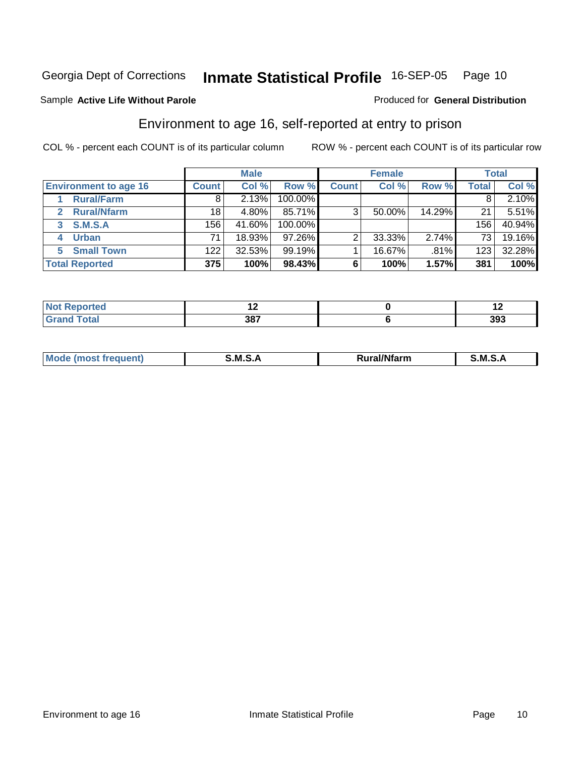Georgia Dept of Corrections **Inmate Statistical Profile** 16-SEP-05

Sample **Active Life Without Parole**

Produced for **General Distribution**

## Environment to age 16, self-reported at entry to prison

COL % - percent each COUNT is of its particular column

ROW % - percent each COUNT is of its particular row

| | Male | | | Female | | | Total | |
|---|---|---|---|---|---|---|---|---|
| **Environment to age 16** | **Count** | **Col %** | **Row %** | **Count** | **Col %** | **Row %** | **Total** | **Col %** |
| 1 **Rural/Farm** | 8 | 2.13% | 100.00% | | | | 8 | 2.10% |
| 2 **Rural/Nfarm** | 18 | 4.80% | 85.71% | 3 | 50.00% | 14.29% | 21 | 5.51% |
| 3 **S.M.S.A** | 156 | 41.60% | 100.00% | | | | 156 | 40.94% |
| 4 **Urban** | 71 | 18.93% | 97.26% | 2 | 33.33% | 2.74% | 73 | 19.16% |
| 5 **Small Town** | 122 | 32.53% | 99.19% | 1 | 16.67% | .81% | 123 | 32.28% |
| **Total Reported** | **375** | **100%** | **98.43%** | **6** | **100%** | **1.57%** | **381** | **100%** |

| | Male | Female | Total |
|---|---|---|---|
| **Not Reported** | **12** | **0** | **12** |
| **Grand Total** | **387** | **6** | **393** |

| | Male | Female | Total |
|---|---|---|---|
| **Mode (most frequent)** | **S.M.S.A** | **Rural/Nfarm** | **S.M.S.A** |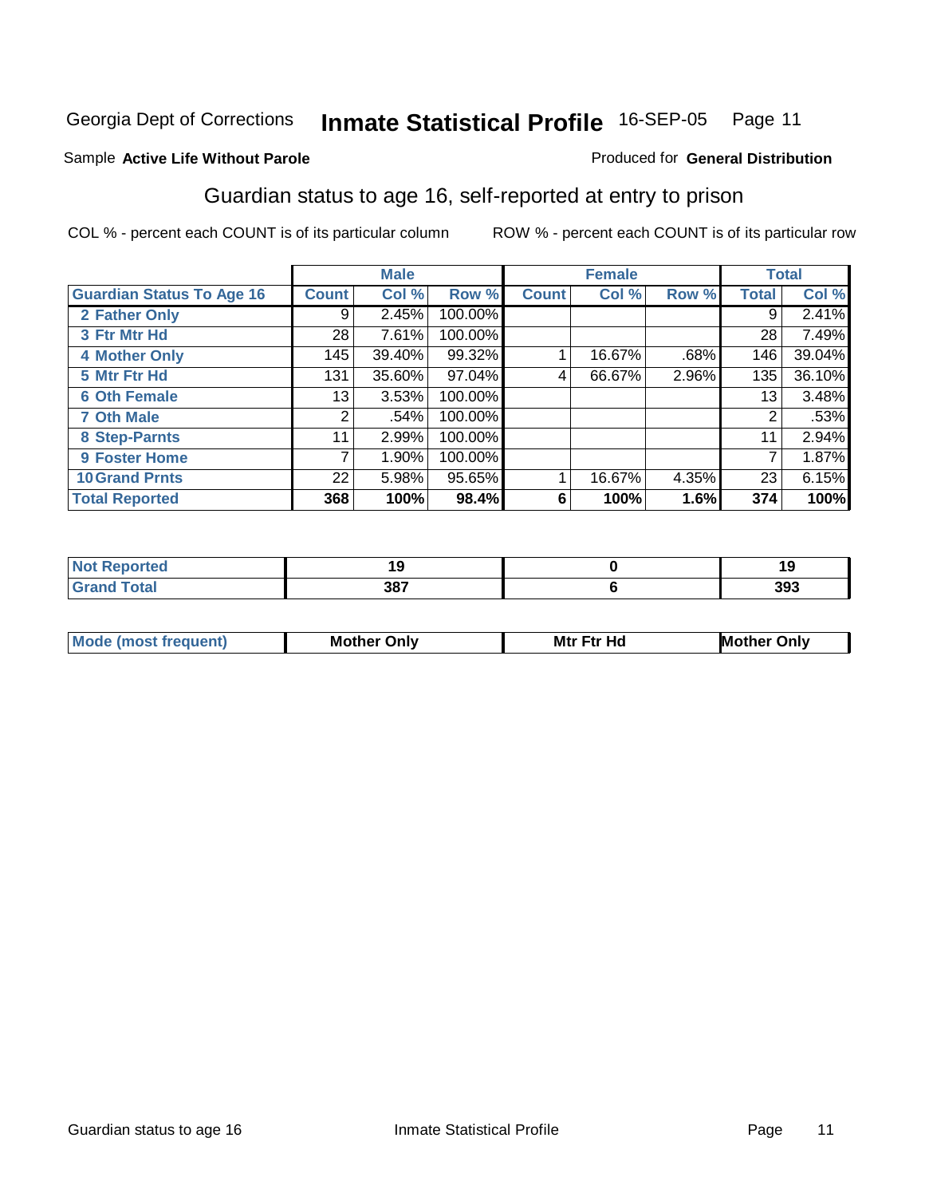Georgia Dept of Corrections **Inmate Statistical Profile** 16-SEP-05 Page 11

Sample **Active Life Without Parole**

Produced for **General Distribution**

## Guardian status to age 16, self-reported at entry to prison

COL % - percent each COUNT is of its particular column

ROW % - percent each COUNT is of its particular row

| | Male | | | Female | | | Total | |
|---|---|---|---|---|---|---|---|---|
| **Guardian Status To Age 16** | **Count** | **Col %** | **Row %** | **Count** | **Col %** | **Row %** | **Total** | **Col %** |
| 2 Father Only | 9 | 2.45% | 100.00% | | | | 9 | 2.41% |
| 3 Ftr Mtr Hd | 28 | 7.61% | 100.00% | | | | 28 | 7.49% |
| 4 Mother Only | 145 | 39.40% | 99.32% | 1 | 16.67% | .68% | 146 | 39.04% |
| 5 Mtr Ftr Hd | 131 | 35.60% | 97.04% | 4 | 66.67% | 2.96% | 135 | 36.10% |
| 6 Oth Female | 13 | 3.53% | 100.00% | | | | 13 | 3.48% |
| 7 Oth Male | 2 | .54% | 100.00% | | | | 2 | .53% |
| 8 Step-Parnts | 11 | 2.99% | 100.00% | | | | 11 | 2.94% |
| 9 Foster Home | 7 | 1.90% | 100.00% | | | | 7 | 1.87% |
| 10 Grand Prnts | 22 | 5.98% | 95.65% | 1 | 16.67% | 4.35% | 23 | 6.15% |
| **Total Reported** | **368** | **100%** | **98.4%** | **6** | **100%** | **1.6%** | **374** | **100%** |

| | Male | Female | Total |
|---|---|---|---|
| Not Reported | 19 | 0 | 19 |
| Grand Total | 387 | 6 | 393 |

| | Male | Female | Total |
|---|---|---|---|
| Mode (most frequent) | Mother Only | Mtr Ftr Hd | Mother Only |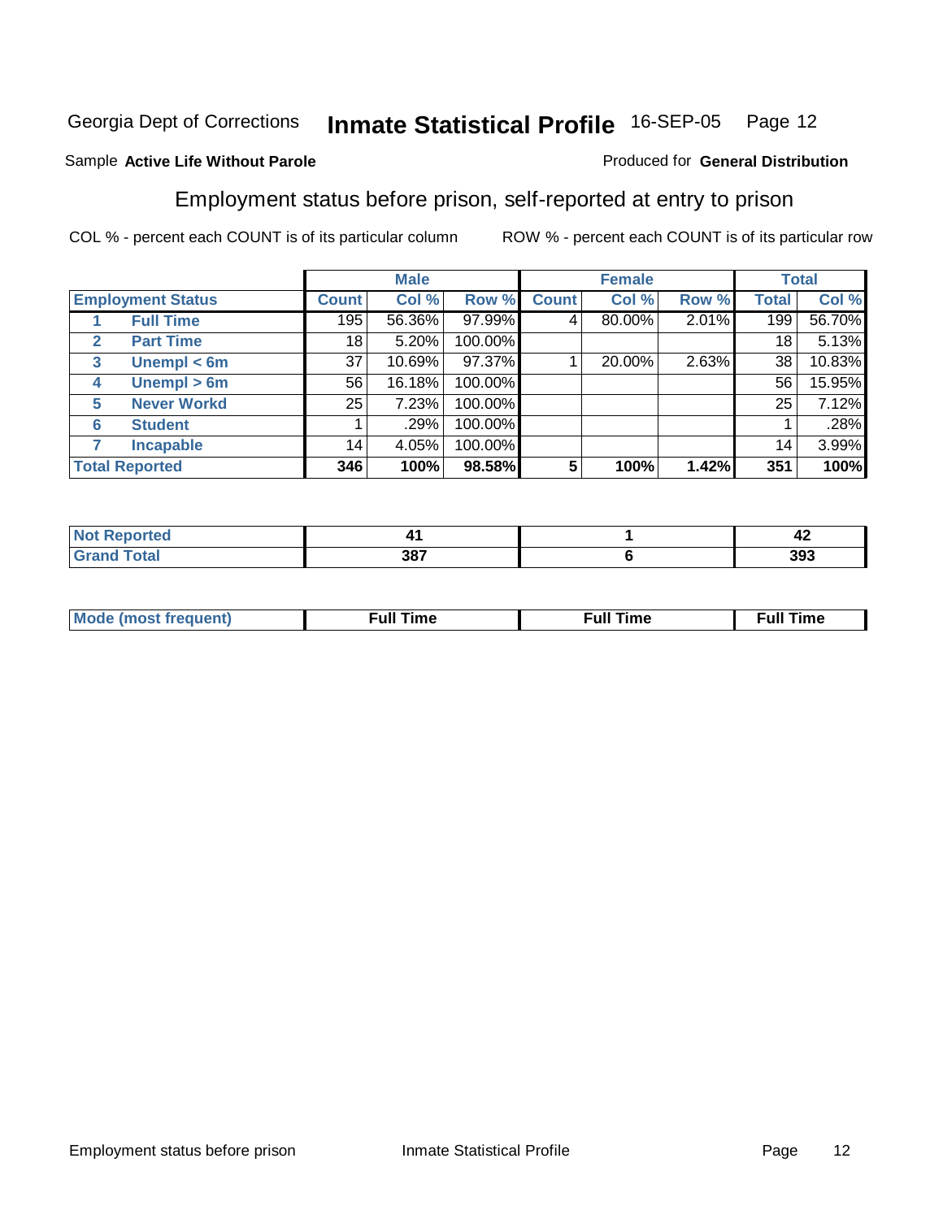Georgia Dept of Corrections **Inmate Statistical Profile** 16-SEP-05

Sample **Active Life Without Parole**

Produced for **General Distribution**

## Employment status before prison, self-reported at entry to prison

COL % - percent each COUNT is of its particular column

ROW % - percent each COUNT is of its particular row

| | | Male | | | Female | | | Total | |
|---|---|---|---|---|---|---|---|---|---|
| **Employment Status** | | **Count** | **Col %** | **Row %** | **Count** | **Col %** | **Row %** | **Total** | **Col %** |
| 1 | **Full Time** | 195 | 56.36% | 97.99% | 4 | 80.00% | 2.01% | 199 | 56.70% |
| 2 | **Part Time** | 18 | 5.20% | 100.00% | | | | 18 | 5.13% |
| 3 | **Unempl < 6m** | 37 | 10.69% | 97.37% | 1 | 20.00% | 2.63% | 38 | 10.83% |
| 4 | **Unempl > 6m** | 56 | 16.18% | 100.00% | | | | 56 | 15.95% |
| 5 | **Never Workd** | 25 | 7.23% | 100.00% | | | | 25 | 7.12% |
| 6 | **Student** | 1 | .29% | 100.00% | | | | 1 | .28% |
| 7 | **Incapable** | 14 | 4.05% | 100.00% | | | | 14 | 3.99% |
| **Total Reported** | | **346** | **100%** | **98.58%** | **5** | **100%** | **1.42%** | **351** | **100%** |

| | Male | Female | Total |
|---|---|---|---|
| **Not Reported** | **41** | **1** | **42** |
| **Grand Total** | **387** | **6** | **393** |

| | Male | Female | Total |
|---|---|---|---|
| **Mode (most frequent)** | **Full Time** | **Full Time** | **Full Time** |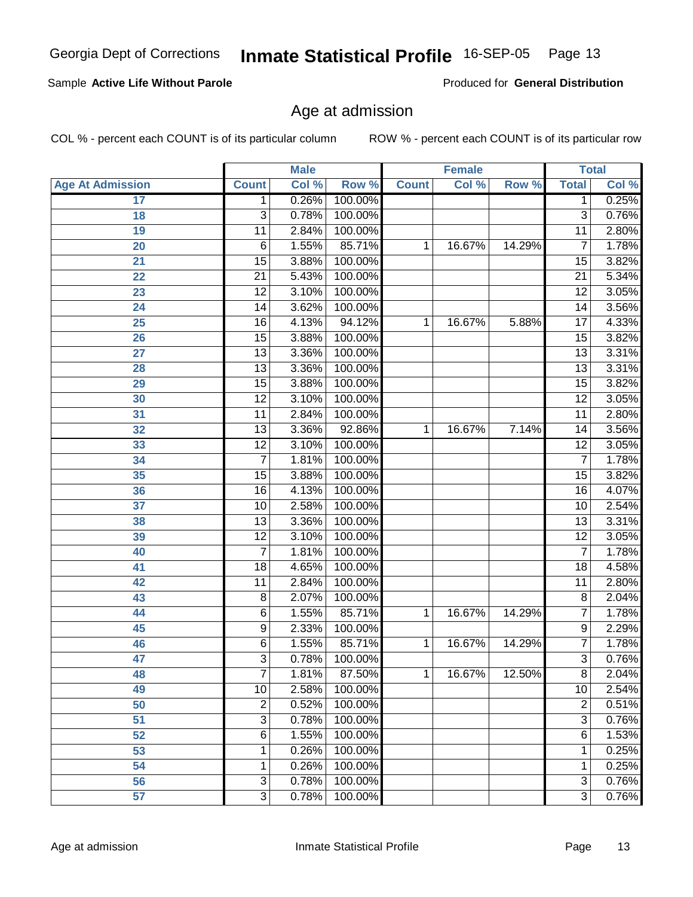Georgia Dept of Corrections **Inmate Statistical Profile** 16-SEP-05

Sample **Active Life Without Parole**

Produced for **General Distribution**

## Age at admission

COL % - percent each COUNT is of its particular column

ROW % - percent each COUNT is of its particular row

| | Male | | | Female | | | Total | |
|---|---|---|---|---|---|---|---|---|
| **Age At Admission** | **Count** | **Col %** | **Row %** | **Count** | **Col %** | **Row %** | **Total** | **Col %** |
| 17 | 1 | 0.26% | 100.00% | | | | 1 | 0.25% |
| 18 | 3 | 0.78% | 100.00% | | | | 3 | 0.76% |
| 19 | 11 | 2.84% | 100.00% | | | | 11 | 2.80% |
| 20 | 6 | 1.55% | 85.71% | 1 | 16.67% | 14.29% | 7 | 1.78% |
| 21 | 15 | 3.88% | 100.00% | | | | 15 | 3.82% |
| 22 | 21 | 5.43% | 100.00% | | | | 21 | 5.34% |
| 23 | 12 | 3.10% | 100.00% | | | | 12 | 3.05% |
| 24 | 14 | 3.62% | 100.00% | | | | 14 | 3.56% |
| 25 | 16 | 4.13% | 94.12% | 1 | 16.67% | 5.88% | 17 | 4.33% |
| 26 | 15 | 3.88% | 100.00% | | | | 15 | 3.82% |
| 27 | 13 | 3.36% | 100.00% | | | | 13 | 3.31% |
| 28 | 13 | 3.36% | 100.00% | | | | 13 | 3.31% |
| 29 | 15 | 3.88% | 100.00% | | | | 15 | 3.82% |
| 30 | 12 | 3.10% | 100.00% | | | | 12 | 3.05% |
| 31 | 11 | 2.84% | 100.00% | | | | 11 | 2.80% |
| 32 | 13 | 3.36% | 92.86% | 1 | 16.67% | 7.14% | 14 | 3.56% |
| 33 | 12 | 3.10% | 100.00% | | | | 12 | 3.05% |
| 34 | 7 | 1.81% | 100.00% | | | | 7 | 1.78% |
| 35 | 15 | 3.88% | 100.00% | | | | 15 | 3.82% |
| 36 | 16 | 4.13% | 100.00% | | | | 16 | 4.07% |
| 37 | 10 | 2.58% | 100.00% | | | | 10 | 2.54% |
| 38 | 13 | 3.36% | 100.00% | | | | 13 | 3.31% |
| 39 | 12 | 3.10% | 100.00% | | | | 12 | 3.05% |
| 40 | 7 | 1.81% | 100.00% | | | | 7 | 1.78% |
| 41 | 18 | 4.65% | 100.00% | | | | 18 | 4.58% |
| 42 | 11 | 2.84% | 100.00% | | | | 11 | 2.80% |
| 43 | 8 | 2.07% | 100.00% | | | | 8 | 2.04% |
| 44 | 6 | 1.55% | 85.71% | 1 | 16.67% | 14.29% | 7 | 1.78% |
| 45 | 9 | 2.33% | 100.00% | | | | 9 | 2.29% |
| 46 | 6 | 1.55% | 85.71% | 1 | 16.67% | 14.29% | 7 | 1.78% |
| 47 | 3 | 0.78% | 100.00% | | | | 3 | 0.76% |
| 48 | 7 | 1.81% | 87.50% | 1 | 16.67% | 12.50% | 8 | 2.04% |
| 49 | 10 | 2.58% | 100.00% | | | | 10 | 2.54% |
| 50 | 2 | 0.52% | 100.00% | | | | 2 | 0.51% |
| 51 | 3 | 0.78% | 100.00% | | | | 3 | 0.76% |
| 52 | 6 | 1.55% | 100.00% | | | | 6 | 1.53% |
| 53 | 1 | 0.26% | 100.00% | | | | 1 | 0.25% |
| 54 | 1 | 0.26% | 100.00% | | | | 1 | 0.25% |
| 56 | 3 | 0.78% | 100.00% | | | | 3 | 0.76% |
| 57 | 3 | 0.78% | 100.00% | | | | 3 | 0.76% |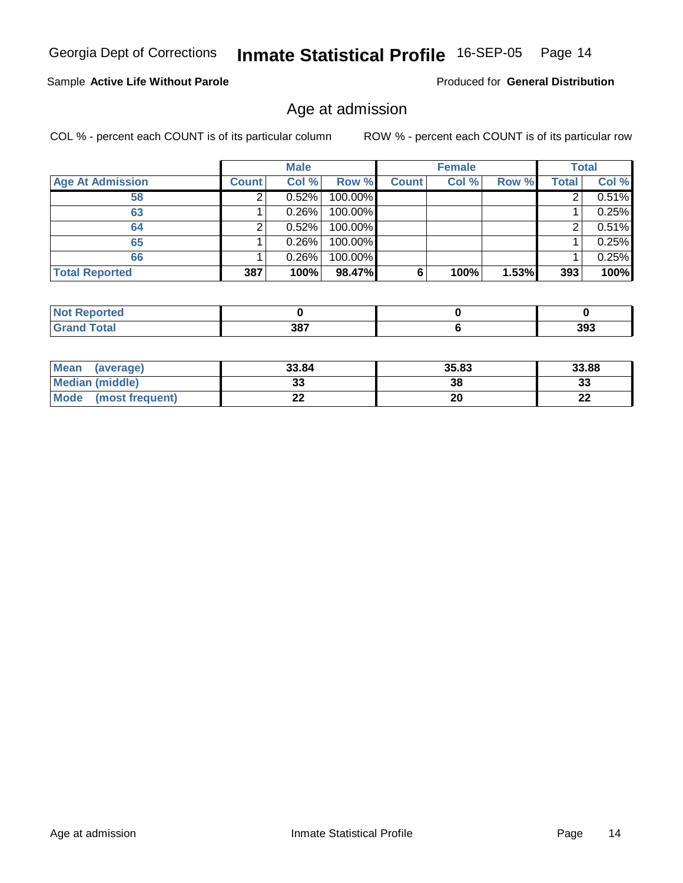Georgia Dept of Corrections **Inmate Statistical Profile** 16-SEP-05

Sample **Active Life Without Parole**

Produced for **General Distribution**

## Age at admission

COL % - percent each COUNT is of its particular column

ROW % - percent each COUNT is of its particular row

| | Male | | | Female | | | Total | |
|---|---|---|---|---|---|---|---|---|
| **Age At Admission** | **Count** | **Col %** | **Row %** | **Count** | **Col %** | **Row %** | **Total** | **Col %** |
| **58** | 2 | 0.52% | 100.00% | | | | 2 | 0.51% |
| **63** | 1 | 0.26% | 100.00% | | | | 1 | 0.25% |
| **64** | 2 | 0.52% | 100.00% | | | | 2 | 0.51% |
| **65** | 1 | 0.26% | 100.00% | | | | 1 | 0.25% |
| **66** | 1 | 0.26% | 100.00% | | | | 1 | 0.25% |
| **Total Reported** | **387** | **100%** | **98.47%** | **6** | **100%** | **1.53%** | **393** | **100%** |

| | Male | Female | Total |
|---|---|---|---|
| **Not Reported** | **0** | **0** | **0** |
| **Grand Total** | **387** | **6** | **393** |

| | Male | Female | Total |
|---|---|---|---|
| **Mean (average)** | **33.84** | **35.83** | **33.88** |
| **Median (middle)** | **33** | **38** | **33** |
| **Mode (most frequent)** | **22** | **20** | **22** |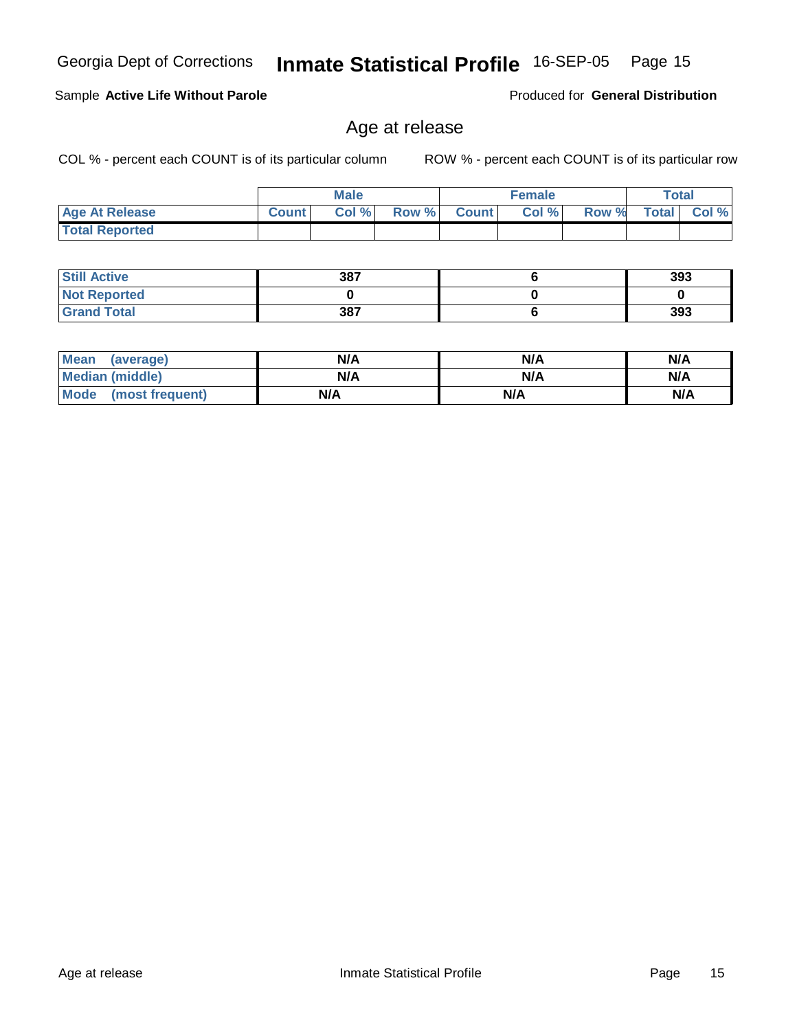Georgia Dept of Corrections **Inmate Statistical Profile** 16-SEP-05

Sample **Active Life Without Parole** Produced for **General Distribution**

## Age at release

COL % - percent each COUNT is of its particular column ROW % - percent each COUNT is of its particular row

| | Male | | | Female | | | Total | |
|---|---|---|---|---|---|---|---|---|
| **Age At Release** | **Count** | **Col %** | **Row %** | **Count** | **Col %** | **Row %** | **Total** | **Col %** |
| **Total Reported** | | | | | | | | |

| | Male | Female | Total |
|---|---|---|---|
| **Still Active** | 387 | 6 | 393 |
| **Not Reported** | 0 | 0 | 0 |
| **Grand Total** | 387 | 6 | 393 |

| | Male | Female | Total |
|---|---|---|---|
| **Mean (average)** | N/A | N/A | N/A |
| **Median (middle)** | N/A | N/A | N/A |
| **Mode (most frequent)** | N/A | N/A | N/A |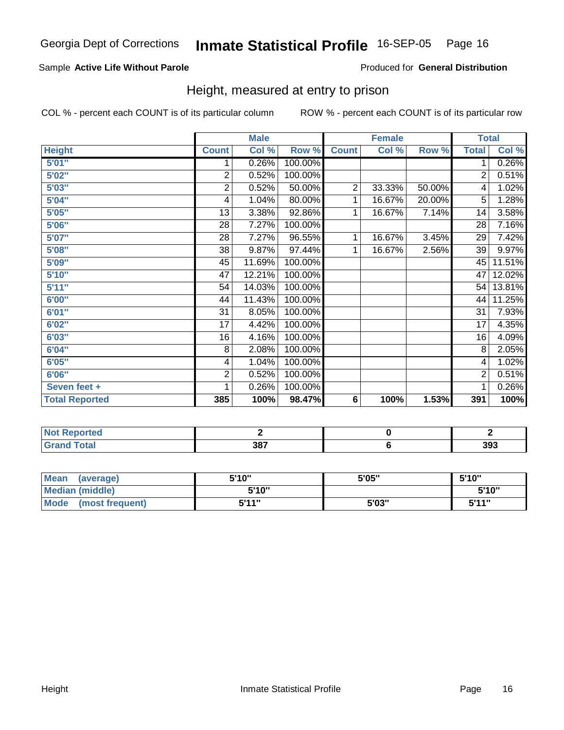Georgia Dept of Corrections **Inmate Statistical Profile** 16-SEP-05

Sample **Active Life Without Parole**

Produced for **General Distribution**

## Height, measured at entry to prison

COL % - percent each COUNT is of its particular column

ROW % - percent each COUNT is of its particular row

| | Male | | | Female | | | Total | |
|---|---|---|---|---|---|---|---|---|
| **Height** | **Count** | **Col %** | **Row %** | **Count** | **Col %** | **Row %** | **Total** | **Col %** |
| 5'01" | 1 | 0.26% | 100.00% | | | | 1 | 0.26% |
| 5'02" | 2 | 0.52% | 100.00% | | | | 2 | 0.51% |
| 5'03" | 2 | 0.52% | 50.00% | 2 | 33.33% | 50.00% | 4 | 1.02% |
| 5'04" | 4 | 1.04% | 80.00% | 1 | 16.67% | 20.00% | 5 | 1.28% |
| 5'05" | 13 | 3.38% | 92.86% | 1 | 16.67% | 7.14% | 14 | 3.58% |
| 5'06" | 28 | 7.27% | 100.00% | | | | 28 | 7.16% |
| 5'07" | 28 | 7.27% | 96.55% | 1 | 16.67% | 3.45% | 29 | 7.42% |
| 5'08" | 38 | 9.87% | 97.44% | 1 | 16.67% | 2.56% | 39 | 9.97% |
| 5'09" | 45 | 11.69% | 100.00% | | | | 45 | 11.51% |
| 5'10" | 47 | 12.21% | 100.00% | | | | 47 | 12.02% |
| 5'11" | 54 | 14.03% | 100.00% | | | | 54 | 13.81% |
| 6'00" | 44 | 11.43% | 100.00% | | | | 44 | 11.25% |
| 6'01" | 31 | 8.05% | 100.00% | | | | 31 | 7.93% |
| 6'02" | 17 | 4.42% | 100.00% | | | | 17 | 4.35% |
| 6'03" | 16 | 4.16% | 100.00% | | | | 16 | 4.09% |
| 6'04" | 8 | 2.08% | 100.00% | | | | 8 | 2.05% |
| 6'05" | 4 | 1.04% | 100.00% | | | | 4 | 1.02% |
| 6'06" | 2 | 0.52% | 100.00% | | | | 2 | 0.51% |
| Seven feet + | 1 | 0.26% | 100.00% | | | | 1 | 0.26% |
| **Total Reported** | **385** | **100%** | **98.47%** | **6** | **100%** | **1.53%** | **391** | **100%** |

| | Male | Female | Total |
|---|---|---|---|
| Not Reported | 2 | 0 | 2 |
| Grand Total | 387 | 6 | 393 |

| | Male | Female | Total |
|---|---|---|---|
| Mean (average) | 5'10" | 5'05" | 5'10" |
| Median (middle) | 5'10" | | 5'10" |
| Mode (most frequent) | 5'11" | 5'03" | 5'11" |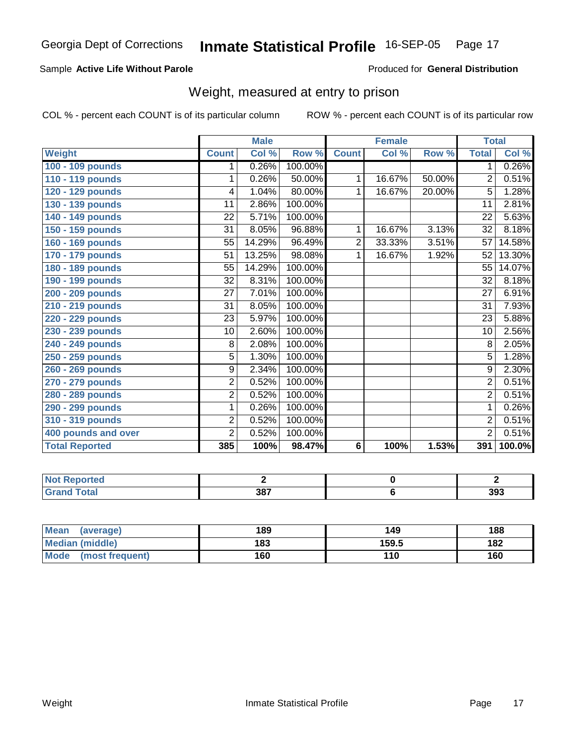Georgia Dept of Corrections **Inmate Statistical Profile** 16-SEP-05

Sample **Active Life Without Parole**

Produced for **General Distribution**

## Weight, measured at entry to prison

COL % - percent each COUNT is of its particular column

ROW % - percent each COUNT is of its particular row

| | Male | | | Female | | | Total | |
|---|---|---|---|---|---|---|---|---|
| **Weight** | **Count** | **Col %** | **Row %** | **Count** | **Col %** | **Row %** | **Total** | **Col %** |
| **100 - 109 pounds** | 1 | 0.26% | 100.00% | | | | 1 | 0.26% |
| **110 - 119 pounds** | 1 | 0.26% | 50.00% | 1 | 16.67% | 50.00% | 2 | 0.51% |
| **120 - 129 pounds** | 4 | 1.04% | 80.00% | 1 | 16.67% | 20.00% | 5 | 1.28% |
| **130 - 139 pounds** | 11 | 2.86% | 100.00% | | | | 11 | 2.81% |
| **140 - 149 pounds** | 22 | 5.71% | 100.00% | | | | 22 | 5.63% |
| **150 - 159 pounds** | 31 | 8.05% | 96.88% | 1 | 16.67% | 3.13% | 32 | 8.18% |
| **160 - 169 pounds** | 55 | 14.29% | 96.49% | 2 | 33.33% | 3.51% | 57 | 14.58% |
| **170 - 179 pounds** | 51 | 13.25% | 98.08% | 1 | 16.67% | 1.92% | 52 | 13.30% |
| **180 - 189 pounds** | 55 | 14.29% | 100.00% | | | | 55 | 14.07% |
| **190 - 199 pounds** | 32 | 8.31% | 100.00% | | | | 32 | 8.18% |
| **200 - 209 pounds** | 27 | 7.01% | 100.00% | | | | 27 | 6.91% |
| **210 - 219 pounds** | 31 | 8.05% | 100.00% | | | | 31 | 7.93% |
| **220 - 229 pounds** | 23 | 5.97% | 100.00% | | | | 23 | 5.88% |
| **230 - 239 pounds** | 10 | 2.60% | 100.00% | | | | 10 | 2.56% |
| **240 - 249 pounds** | 8 | 2.08% | 100.00% | | | | 8 | 2.05% |
| **250 - 259 pounds** | 5 | 1.30% | 100.00% | | | | 5 | 1.28% |
| **260 - 269 pounds** | 9 | 2.34% | 100.00% | | | | 9 | 2.30% |
| **270 - 279 pounds** | 2 | 0.52% | 100.00% | | | | 2 | 0.51% |
| **280 - 289 pounds** | 2 | 0.52% | 100.00% | | | | 2 | 0.51% |
| **290 - 299 pounds** | 1 | 0.26% | 100.00% | | | | 1 | 0.26% |
| **310 - 319 pounds** | 2 | 0.52% | 100.00% | | | | 2 | 0.51% |
| **400 pounds and over** | 2 | 0.52% | 100.00% | | | | 2 | 0.51% |
| **Total Reported** | **385** | **100%** | **98.47%** | **6** | **100%** | **1.53%** | **391** | **100.0%** |

| | Male | Female | Total |
|---|---|---|---|
| **Not Reported** | **2** | **0** | **2** |
| **Grand Total** | **387** | **6** | **393** |

| | Male | Female | Total |
|---|---|---|---|
| **Mean (average)** | **189** | **149** | **188** |
| **Median (middle)** | **183** | **159.5** | **182** |
| **Mode (most frequent)** | **160** | **110** | **160** |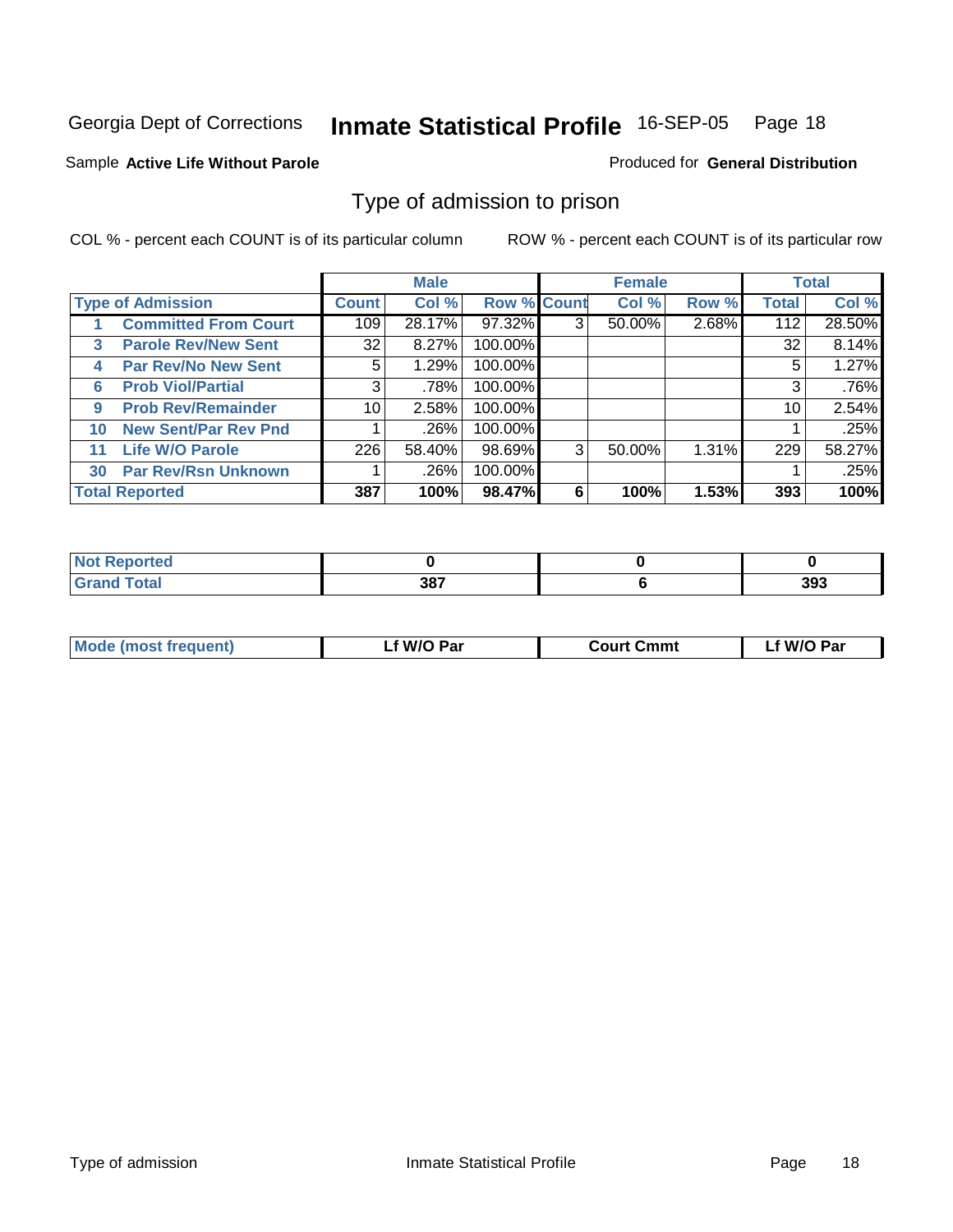Georgia Dept of Corrections **Inmate Statistical Profile** 16-SEP-05

Sample **Active Life Without Parole** Produced for **General Distribution**

## Type of admission to prison

COL % - percent each COUNT is of its particular column ROW % - percent each COUNT is of its particular row

| | | Male | | | Female | | | Total | |
|---|---|---|---|---|---|---|---|---|---|
| **Type of Admission** | | **Count** | **Col %** | **Row %** | **Count** | **Col %** | **Row %** | **Total** | **Col %** |
| 1 | **Committed From Court** | 109 | 28.17% | 97.32% | 3 | 50.00% | 2.68% | 112 | 28.50% |
| 3 | **Parole Rev/New Sent** | 32 | 8.27% | 100.00% | | | | 32 | 8.14% |
| 4 | **Par Rev/No New Sent** | 5 | 1.29% | 100.00% | | | | 5 | 1.27% |
| 6 | **Prob Viol/Partial** | 3 | .78% | 100.00% | | | | 3 | .76% |
| 9 | **Prob Rev/Remainder** | 10 | 2.58% | 100.00% | | | | 10 | 2.54% |
| 10 | **New Sent/Par Rev Pnd** | 1 | .26% | 100.00% | | | | 1 | .25% |
| 11 | **Life W/O Parole** | 226 | 58.40% | 98.69% | 3 | 50.00% | 1.31% | 229 | 58.27% |
| 30 | **Par Rev/Rsn Unknown** | 1 | .26% | 100.00% | | | | 1 | .25% |
| **Total Reported** | | **387** | **100%** | **98.47%** | **6** | **100%** | **1.53%** | **393** | **100%** |

| | Male | Female | Total |
|---|---|---|---|
| **Not Reported** | **0** | **0** | **0** |
| **Grand Total** | **387** | **6** | **393** |

| | Male | Female | Total |
|---|---|---|---|
| **Mode (most frequent)** | **Lf W/O Par** | **Court Cmmt** | **Lf W/O Par** |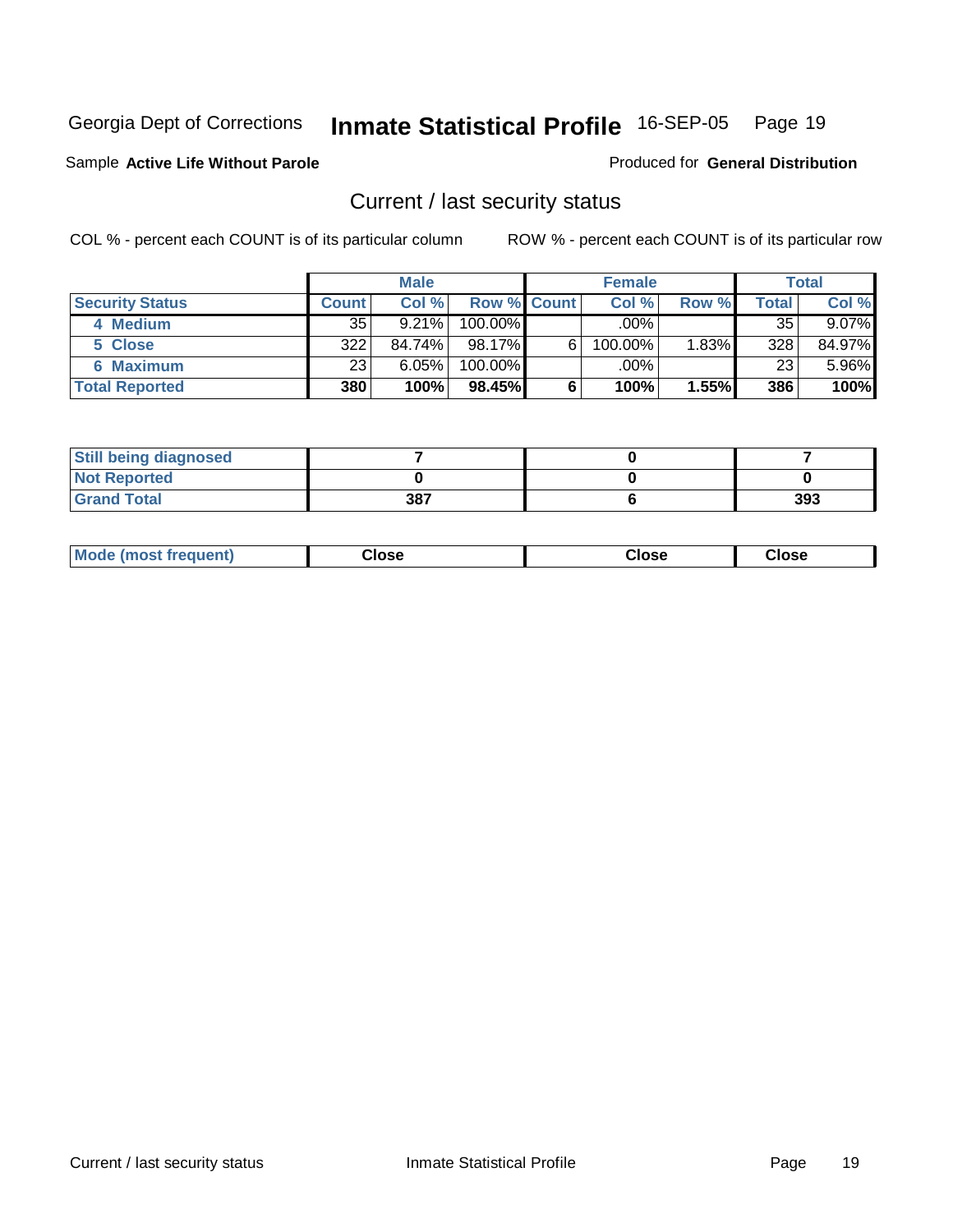Georgia Dept of Corrections **Inmate Statistical Profile** 16-SEP-05

Sample **Active Life Without Parole** Produced for **General Distribution**

## Current / last security status

COL % - percent each COUNT is of its particular column ROW % - percent each COUNT is of its particular row

| | Male | | | Female | | | Total | |
|---|---|---|---|---|---|---|---|---|
| **Security Status** | **Count** | **Col %** | **Row %** | **Count** | **Col %** | **Row %** | **Total** | **Col %** |
| **4 Medium** | 35 | 9.21% | 100.00% | | .00% | | 35 | 9.07% |
| **5 Close** | 322 | 84.74% | 98.17% | 6 | 100.00% | 1.83% | 328 | 84.97% |
| **6 Maximum** | 23 | 6.05% | 100.00% | | .00% | | 23 | 5.96% |
| **Total Reported** | **380** | **100%** | **98.45%** | **6** | **100%** | **1.55%** | **386** | **100%** |

| | Male | Female | Total |
|---|---|---|---|
| **Still being diagnosed** | **7** | **0** | **7** |
| **Not Reported** | **0** | **0** | **0** |
| **Grand Total** | **387** | **6** | **393** |

| | Male | Female | Total |
|---|---|---|---|
| **Mode (most frequent)** | **Close** | **Close** | **Close** |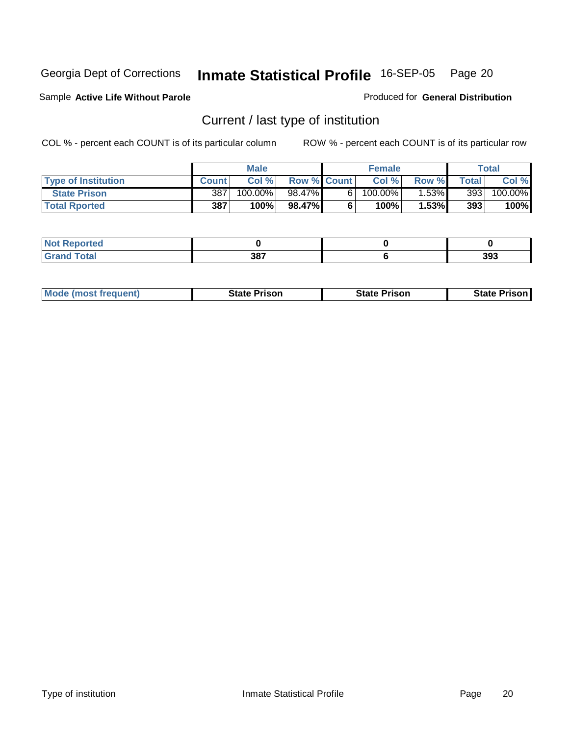Georgia Dept of Corrections **Inmate Statistical Profile** 16-SEP-05 Page 20

Sample **Active Life Without Parole**

Produced for **General Distribution**

## Current / last type of institution

COL % - percent each COUNT is of its particular column

ROW % - percent each COUNT is of its particular row

| | Male | | | Female | | | Total | |
|---|---|---|---|---|---|---|---|---|
| Type of Institution | Count | Col % | Row % | Count | Col % | Row % | Total | Col % |
| State Prison | 387 | 100.00% | 98.47% | 6 | 100.00% | 1.53% | 393 | 100.00% |
| **Total Rported** | **387** | **100%** | **98.47%** | **6** | **100%** | **1.53%** | **393** | **100%** |

| | Male | Female | Total |
|---|---|---|---|
| Not Reported | **0** | **0** | **0** |
| Grand Total | **387** | **6** | **393** |

| | Male | Female | Total |
|---|---|---|---|
| Mode (most frequent) | **State Prison** | **State Prison** | **State Prison** |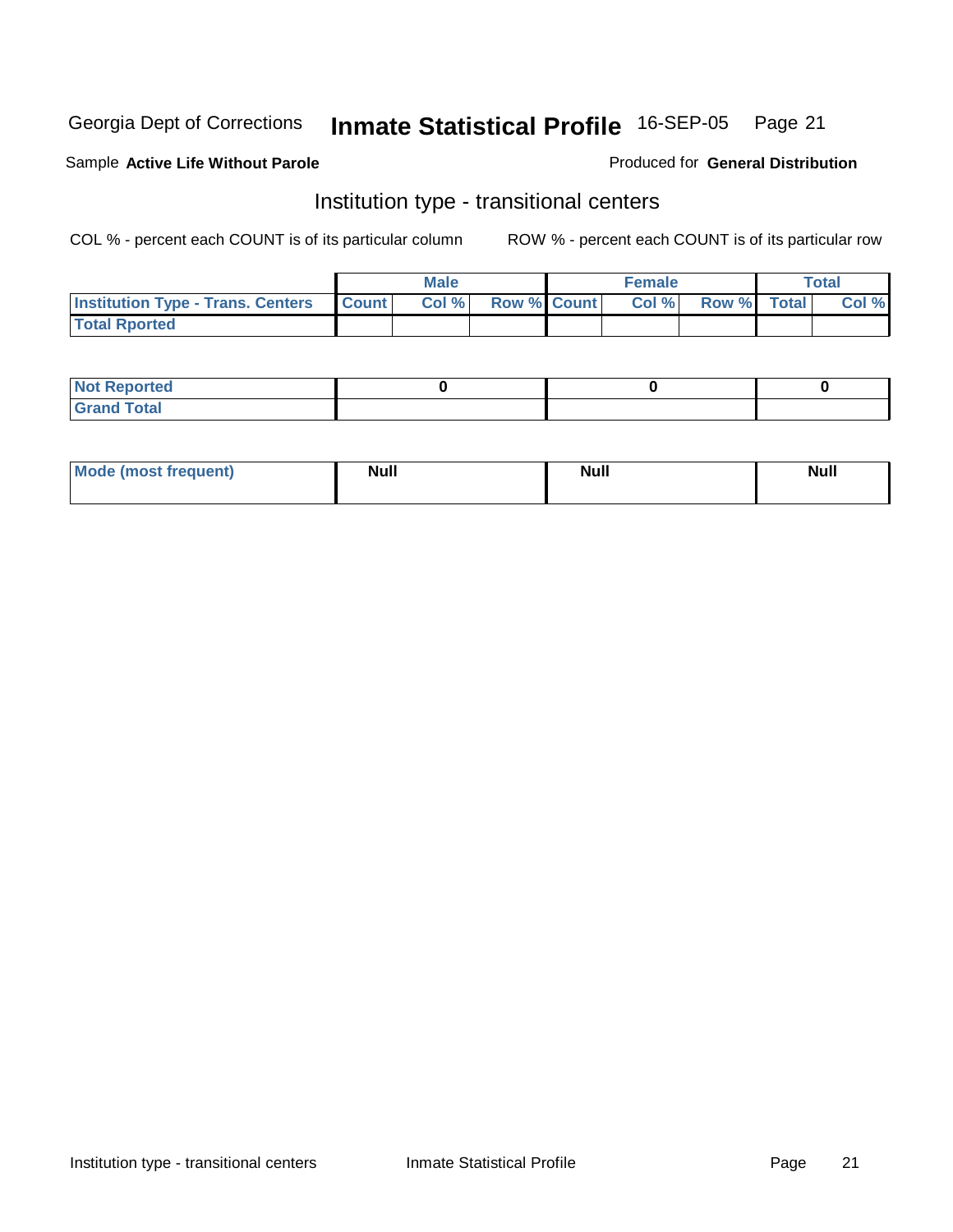Georgia Dept of Corrections **Inmate Statistical Profile** 16-SEP-05

Sample **Active Life Without Parole**

Produced for **General Distribution**

## Institution type - transitional centers

COL % - percent each COUNT is of its particular column

ROW % - percent each COUNT is of its particular row

| | Male | | | Female | | | Total | |
|---|---|---|---|---|---|---|---|---|
| **Institution Type - Trans. Centers** | **Count** | **Col %** | **Row %** | **Count** | **Col %** | **Row %** | **Total** | **Col %** |
| **Total Rported** | | | | | | | | |

| | Male | Female | Total |
|---|---|---|---|
| **Not Reported** | 0 | 0 | 0 |
| **Grand Total** | | | |

| | Male | Female | Total |
|---|---|---|---|
| **Mode (most frequent)** | **Null** | **Null** | **Null** |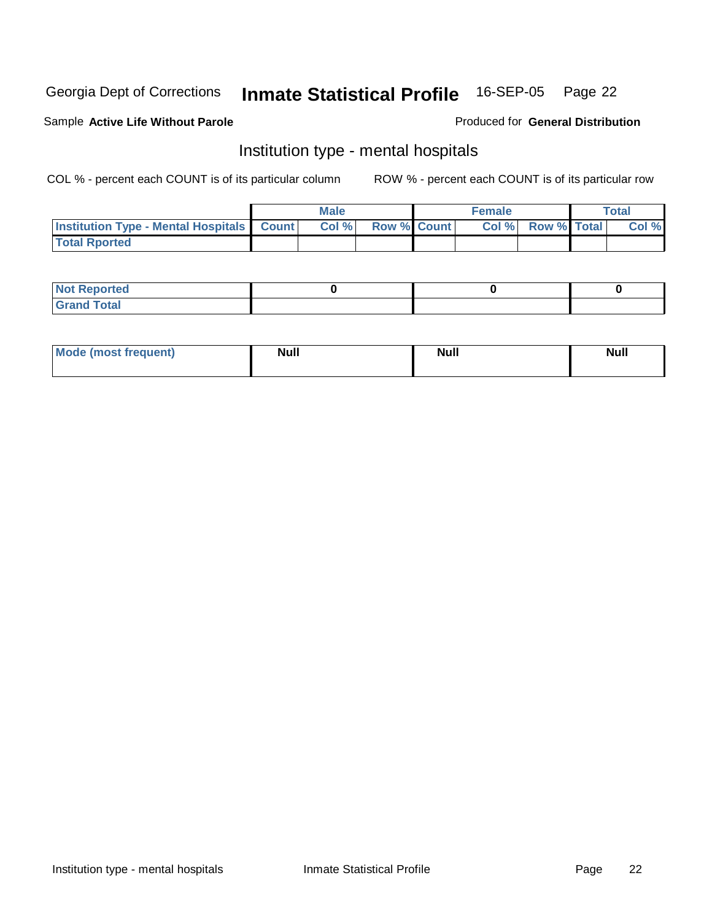Georgia Dept of Corrections **Inmate Statistical Profile** 16-SEP-05

Sample **Active Life Without Parole**

Produced for **General Distribution**

## Institution type - mental hospitals

COL % - percent each COUNT is of its particular column

ROW % - percent each COUNT is of its particular row

| | Male | | | Female | | | Total | |
|---|---|---|---|---|---|---|---|---|
| **Institution Type - Mental Hospitals** | **Count** | **Col %** | **Row %** | **Count** | **Col %** | **Row %** | **Total** | **Col %** |
| **Total Rported** | | | | | | | | |

| | Male | Female | Total |
|---|---|---|---|
| **Not Reported** | 0 | 0 | 0 |
| **Grand Total** | | | |

| | Male | Female | Total |
|---|---|---|---|
| **Mode (most frequent)** | Null | Null | Null |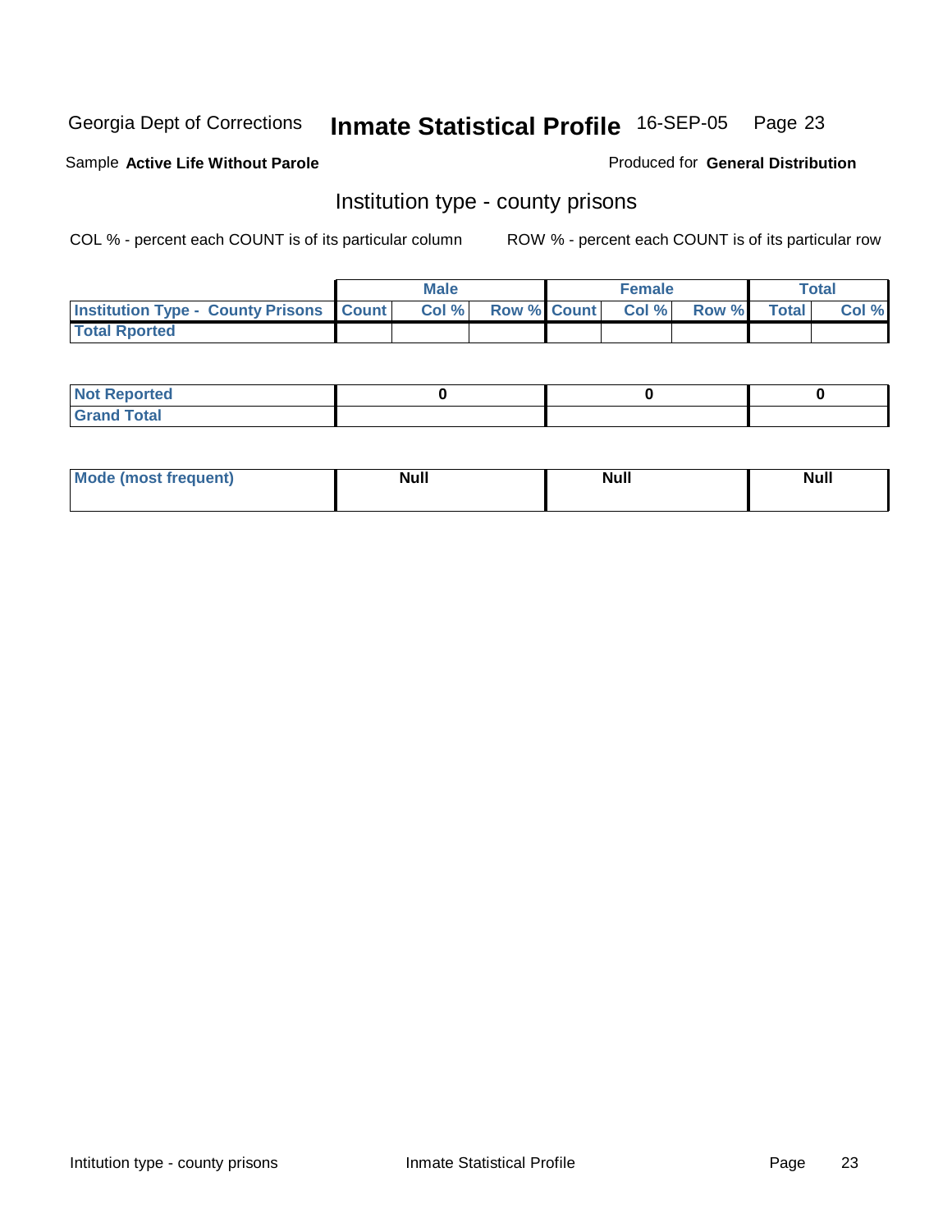Georgia Dept of Corrections **Inmate Statistical Profile** 16-SEP-05

Sample **Active Life Without Parole**

Produced for **General Distribution**

## Institution type - county prisons

COL % - percent each COUNT is of its particular column

ROW % - percent each COUNT is of its particular row

| | Male | | | Female | | | Total | |
|---|---|---|---|---|---|---|---|---|
| **Institution Type - County Prisons** | **Count** | **Col %** | **Row %** | **Count** | **Col %** | **Row %** | **Total** | **Col %** |
| **Total Rported** | | | | | | | | |

| | | | |
|---|---|---|---|
| **Not Reported** | **0** | **0** | **0** |
| **Grand Total** | | | |

| | | | |
|---|---|---|---|
| **Mode (most frequent)** | **Null** | **Null** | **Null** |

Intitution type - county prisons &nbsp;&nbsp;&nbsp; Inmate Statistical Profile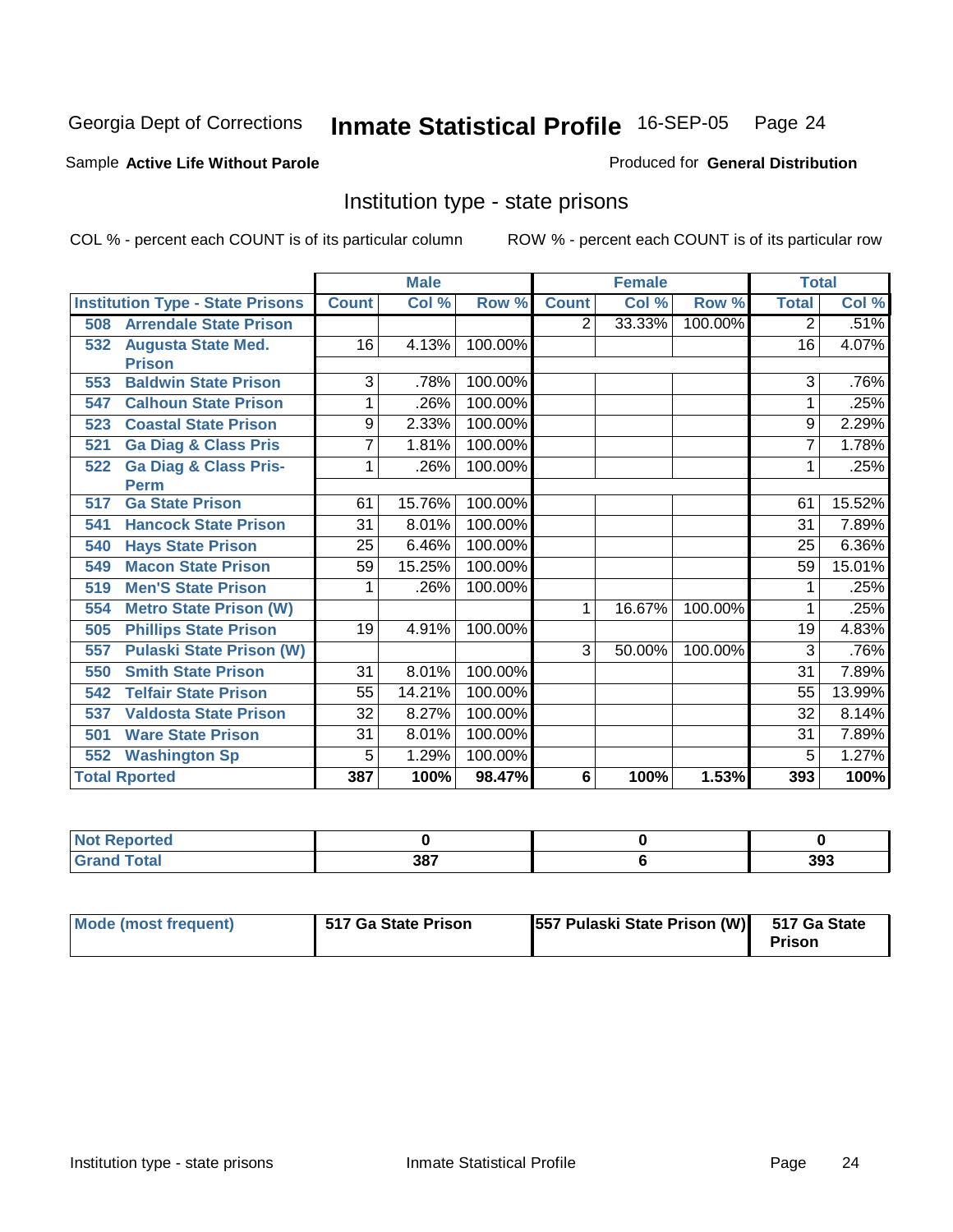Georgia Dept of Corrections **Inmate Statistical Profile** 16-SEP-05 Page 24

Sample **Active Life Without Parole**

Produced for **General Distribution**

## Institution type - state prisons

COL % - percent each COUNT is of its particular column

ROW % - percent each COUNT is of its particular row

| | Male | | | Female | | | Total | |
|---|---|---|---|---|---|---|---|---|
| **Institution Type - State Prisons** | **Count** | **Col %** | **Row %** | **Count** | **Col %** | **Row %** | **Total** | **Col %** |
| 508 Arrendale State Prison | | | | 2 | 33.33% | 100.00% | 2 | .51% |
| 532 Augusta State Med. Prison | 16 | 4.13% | 100.00% | | | | 16 | 4.07% |
| 553 Baldwin State Prison | 3 | .78% | 100.00% | | | | 3 | .76% |
| 547 Calhoun State Prison | 1 | .26% | 100.00% | | | | 1 | .25% |
| 523 Coastal State Prison | 9 | 2.33% | 100.00% | | | | 9 | 2.29% |
| 521 Ga Diag & Class Pris | 7 | 1.81% | 100.00% | | | | 7 | 1.78% |
| 522 Ga Diag & Class Pris-Perm | 1 | .26% | 100.00% | | | | 1 | .25% |
| 517 Ga State Prison | 61 | 15.76% | 100.00% | | | | 61 | 15.52% |
| 541 Hancock State Prison | 31 | 8.01% | 100.00% | | | | 31 | 7.89% |
| 540 Hays State Prison | 25 | 6.46% | 100.00% | | | | 25 | 6.36% |
| 549 Macon State Prison | 59 | 15.25% | 100.00% | | | | 59 | 15.01% |
| 519 Men'S State Prison | 1 | .26% | 100.00% | | | | 1 | .25% |
| 554 Metro State Prison (W) | | | | 1 | 16.67% | 100.00% | 1 | .25% |
| 505 Phillips State Prison | 19 | 4.91% | 100.00% | | | | 19 | 4.83% |
| 557 Pulaski State Prison (W) | | | | 3 | 50.00% | 100.00% | 3 | .76% |
| 550 Smith State Prison | 31 | 8.01% | 100.00% | | | | 31 | 7.89% |
| 542 Telfair State Prison | 55 | 14.21% | 100.00% | | | | 55 | 13.99% |
| 537 Valdosta State Prison | 32 | 8.27% | 100.00% | | | | 32 | 8.14% |
| 501 Ware State Prison | 31 | 8.01% | 100.00% | | | | 31 | 7.89% |
| 552 Washington Sp | 5 | 1.29% | 100.00% | | | | 5 | 1.27% |
| **Total Rported** | **387** | **100%** | **98.47%** | **6** | **100%** | **1.53%** | **393** | **100%** |

| | Male | Female | Total |
|---|---|---|---|
| **Not Reported** | **0** | **0** | **0** |
| **Grand Total** | **387** | **6** | **393** |

| | Male | Female | Total |
|---|---|---|---|
| **Mode (most frequent)** | **517 Ga State Prison** | **557 Pulaski State Prison (W)** | **517 Ga State Prison** |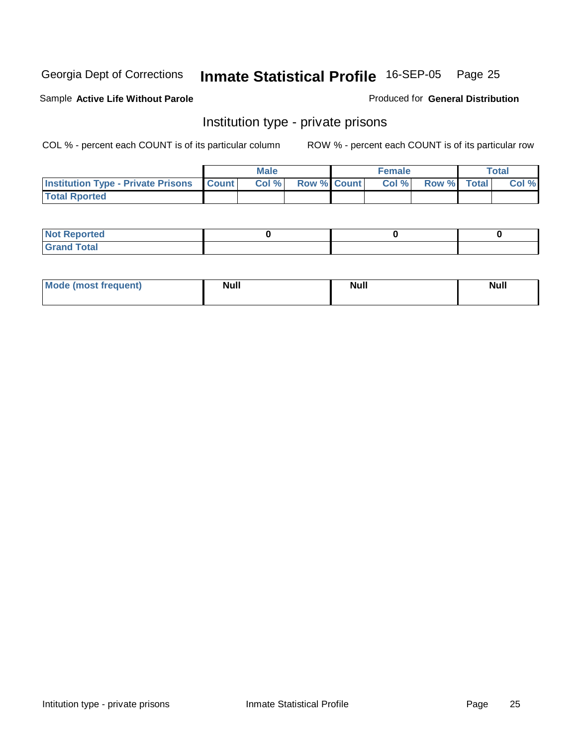Georgia Dept of Corrections **Inmate Statistical Profile** 16-SEP-05

Sample **Active Life Without Parole**

Produced for **General Distribution**

## Institution type - private prisons

COL % - percent each COUNT is of its particular column

ROW % - percent each COUNT is of its particular row

| | Male | | | Female | | | Total | |
|---|---|---|---|---|---|---|---|---|
| **Institution Type - Private Prisons** | **Count** | **Col %** | **Row %** | **Count** | **Col %** | **Row %** | **Total** | **Col %** |
| **Total Rported** | | | | | | | | |

| | Male | Female | Total |
|---|---|---|---|
| **Not Reported** | 0 | 0 | 0 |
| **Grand Total** | | | |

| | Male | Female | Total |
|---|---|---|---|
| **Mode (most frequent)** | Null | Null | Null |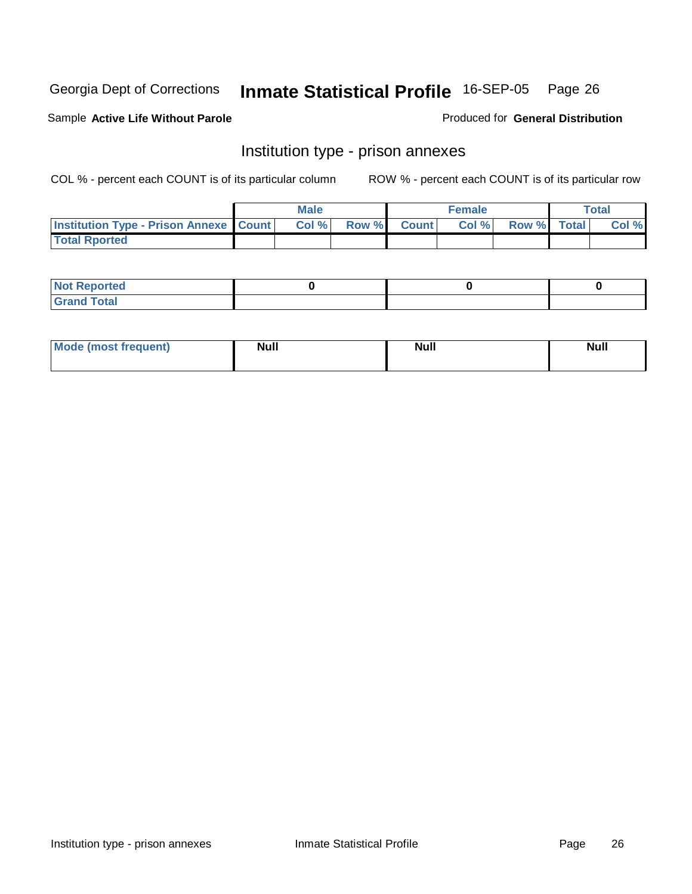Georgia Dept of Corrections **Inmate Statistical Profile** 16-SEP-05

Sample **Active Life Without Parole** Produced for **General Distribution**

## Institution type - prison annexes

COL % - percent each COUNT is of its particular column ROW % - percent each COUNT is of its particular row

| | Male | | | Female | | | Total | |
|---|---|---|---|---|---|---|---|---|
| **Institution Type - Prison Annexe** | **Count** | **Col %** | **Row %** | **Count** | **Col %** | **Row %** | **Total** | **Col %** |
| **Total Rported** | | | | | | | | |

| | Male | Female | Total |
|---|---|---|---|
| **Not Reported** | 0 | 0 | 0 |
| **Grand Total** | | | |

| | Male | Female | Total |
|---|---|---|---|
| **Mode (most frequent)** | **Null** | **Null** | **Null** |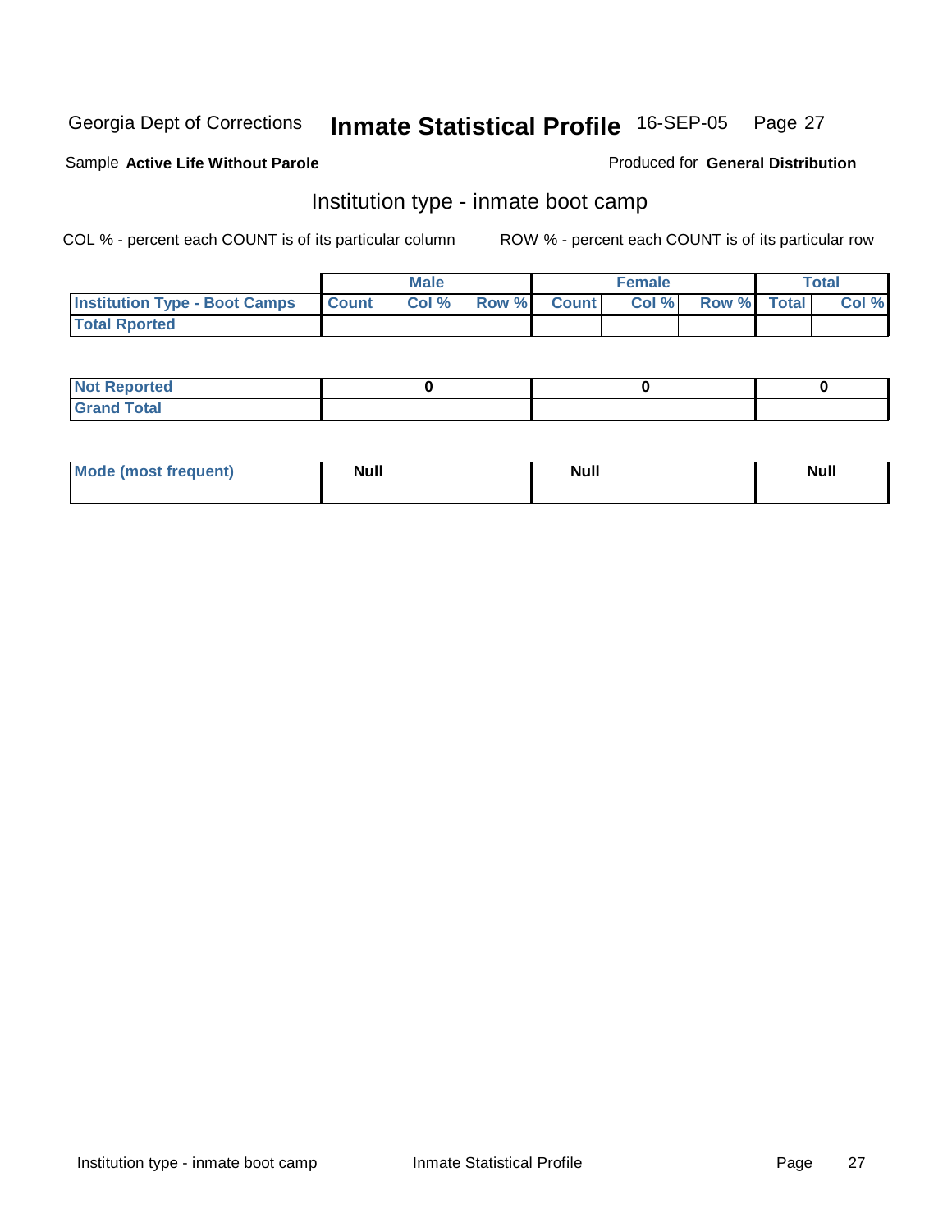Georgia Dept of Corrections **Inmate Statistical Profile** 16-SEP-05

Sample **Active Life Without Parole**

Produced for **General Distribution**

## Institution type - inmate boot camp

COL % - percent each COUNT is of its particular column

ROW % - percent each COUNT is of its particular row

| | Male | | | Female | | | Total | |
|---|---|---|---|---|---|---|---|---|
| **Institution Type - Boot Camps** | **Count** | **Col %** | **Row %** | **Count** | **Col %** | **Row %** | **Total** | **Col %** |
| **Total Rported** | | | | | | | | |

| | Male | Female | Total |
|---|---|---|---|
| **Not Reported** | 0 | 0 | 0 |
| **Grand Total** | | | |

| | Male | Female | Total |
|---|---|---|---|
| **Mode (most frequent)** | Null | Null | Null |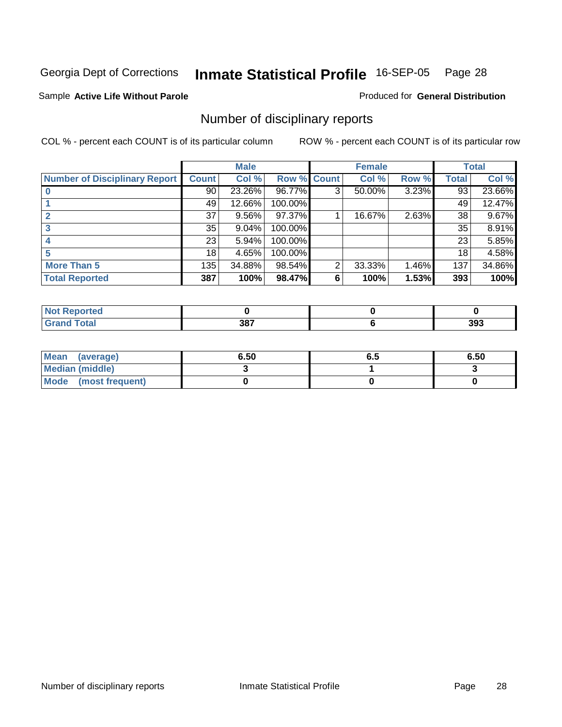Georgia Dept of Corrections **Inmate Statistical Profile** 16-SEP-05 Page 28

Sample **Active Life Without Parole** Produced for **General Distribution**

## Number of disciplinary reports

COL % - percent each COUNT is of its particular column ROW % - percent each COUNT is of its particular row

| | Male | | | Female | | | Total | |
|---|---|---|---|---|---|---|---|---|
| **Number of Disciplinary Report** | **Count** | **Col %** | **Row %** | **Count** | **Col %** | **Row %** | **Total** | **Col %** |
| **0** | 90 | 23.26% | 96.77% | 3 | 50.00% | 3.23% | 93 | 23.66% |
| **1** | 49 | 12.66% | 100.00% | | | | 49 | 12.47% |
| **2** | 37 | 9.56% | 97.37% | 1 | 16.67% | 2.63% | 38 | 9.67% |
| **3** | 35 | 9.04% | 100.00% | | | | 35 | 8.91% |
| **4** | 23 | 5.94% | 100.00% | | | | 23 | 5.85% |
| **5** | 18 | 4.65% | 100.00% | | | | 18 | 4.58% |
| **More Than 5** | 135 | 34.88% | 98.54% | 2 | 33.33% | 1.46% | 137 | 34.86% |
| **Total Reported** | **387** | **100%** | **98.47%** | **6** | **100%** | **1.53%** | **393** | **100%** |

| | Male | Female | Total |
|---|---|---|---|
| **Not Reported** | **0** | **0** | **0** |
| **Grand Total** | **387** | **6** | **393** |

| | Male | Female | Total |
|---|---|---|---|
| **Mean (average)** | **6.50** | **6.5** | **6.50** |
| **Median (middle)** | **3** | **1** | **3** |
| **Mode (most frequent)** | **0** | **0** | **0** |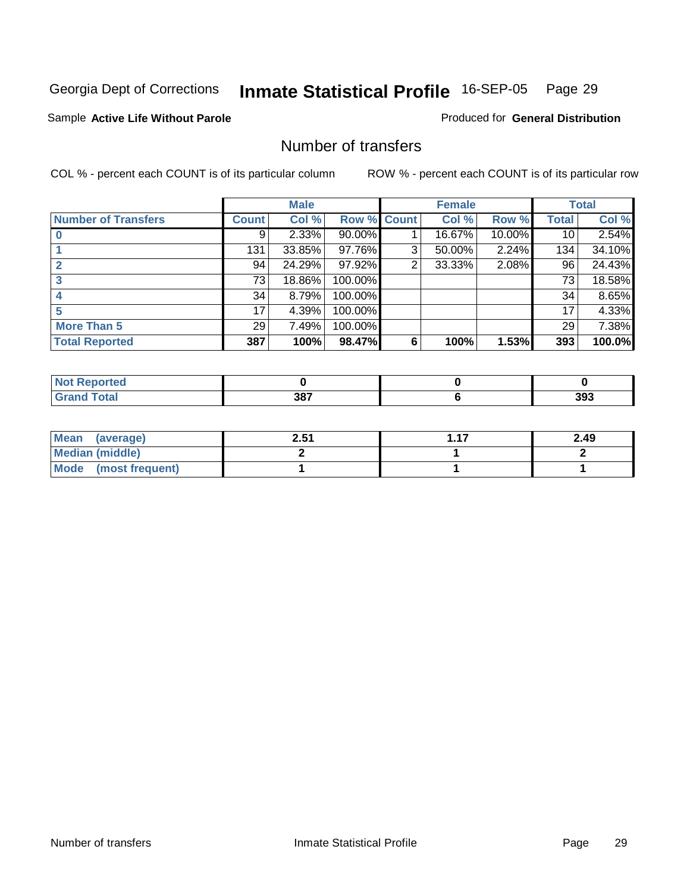Georgia Dept of Corrections **Inmate Statistical Profile** 16-SEP-05

Sample **Active Life Without Parole** Produced for **General Distribution**

## Number of transfers

COL % - percent each COUNT is of its particular column ROW % - percent each COUNT is of its particular row

| | Male | | | Female | | | Total | |
|---|---|---|---|---|---|---|---|---|
| **Number of Transfers** | **Count** | **Col %** | **Row %** | **Count** | **Col %** | **Row %** | **Total** | **Col %** |
| **0** | 9 | 2.33% | 90.00% | 1 | 16.67% | 10.00% | 10 | 2.54% |
| **1** | 131 | 33.85% | 97.76% | 3 | 50.00% | 2.24% | 134 | 34.10% |
| **2** | 94 | 24.29% | 97.92% | 2 | 33.33% | 2.08% | 96 | 24.43% |
| **3** | 73 | 18.86% | 100.00% | | | | 73 | 18.58% |
| **4** | 34 | 8.79% | 100.00% | | | | 34 | 8.65% |
| **5** | 17 | 4.39% | 100.00% | | | | 17 | 4.33% |
| **More Than 5** | 29 | 7.49% | 100.00% | | | | 29 | 7.38% |
| **Total Reported** | **387** | **100%** | **98.47%** | **6** | **100%** | **1.53%** | **393** | **100.0%** |

| | Male | Female | Total |
|---|---|---|---|
| **Not Reported** | **0** | **0** | **0** |
| **Grand Total** | **387** | **6** | **393** |

| | Male | Female | Total |
|---|---|---|---|
| **Mean (average)** | **2.51** | **1.17** | **2.49** |
| **Median (middle)** | **2** | **1** | **2** |
| **Mode (most frequent)** | **1** | **1** | **1** |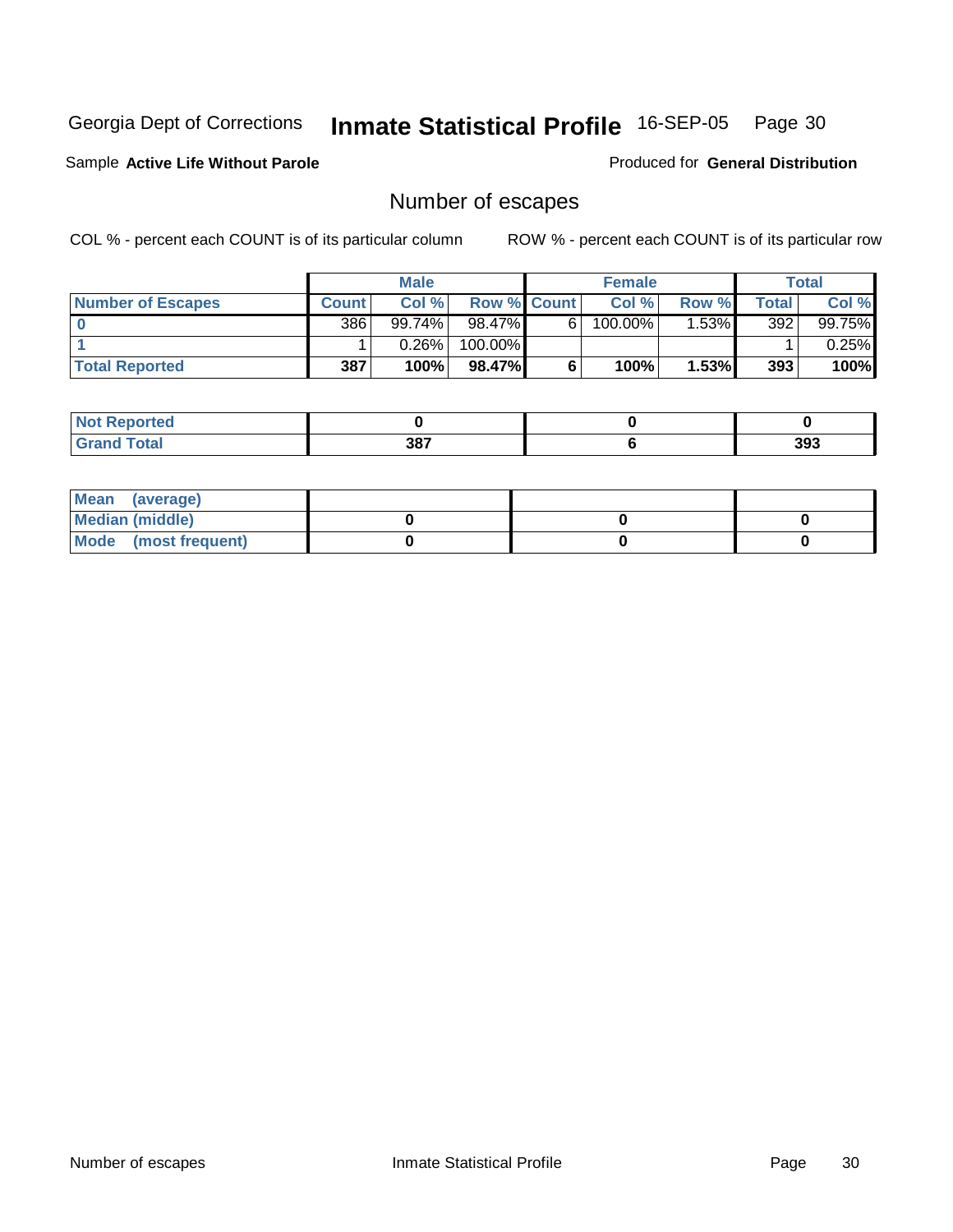Georgia Dept of Corrections **Inmate Statistical Profile** 16-SEP-05 Page 30

Sample **Active Life Without Parole** Produced for **General Distribution**

## Number of escapes

COL % - percent each COUNT is of its particular column ROW % - percent each COUNT is of its particular row

| | Male | | | Female | | | Total | |
|---|---|---|---|---|---|---|---|---|
| Number of Escapes | Count | Col % | Row % | Count | Col % | Row % | Total | Col % |
| 0 | 386 | 99.74% | 98.47% | 6 | 100.00% | 1.53% | 392 | 99.75% |
| 1 | 1 | 0.26% | 100.00% | | | | 1 | 0.25% |
| **Total Reported** | **387** | **100%** | **98.47%** | **6** | **100%** | **1.53%** | **393** | **100%** |

| | Male | Female | Total |
|---|---|---|---|
| Not Reported | 0 | 0 | 0 |
| Grand Total | 387 | 6 | 393 |

| | Male | Female | Total |
|---|---|---|---|
| Mean (average) | | | |
| Median (middle) | 0 | 0 | 0 |
| Mode (most frequent) | 0 | 0 | 0 |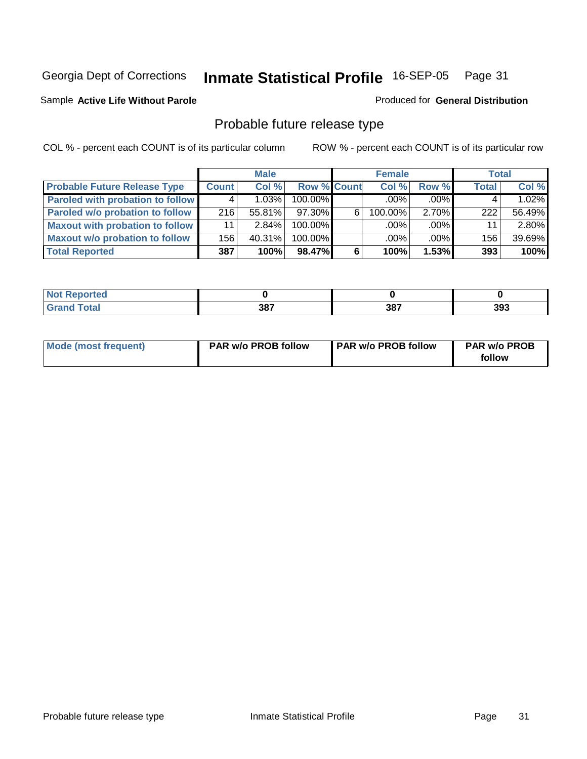Georgia Dept of Corrections **Inmate Statistical Profile** 16-SEP-05

Sample **Active Life Without Parole**

Produced for **General Distribution**

## Probable future release type

COL % - percent each COUNT is of its particular column

ROW % - percent each COUNT is of its particular row

| | Male | | | Female | | | Total | |
|---|---|---|---|---|---|---|---|---|
| **Probable Future Release Type** | **Count** | **Col %** | **Row %** | **Count** | **Col %** | **Row %** | **Total** | **Col %** |
| **Paroled with probation to follow** | 4 | 1.03% | 100.00% | | .00% | .00% | 4 | 1.02% |
| **Paroled w/o probation to follow** | 216 | 55.81% | 97.30% | 6 | 100.00% | 2.70% | 222 | 56.49% |
| **Maxout with probation to follow** | 11 | 2.84% | 100.00% | | .00% | .00% | 11 | 2.80% |
| **Maxout w/o probation to follow** | 156 | 40.31% | 100.00% | | .00% | .00% | 156 | 39.69% |
| **Total Reported** | **387** | **100%** | **98.47%** | **6** | **100%** | **1.53%** | **393** | **100%** |

| | Male | Female | Total |
|---|---|---|---|
| **Not Reported** | **0** | **0** | **0** |
| **Grand Total** | **387** | **387** | **393** |

| | Male | Female | Total |
|---|---|---|---|
| **Mode (most frequent)** | **PAR w/o PROB follow** | **PAR w/o PROB follow** | **PAR w/o PROB follow** |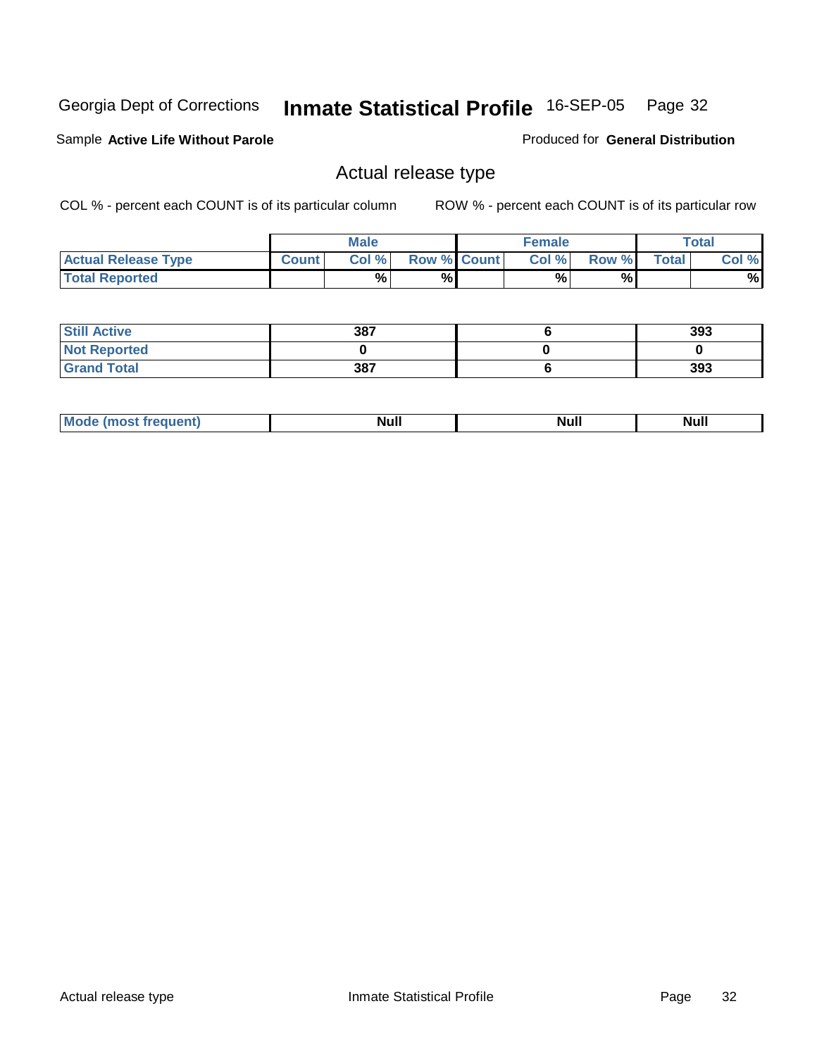Georgia Dept of Corrections **Inmate Statistical Profile** 16-SEP-05

Sample **Active Life Without Parole**

Produced for **General Distribution**

## Actual release type

COL % - percent each COUNT is of its particular column

ROW % - percent each COUNT is of its particular row

| | Male | | | Female | | | Total | |
|---|---|---|---|---|---|---|---|---|
| **Actual Release Type** | **Count** | **Col %** | **Row %** | **Count** | **Col %** | **Row %** | **Total** | **Col %** |
| **Total Reported** | | % | % | | % | % | | % |

| | Male | Female | Total |
|---|---|---|---|
| **Still Active** | 387 | 6 | 393 |
| **Not Reported** | 0 | 0 | 0 |
| **Grand Total** | 387 | 6 | 393 |

| | Male | Female | Total |
|---|---|---|---|
| **Mode (most frequent)** | Null | Null | Null |

Actual release type    Inmate Statistical Profile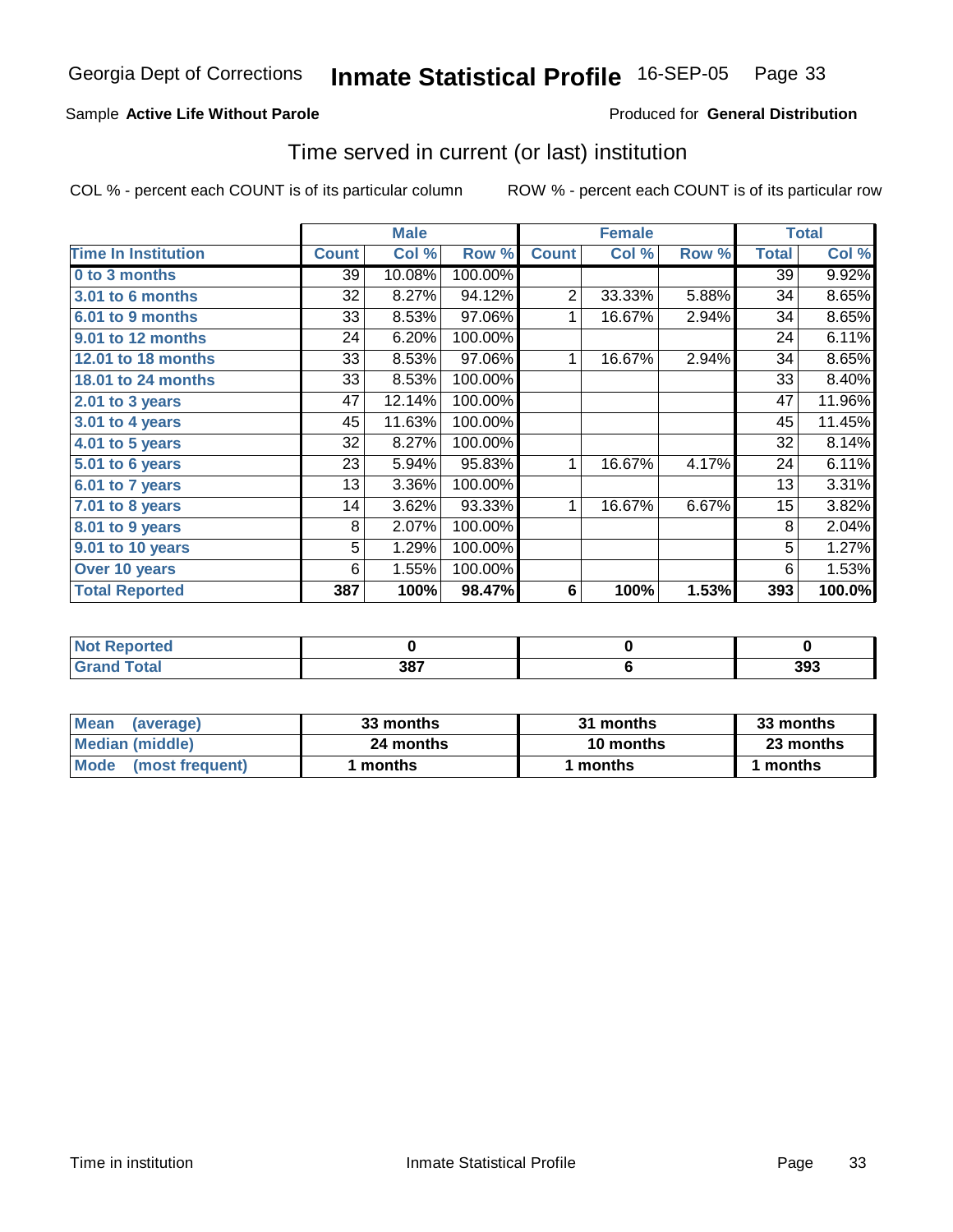Georgia Dept of Corrections **Inmate Statistical Profile** 16-SEP-05

Sample **Active Life Without Parole** Produced for **General Distribution**

## Time served in current (or last) institution

COL % - percent each COUNT is of its particular column ROW % - percent each COUNT is of its particular row

| | Male | | | Female | | | Total | |
|---|---|---|---|---|---|---|---|---|
| **Time In Institution** | **Count** | **Col %** | **Row %** | **Count** | **Col %** | **Row %** | **Total** | **Col %** |
| **0 to 3 months** | 39 | 10.08% | 100.00% | | | | 39 | 9.92% |
| **3.01 to 6 months** | 32 | 8.27% | 94.12% | 2 | 33.33% | 5.88% | 34 | 8.65% |
| **6.01 to 9 months** | 33 | 8.53% | 97.06% | 1 | 16.67% | 2.94% | 34 | 8.65% |
| **9.01 to 12 months** | 24 | 6.20% | 100.00% | | | | 24 | 6.11% |
| **12.01 to 18 months** | 33 | 8.53% | 97.06% | 1 | 16.67% | 2.94% | 34 | 8.65% |
| **18.01 to 24 months** | 33 | 8.53% | 100.00% | | | | 33 | 8.40% |
| **2.01 to 3 years** | 47 | 12.14% | 100.00% | | | | 47 | 11.96% |
| **3.01 to 4 years** | 45 | 11.63% | 100.00% | | | | 45 | 11.45% |
| **4.01 to 5 years** | 32 | 8.27% | 100.00% | | | | 32 | 8.14% |
| **5.01 to 6 years** | 23 | 5.94% | 95.83% | 1 | 16.67% | 4.17% | 24 | 6.11% |
| **6.01 to 7 years** | 13 | 3.36% | 100.00% | | | | 13 | 3.31% |
| **7.01 to 8 years** | 14 | 3.62% | 93.33% | 1 | 16.67% | 6.67% | 15 | 3.82% |
| **8.01 to 9 years** | 8 | 2.07% | 100.00% | | | | 8 | 2.04% |
| **9.01 to 10 years** | 5 | 1.29% | 100.00% | | | | 5 | 1.27% |
| **Over 10 years** | 6 | 1.55% | 100.00% | | | | 6 | 1.53% |
| **Total Reported** | **387** | **100%** | **98.47%** | **6** | **100%** | **1.53%** | **393** | **100.0%** |

| | Male | Female | Total |
|---|---|---|---|
| **Not Reported** | **0** | **0** | **0** |
| **Grand Total** | **387** | **6** | **393** |

| | Male | Female | Total |
|---|---|---|---|
| **Mean (average)** | **33 months** | **31 months** | **33 months** |
| **Median (middle)** | **24 months** | **10 months** | **23 months** |
| **Mode (most frequent)** | **1 months** | **1 months** | **1 months** |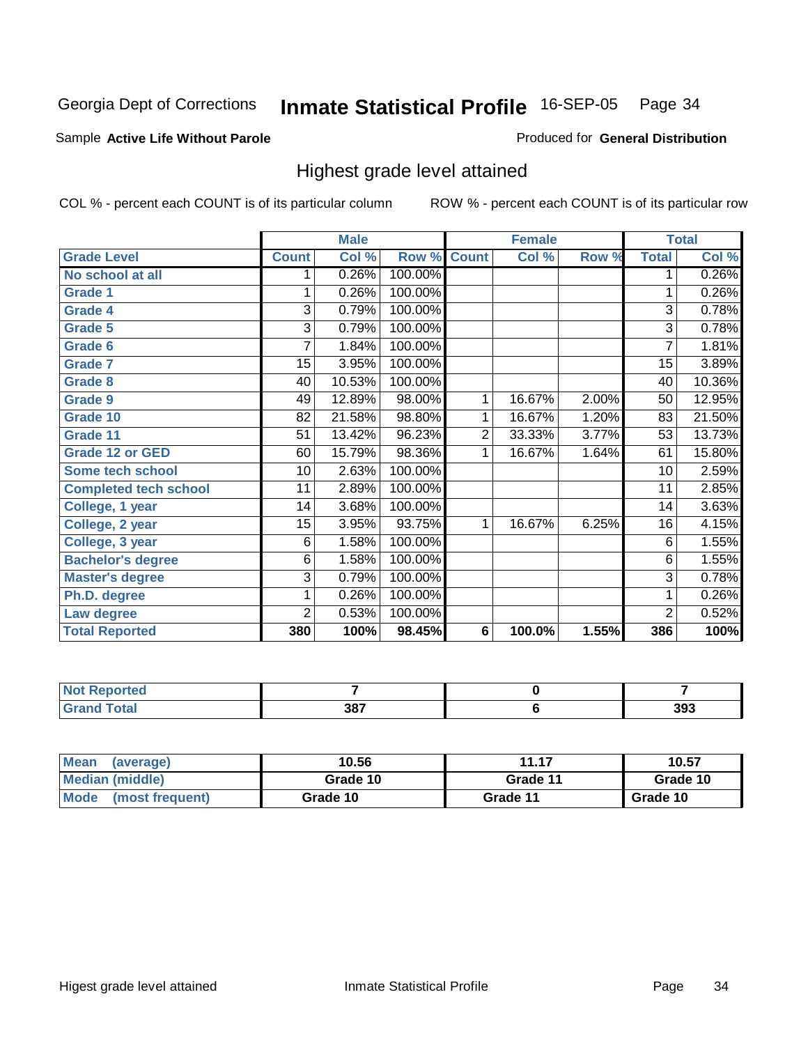Georgia Dept of Corrections **Inmate Statistical Profile** 16-SEP-05

Sample **Active Life Without Parole**

Produced for **General Distribution**

## Highest grade level attained

COL % - percent each COUNT is of its particular column

ROW % - percent each COUNT is of its particular row

| | Male | | | Female | | | Total | |
|---|---|---|---|---|---|---|---|---|
| **Grade Level** | **Count** | **Col %** | **Row %** | **Count** | **Col %** | **Row %** | **Total** | **Col %** |
| No school at all | 1 | 0.26% | 100.00% | | | | 1 | 0.26% |
| Grade 1 | 1 | 0.26% | 100.00% | | | | 1 | 0.26% |
| Grade 4 | 3 | 0.79% | 100.00% | | | | 3 | 0.78% |
| Grade 5 | 3 | 0.79% | 100.00% | | | | 3 | 0.78% |
| Grade 6 | 7 | 1.84% | 100.00% | | | | 7 | 1.81% |
| Grade 7 | 15 | 3.95% | 100.00% | | | | 15 | 3.89% |
| Grade 8 | 40 | 10.53% | 100.00% | | | | 40 | 10.36% |
| Grade 9 | 49 | 12.89% | 98.00% | 1 | 16.67% | 2.00% | 50 | 12.95% |
| Grade 10 | 82 | 21.58% | 98.80% | 1 | 16.67% | 1.20% | 83 | 21.50% |
| Grade 11 | 51 | 13.42% | 96.23% | 2 | 33.33% | 3.77% | 53 | 13.73% |
| Grade 12 or GED | 60 | 15.79% | 98.36% | 1 | 16.67% | 1.64% | 61 | 15.80% |
| Some tech school | 10 | 2.63% | 100.00% | | | | 10 | 2.59% |
| Completed tech school | 11 | 2.89% | 100.00% | | | | 11 | 2.85% |
| College, 1 year | 14 | 3.68% | 100.00% | | | | 14 | 3.63% |
| College, 2 year | 15 | 3.95% | 93.75% | 1 | 16.67% | 6.25% | 16 | 4.15% |
| College, 3 year | 6 | 1.58% | 100.00% | | | | 6 | 1.55% |
| Bachelor's degree | 6 | 1.58% | 100.00% | | | | 6 | 1.55% |
| Master's degree | 3 | 0.79% | 100.00% | | | | 3 | 0.78% |
| Ph.D. degree | 1 | 0.26% | 100.00% | | | | 1 | 0.26% |
| Law degree | 2 | 0.53% | 100.00% | | | | 2 | 0.52% |
| **Total Reported** | **380** | **100%** | **98.45%** | **6** | **100.0%** | **1.55%** | **386** | **100%** |

| | Male | Female | Total |
|---|---|---|---|
| Not Reported | 7 | 0 | 7 |
| Grand Total | 387 | 6 | 393 |

| | Male | Female | Total |
|---|---|---|---|
| Mean (average) | 10.56 | 11.17 | 10.57 |
| Median (middle) | Grade 10 | Grade 11 | Grade 10 |
| Mode (most frequent) | Grade 10 | Grade 11 | Grade 10 |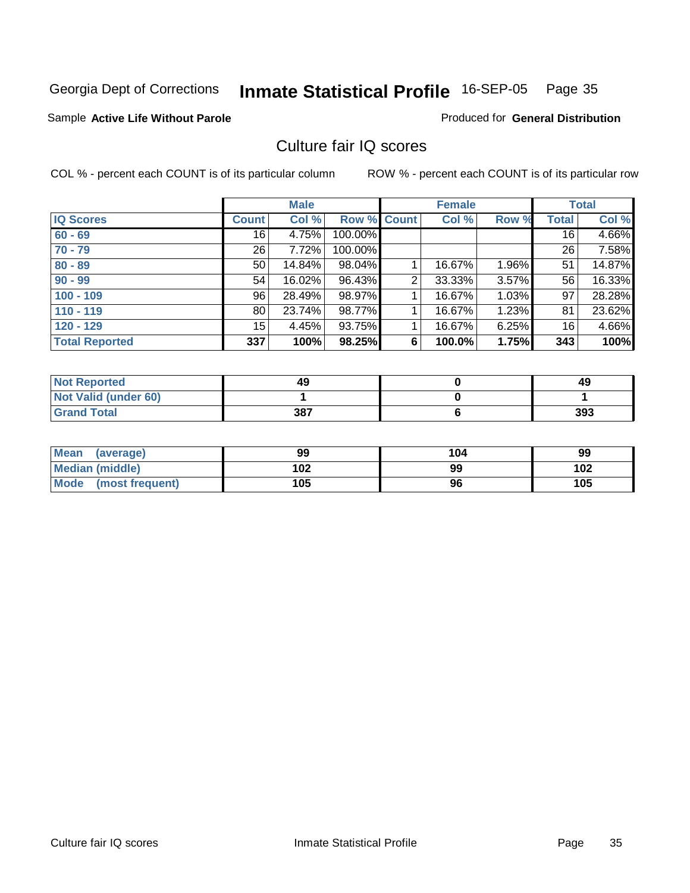Georgia Dept of Corrections **Inmate Statistical Profile** 16-SEP-05 Page 35

Sample **Active Life Without Parole**

Produced for **General Distribution**

## Culture fair IQ scores

COL % - percent each COUNT is of its particular column

ROW % - percent each COUNT is of its particular row

| | Male | | | Female | | | Total | |
|---|---|---|---|---|---|---|---|---|
| **IQ Scores** | **Count** | **Col %** | **Row %** | **Count** | **Col %** | **Row %** | **Total** | **Col %** |
| **60 - 69** | 16 | 4.75% | 100.00% | | | | 16 | 4.66% |
| **70 - 79** | 26 | 7.72% | 100.00% | | | | 26 | 7.58% |
| **80 - 89** | 50 | 14.84% | 98.04% | 1 | 16.67% | 1.96% | 51 | 14.87% |
| **90 - 99** | 54 | 16.02% | 96.43% | 2 | 33.33% | 3.57% | 56 | 16.33% |
| **100 - 109** | 96 | 28.49% | 98.97% | 1 | 16.67% | 1.03% | 97 | 28.28% |
| **110 - 119** | 80 | 23.74% | 98.77% | 1 | 16.67% | 1.23% | 81 | 23.62% |
| **120 - 129** | 15 | 4.45% | 93.75% | 1 | 16.67% | 6.25% | 16 | 4.66% |
| **Total Reported** | **337** | **100%** | **98.25%** | **6** | **100.0%** | **1.75%** | **343** | **100%** |

| | Male | Female | Total |
|---|---|---|---|
| **Not Reported** | **49** | **0** | **49** |
| **Not Valid (under 60)** | **1** | **0** | **1** |
| **Grand Total** | **387** | **6** | **393** |

| | Male | Female | Total |
|---|---|---|---|
| **Mean (average)** | **99** | **104** | **99** |
| **Median (middle)** | **102** | **99** | **102** |
| **Mode (most frequent)** | **105** | **96** | **105** |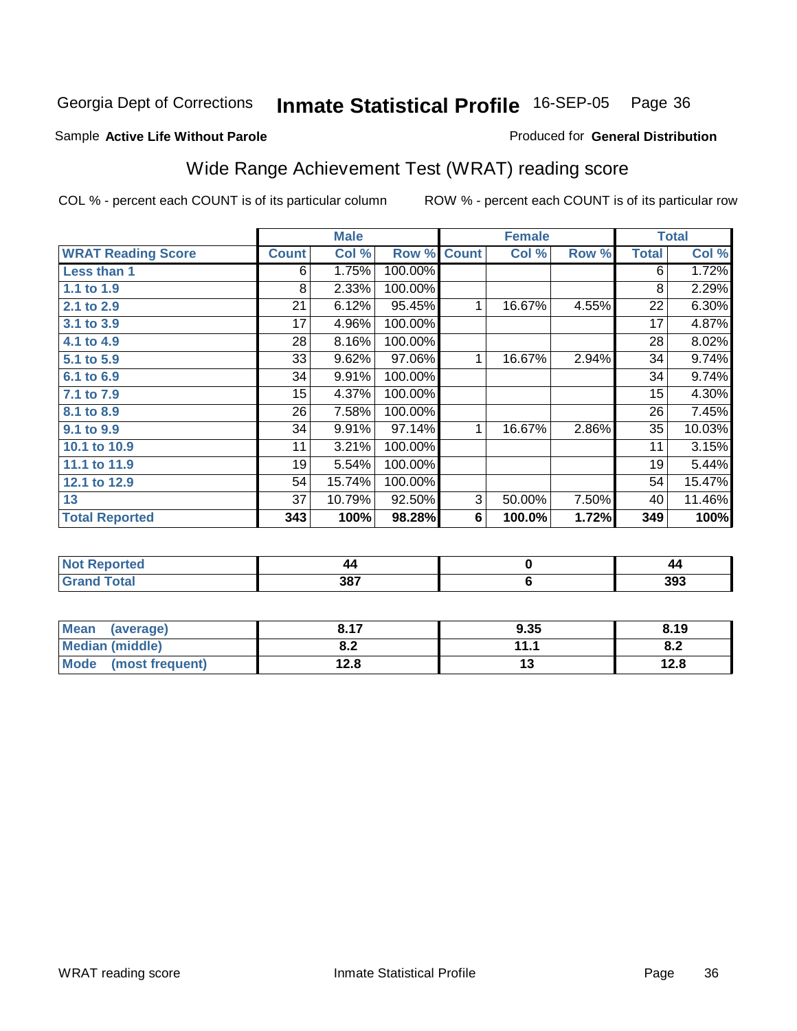Georgia Dept of Corrections **Inmate Statistical Profile** 16-SEP-05

Sample **Active Life Without Parole**

Produced for **General Distribution**

## Wide Range Achievement Test (WRAT) reading score

COL % - percent each COUNT is of its particular column

ROW % - percent each COUNT is of its particular row

| | Male | | | Female | | | Total | |
|---|---|---|---|---|---|---|---|---|
| **WRAT Reading Score** | **Count** | **Col %** | **Row %** | **Count** | **Col %** | **Row %** | **Total** | **Col %** |
| Less than 1 | 6 | 1.75% | 100.00% | | | | 6 | 1.72% |
| 1.1 to 1.9 | 8 | 2.33% | 100.00% | | | | 8 | 2.29% |
| 2.1 to 2.9 | 21 | 6.12% | 95.45% | 1 | 16.67% | 4.55% | 22 | 6.30% |
| 3.1 to 3.9 | 17 | 4.96% | 100.00% | | | | 17 | 4.87% |
| 4.1 to 4.9 | 28 | 8.16% | 100.00% | | | | 28 | 8.02% |
| 5.1 to 5.9 | 33 | 9.62% | 97.06% | 1 | 16.67% | 2.94% | 34 | 9.74% |
| 6.1 to 6.9 | 34 | 9.91% | 100.00% | | | | 34 | 9.74% |
| 7.1 to 7.9 | 15 | 4.37% | 100.00% | | | | 15 | 4.30% |
| 8.1 to 8.9 | 26 | 7.58% | 100.00% | | | | 26 | 7.45% |
| 9.1 to 9.9 | 34 | 9.91% | 97.14% | 1 | 16.67% | 2.86% | 35 | 10.03% |
| 10.1 to 10.9 | 11 | 3.21% | 100.00% | | | | 11 | 3.15% |
| 11.1 to 11.9 | 19 | 5.54% | 100.00% | | | | 19 | 5.44% |
| 12.1 to 12.9 | 54 | 15.74% | 100.00% | | | | 54 | 15.47% |
| 13 | 37 | 10.79% | 92.50% | 3 | 50.00% | 7.50% | 40 | 11.46% |
| **Total Reported** | **343** | **100%** | **98.28%** | **6** | **100.0%** | **1.72%** | **349** | **100%** |

| | Male | Female | Total |
|---|---|---|---|
| Not Reported | 44 | 0 | 44 |
| Grand Total | 387 | 6 | 393 |

| | Male | Female | Total |
|---|---|---|---|
| Mean (average) | 8.17 | 9.35 | 8.19 |
| Median (middle) | 8.2 | 11.1 | 8.2 |
| Mode (most frequent) | 12.8 | 13 | 12.8 |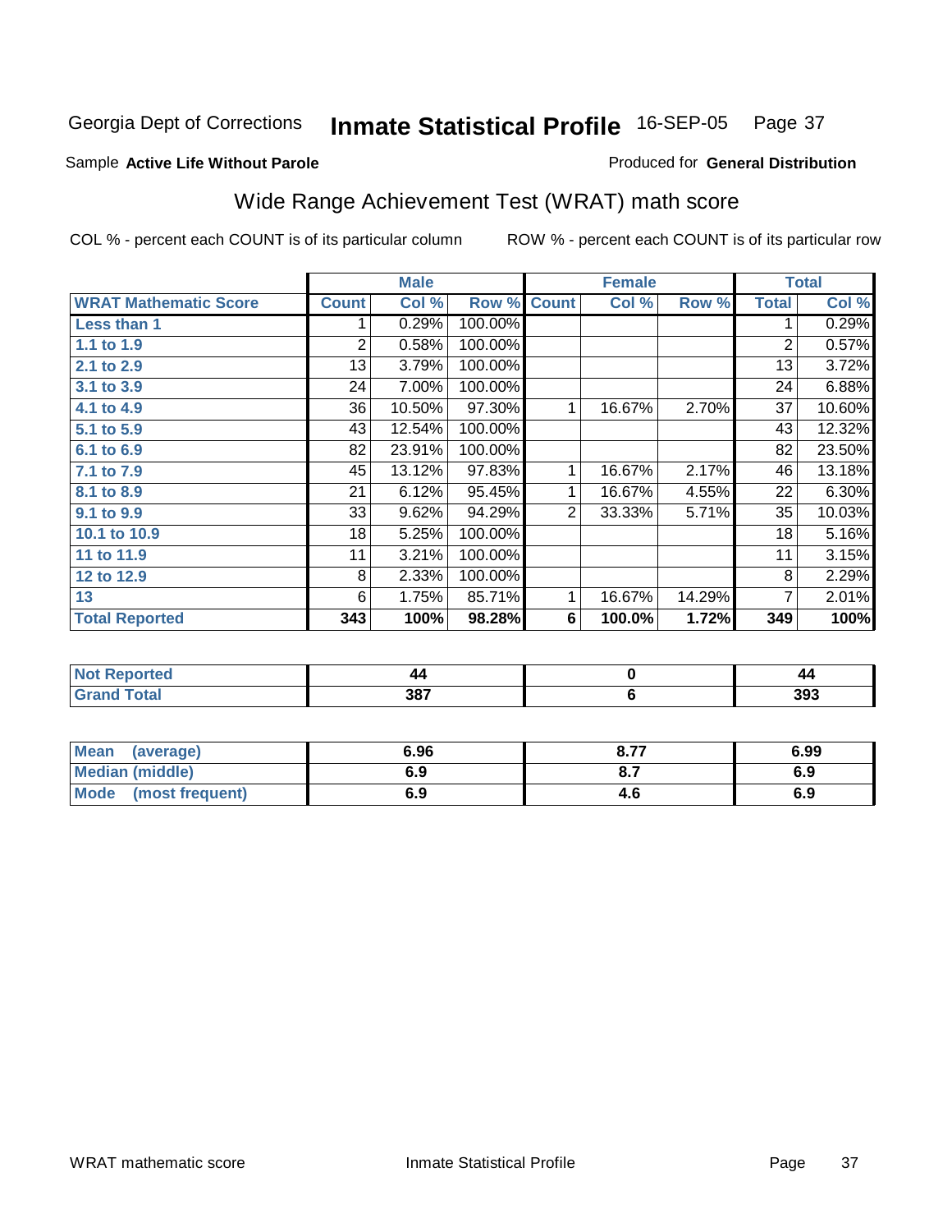Georgia Dept of Corrections **Inmate Statistical Profile** 16-SEP-05

Sample **Active Life Without Parole**

Produced for **General Distribution**

## Wide Range Achievement Test (WRAT) math score

COL % - percent each COUNT is of its particular column

ROW % - percent each COUNT is of its particular row

| | Male | | | Female | | | Total | |
|---|---|---|---|---|---|---|---|---|
| **WRAT Mathematic Score** | **Count** | **Col %** | **Row %** | **Count** | **Col %** | **Row %** | **Total** | **Col %** |
| **Less than 1** | 1 | 0.29% | 100.00% | | | | 1 | 0.29% |
| **1.1 to 1.9** | 2 | 0.58% | 100.00% | | | | 2 | 0.57% |
| **2.1 to 2.9** | 13 | 3.79% | 100.00% | | | | 13 | 3.72% |
| **3.1 to 3.9** | 24 | 7.00% | 100.00% | | | | 24 | 6.88% |
| **4.1 to 4.9** | 36 | 10.50% | 97.30% | 1 | 16.67% | 2.70% | 37 | 10.60% |
| **5.1 to 5.9** | 43 | 12.54% | 100.00% | | | | 43 | 12.32% |
| **6.1 to 6.9** | 82 | 23.91% | 100.00% | | | | 82 | 23.50% |
| **7.1 to 7.9** | 45 | 13.12% | 97.83% | 1 | 16.67% | 2.17% | 46 | 13.18% |
| **8.1 to 8.9** | 21 | 6.12% | 95.45% | 1 | 16.67% | 4.55% | 22 | 6.30% |
| **9.1 to 9.9** | 33 | 9.62% | 94.29% | 2 | 33.33% | 5.71% | 35 | 10.03% |
| **10.1 to 10.9** | 18 | 5.25% | 100.00% | | | | 18 | 5.16% |
| **11 to 11.9** | 11 | 3.21% | 100.00% | | | | 11 | 3.15% |
| **12 to 12.9** | 8 | 2.33% | 100.00% | | | | 8 | 2.29% |
| **13** | 6 | 1.75% | 85.71% | 1 | 16.67% | 14.29% | 7 | 2.01% |
| **Total Reported** | **343** | **100%** | **98.28%** | **6** | **100.0%** | **1.72%** | **349** | **100%** |

| | Male | Female | Total |
|---|---|---|---|
| **Not Reported** | **44** | **0** | **44** |
| **Grand Total** | **387** | **6** | **393** |

| | Male | Female | Total |
|---|---|---|---|
| **Mean (average)** | **6.96** | **8.77** | **6.99** |
| **Median (middle)** | **6.9** | **8.7** | **6.9** |
| **Mode (most frequent)** | **6.9** | **4.6** | **6.9** |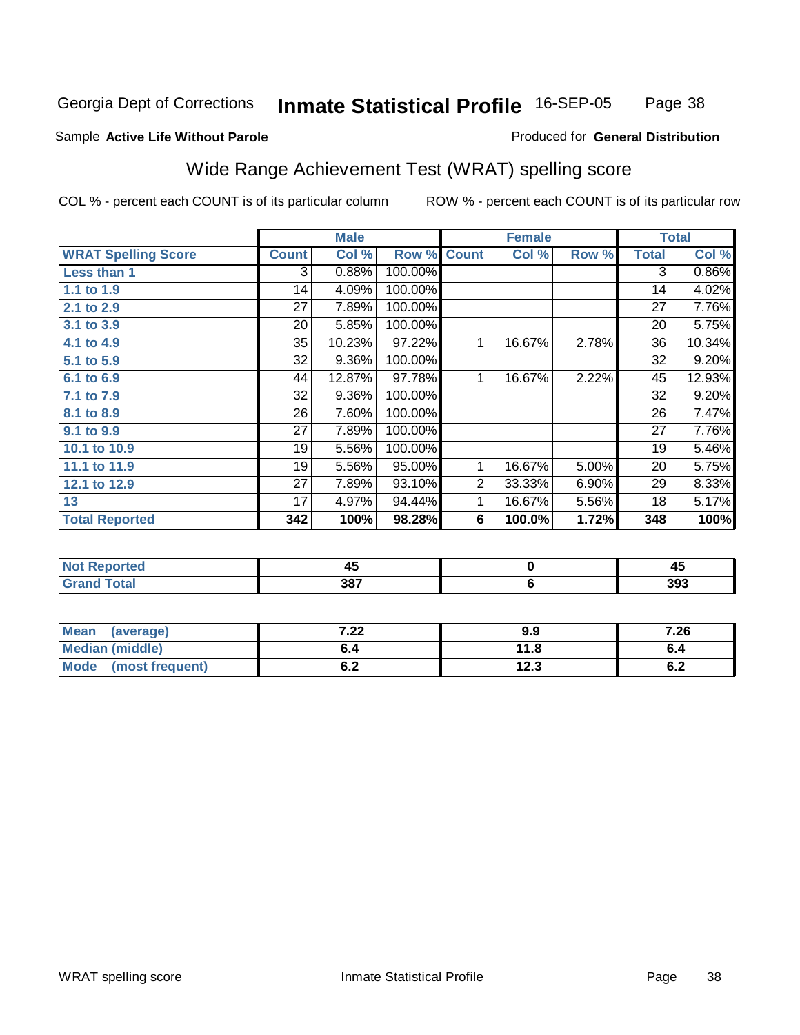Georgia Dept of Corrections **Inmate Statistical Profile** 16-SEP-05

Sample **Active Life Without Parole**

Produced for **General Distribution**

## Wide Range Achievement Test (WRAT) spelling score

COL % - percent each COUNT is of its particular column

ROW % - percent each COUNT is of its particular row

| | Male | | | Female | | | Total | |
|---|---|---|---|---|---|---|---|---|
| **WRAT Spelling Score** | **Count** | **Col %** | **Row %** | **Count** | **Col %** | **Row %** | **Total** | **Col %** |
| **Less than 1** | 3 | 0.88% | 100.00% | | | | 3 | 0.86% |
| **1.1 to 1.9** | 14 | 4.09% | 100.00% | | | | 14 | 4.02% |
| **2.1 to 2.9** | 27 | 7.89% | 100.00% | | | | 27 | 7.76% |
| **3.1 to 3.9** | 20 | 5.85% | 100.00% | | | | 20 | 5.75% |
| **4.1 to 4.9** | 35 | 10.23% | 97.22% | 1 | 16.67% | 2.78% | 36 | 10.34% |
| **5.1 to 5.9** | 32 | 9.36% | 100.00% | | | | 32 | 9.20% |
| **6.1 to 6.9** | 44 | 12.87% | 97.78% | 1 | 16.67% | 2.22% | 45 | 12.93% |
| **7.1 to 7.9** | 32 | 9.36% | 100.00% | | | | 32 | 9.20% |
| **8.1 to 8.9** | 26 | 7.60% | 100.00% | | | | 26 | 7.47% |
| **9.1 to 9.9** | 27 | 7.89% | 100.00% | | | | 27 | 7.76% |
| **10.1 to 10.9** | 19 | 5.56% | 100.00% | | | | 19 | 5.46% |
| **11.1 to 11.9** | 19 | 5.56% | 95.00% | 1 | 16.67% | 5.00% | 20 | 5.75% |
| **12.1 to 12.9** | 27 | 7.89% | 93.10% | 2 | 33.33% | 6.90% | 29 | 8.33% |
| **13** | 17 | 4.97% | 94.44% | 1 | 16.67% | 5.56% | 18 | 5.17% |
| **Total Reported** | **342** | **100%** | **98.28%** | **6** | **100.0%** | **1.72%** | **348** | **100%** |

| | Male | Female | Total |
|---|---|---|---|
| **Not Reported** | **45** | **0** | **45** |
| **Grand Total** | **387** | **6** | **393** |

| | Male | Female | Total |
|---|---|---|---|
| **Mean (average)** | **7.22** | **9.9** | **7.26** |
| **Median (middle)** | **6.4** | **11.8** | **6.4** |
| **Mode (most frequent)** | **6.2** | **12.3** | **6.2** |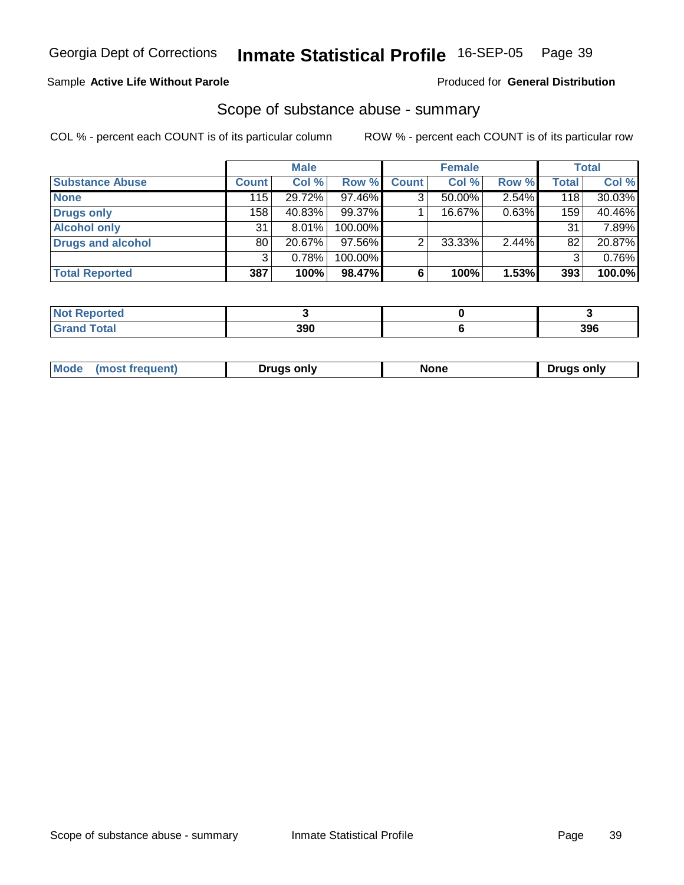Georgia Dept of Corrections **Inmate Statistical Profile** 16-SEP-05

Sample **Active Life Without Parole**

Produced for **General Distribution**

## Scope of substance abuse - summary

COL % - percent each COUNT is of its particular column

ROW % - percent each COUNT is of its particular row

| | Male | | | Female | | | Total | |
|---|---|---|---|---|---|---|---|---|
| **Substance Abuse** | **Count** | **Col %** | **Row %** | **Count** | **Col %** | **Row %** | **Total** | **Col %** |
| **None** | 115 | 29.72% | 97.46% | 3 | 50.00% | 2.54% | 118 | 30.03% |
| **Drugs only** | 158 | 40.83% | 99.37% | 1 | 16.67% | 0.63% | 159 | 40.46% |
| **Alcohol only** | 31 | 8.01% | 100.00% | | | | 31 | 7.89% |
| **Drugs and alcohol** | 80 | 20.67% | 97.56% | 2 | 33.33% | 2.44% | 82 | 20.87% |
| | 3 | 0.78% | 100.00% | | | | 3 | 0.76% |
| **Total Reported** | **387** | **100%** | **98.47%** | **6** | **100%** | **1.53%** | **393** | **100.0%** |

| | Male | Female | Total |
|---|---|---|---|
| **Not Reported** | **3** | **0** | **3** |
| **Grand Total** | **390** | **6** | **396** |

| | Male | Female | Total |
|---|---|---|---|
| **Mode (most frequent)** | **Drugs only** | **None** | **Drugs only** |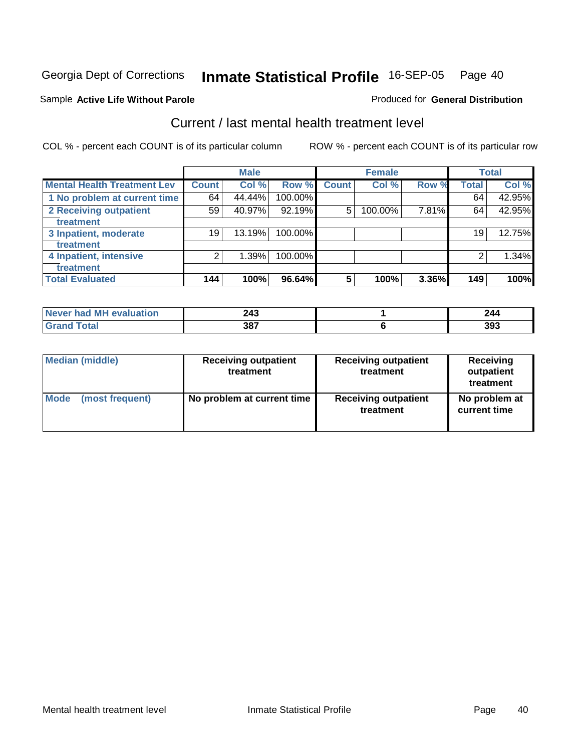Georgia Dept of Corrections **Inmate Statistical Profile** 16-SEP-05 Page 40

Sample **Active Life Without Parole**

Produced for **General Distribution**

## Current / last mental health treatment level

COL % - percent each COUNT is of its particular column

ROW % - percent each COUNT is of its particular row

| | Male | | | Female | | | Total | |
|---|---|---|---|---|---|---|---|---|
| **Mental Health Treatment Lev** | **Count** | **Col %** | **Row %** | **Count** | **Col %** | **Row %** | **Total** | **Col %** |
| 1 No problem at current time | 64 | 44.44% | 100.00% | | | | 64 | 42.95% |
| 2 Receiving outpatient treatment | 59 | 40.97% | 92.19% | 5 | 100.00% | 7.81% | 64 | 42.95% |
| 3 Inpatient, moderate treatment | 19 | 13.19% | 100.00% | | | | 19 | 12.75% |
| 4 Inpatient, intensive treatment | 2 | 1.39% | 100.00% | | | | 2 | 1.34% |
| **Total Evaluated** | **144** | **100%** | **96.64%** | **5** | **100%** | **3.36%** | **149** | **100%** |

| | Male | Female | Total |
|---|---|---|---|
| Never had MH evaluation | **243** | **1** | **244** |
| Grand Total | **387** | **6** | **393** |

| | Male | Female | Total |
|---|---|---|---|
| **Median (middle)** | **Receiving outpatient treatment** | **Receiving outpatient treatment** | **Receiving outpatient treatment** |
| **Mode (most frequent)** | **No problem at current time** | **Receiving outpatient treatment** | **No problem at current time** |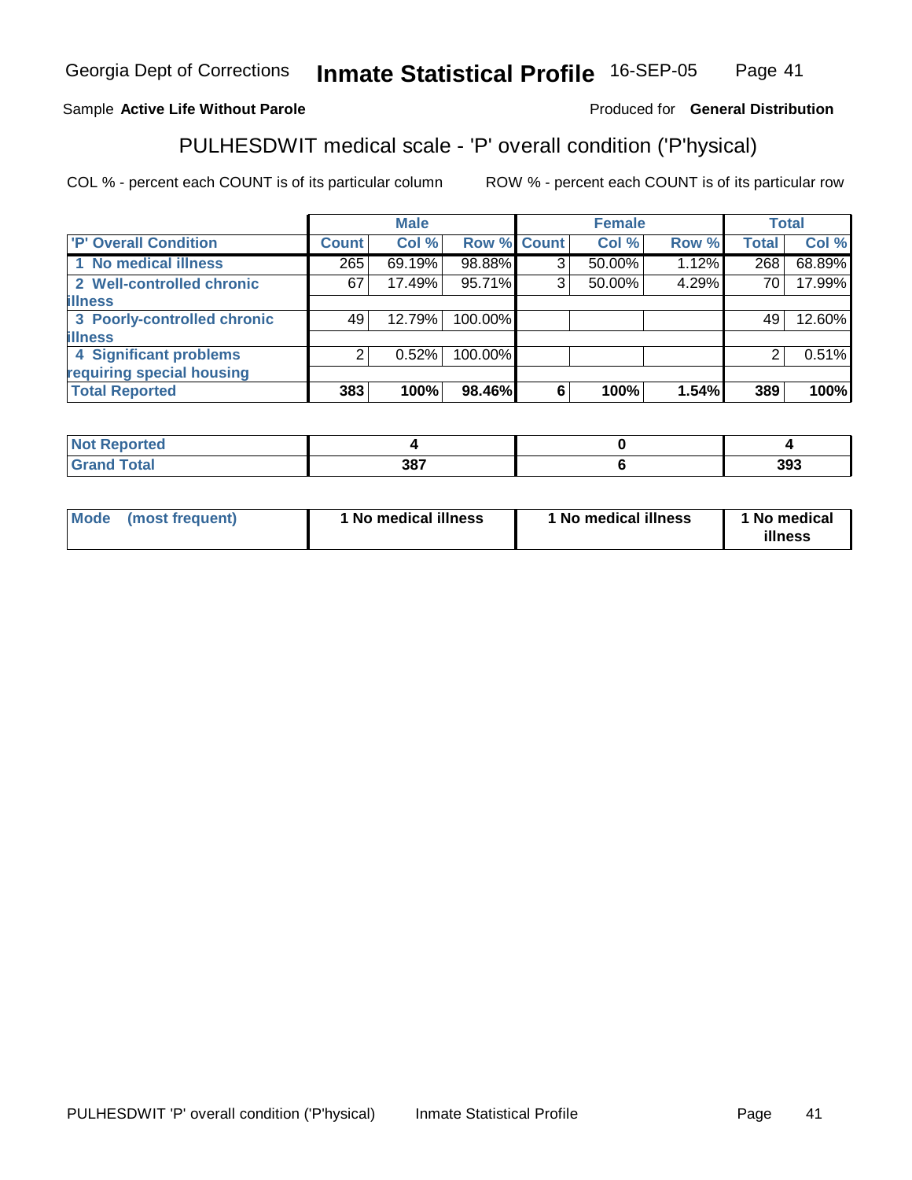Georgia Dept of Corrections **Inmate Statistical Profile** 16-SEP-05

Sample **Active Life Without Parole** Produced for **General Distribution**

## PULHESDWIT medical scale - 'P' overall condition ('P'hysical)

COL % - percent each COUNT is of its particular column ROW % - percent each COUNT is of its particular row

| | Male | | | Female | | | Total | |
|---|---|---|---|---|---|---|---|---|
| 'P' Overall Condition | Count | Col % | Row % | Count | Col % | Row % | Total | Col % |
| 1 No medical illness | 265 | 69.19% | 98.88% | 3 | 50.00% | 1.12% | 268 | 68.89% |
| 2 Well-controlled chronic illness | 67 | 17.49% | 95.71% | 3 | 50.00% | 4.29% | 70 | 17.99% |
| 3 Poorly-controlled chronic illness | 49 | 12.79% | 100.00% | | | | 49 | 12.60% |
| 4 Significant problems requiring special housing | 2 | 0.52% | 100.00% | | | | 2 | 0.51% |
| **Total Reported** | **383** | **100%** | **98.46%** | **6** | **100%** | **1.54%** | **389** | **100%** |

| | Male | Female | Total |
|---|---|---|---|
| Not Reported | 4 | 0 | 4 |
| Grand Total | 387 | 6 | 393 |

| | Male | Female | Total |
|---|---|---|---|
| Mode (most frequent) | 1 No medical illness | 1 No medical illness | 1 No medical illness |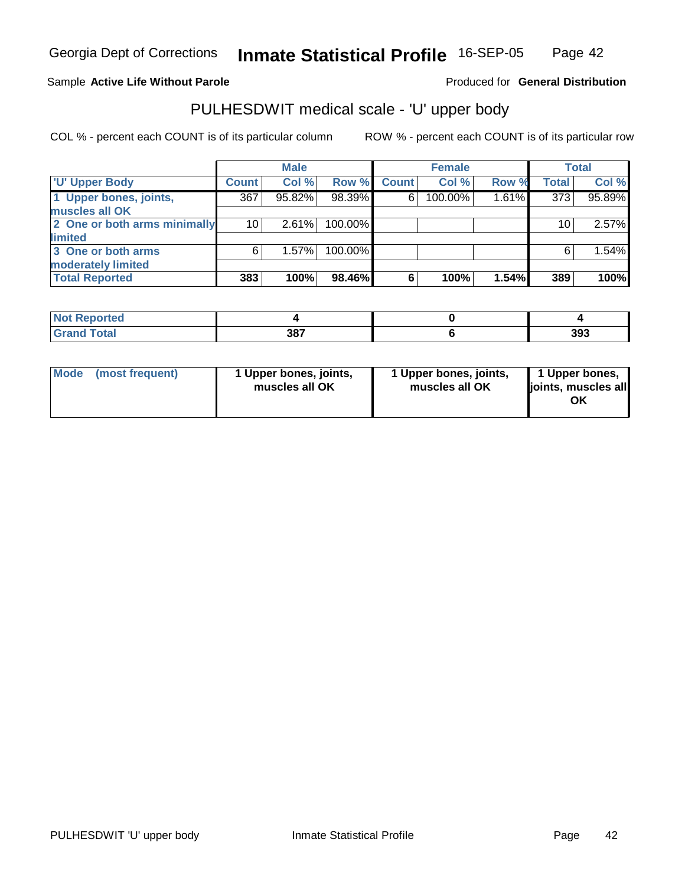Georgia Dept of Corrections **Inmate Statistical Profile** 16-SEP-05

Sample **Active Life Without Parole** Produced for **General Distribution**

## PULHESDWIT medical scale - 'U' upper body

COL % - percent each COUNT is of its particular column    ROW % - percent each COUNT is of its particular row

| | Male | | | Female | | | Total | |
|---|---|---|---|---|---|---|---|---|
| 'U' Upper Body | Count | Col % | Row % | Count | Col % | Row % | Total | Col % |
| 1 Upper bones, joints, muscles all OK | 367 | 95.82% | 98.39% | 6 | 100.00% | 1.61% | 373 | 95.89% |
| 2 One or both arms minimally limited | 10 | 2.61% | 100.00% | | | | 10 | 2.57% |
| 3 One or both arms moderately limited | 6 | 1.57% | 100.00% | | | | 6 | 1.54% |
| **Total Reported** | **383** | **100%** | **98.46%** | **6** | **100%** | **1.54%** | **389** | **100%** |

| | Male | Female | Total |
|---|---|---|---|
| Not Reported | 4 | 0 | 4 |
| Grand Total | 387 | 6 | 393 |

| | Male | Female | Total |
|---|---|---|---|
| Mode (most frequent) | 1 Upper bones, joints, muscles all OK | 1 Upper bones, joints, muscles all OK | 1 Upper bones, joints, muscles all OK |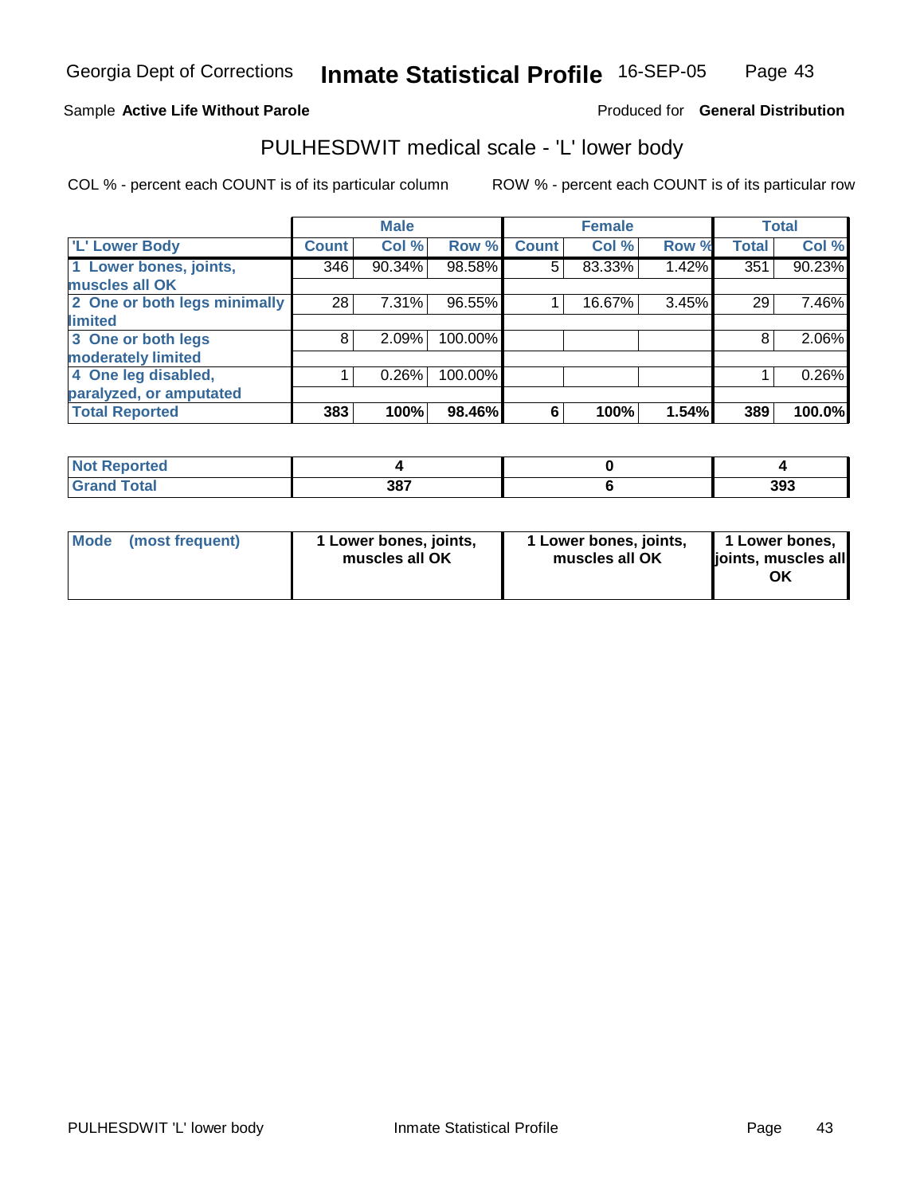Sample **Active Life Without Parole**

Produced for **General Distribution**

## PULHESDWIT medical scale - 'L' lower body

COL % - percent each COUNT is of its particular column

ROW % - percent each COUNT is of its particular row

| | Male | | | Female | | | Total | |
|---|---|---|---|---|---|---|---|---|
| **'L' Lower Body** | **Count** | **Col %** | **Row %** | **Count** | **Col %** | **Row %** | **Total** | **Col %** |
| **1 Lower bones, joints, muscles all OK** | 346 | 90.34% | 98.58% | 5 | 83.33% | 1.42% | 351 | 90.23% |
| **2 One or both legs minimally limited** | 28 | 7.31% | 96.55% | 1 | 16.67% | 3.45% | 29 | 7.46% |
| **3 One or both legs moderately limited** | 8 | 2.09% | 100.00% | | | | 8 | 2.06% |
| **4 One leg disabled, paralyzed, or amputated** | 1 | 0.26% | 100.00% | | | | 1 | 0.26% |
| **Total Reported** | **383** | **100%** | **98.46%** | **6** | **100%** | **1.54%** | **389** | **100.0%** |

| | Male | Female | Total |
|---|---|---|---|
| **Not Reported** | **4** | **0** | **4** |
| **Grand Total** | **387** | **6** | **393** |

| | Male | Female | Total |
|---|---|---|---|
| **Mode (most frequent)** | **1 Lower bones, joints, muscles all OK** | **1 Lower bones, joints, muscles all OK** | **1 Lower bones, joints, muscles all OK** |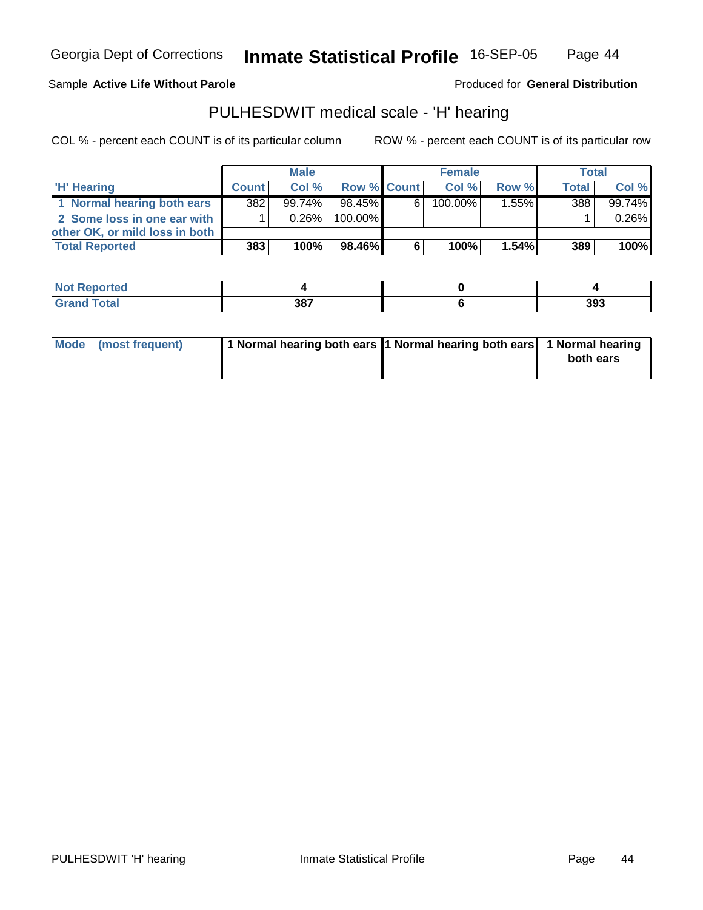Georgia Dept of Corrections **Inmate Statistical Profile** 16-SEP-05

Sample **Active Life Without Parole**

Produced for **General Distribution**

## PULHESDWIT medical scale - 'H' hearing

COL % - percent each COUNT is of its particular column

ROW % - percent each COUNT is of its particular row

| | Male | | | Female | | | Total | |
|---|---|---|---|---|---|---|---|---|
| 'H' Hearing | Count | Col % | Row % | Count | Col % | Row % | Total | Col % |
| 1 Normal hearing both ears | 382 | 99.74% | 98.45% | 6 | 100.00% | 1.55% | 388 | 99.74% |
| 2 Some loss in one ear with other OK, or mild loss in both | 1 | 0.26% | 100.00% | | | | 1 | 0.26% |
| **Total Reported** | **383** | **100%** | **98.46%** | **6** | **100%** | **1.54%** | **389** | **100%** |

| | Male | Female | Total |
|---|---|---|---|
| Not Reported | 4 | 0 | 4 |
| Grand Total | 387 | 6 | 393 |

| | Male | Female | Total |
|---|---|---|---|
| Mode (most frequent) | 1 Normal hearing both ears | 1 Normal hearing both ears | 1 Normal hearing both ears |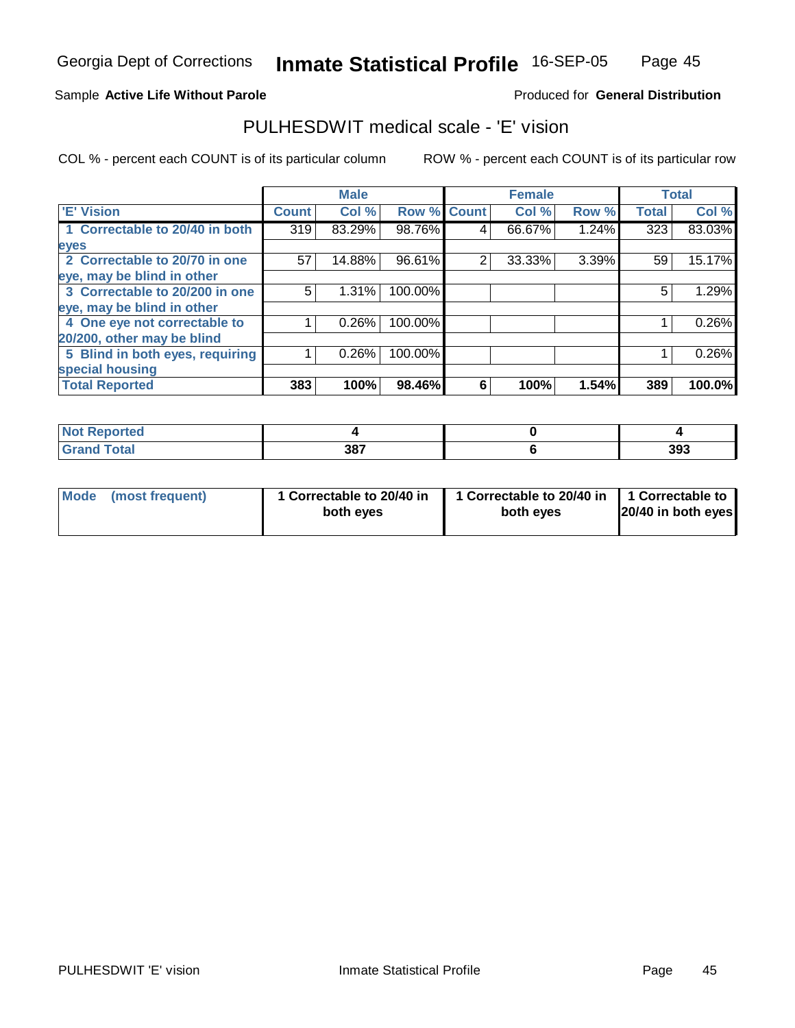Georgia Dept of Corrections **Inmate Statistical Profile** 16-SEP-05

Sample **Active Life Without Parole**

Produced for **General Distribution**

## PULHESDWIT medical scale - 'E' vision

COL % - percent each COUNT is of its particular column

ROW % - percent each COUNT is of its particular row

| 'E' Vision | Male | | | Female | | | Total | |
|---|---|---|---|---|---|---|---|---|
| | Count | Col % | Row % | Count | Col % | Row % | Total | Col % |
| 1 Correctable to 20/40 in both eyes | 319 | 83.29% | 98.76% | 4 | 66.67% | 1.24% | 323 | 83.03% |
| 2 Correctable to 20/70 in one eye, may be blind in other | 57 | 14.88% | 96.61% | 2 | 33.33% | 3.39% | 59 | 15.17% |
| 3 Correctable to 20/200 in one eye, may be blind in other | 5 | 1.31% | 100.00% | | | | 5 | 1.29% |
| 4 One eye not correctable to 20/200, other may be blind | 1 | 0.26% | 100.00% | | | | 1 | 0.26% |
| 5 Blind in both eyes, requiring special housing | 1 | 0.26% | 100.00% | | | | 1 | 0.26% |
| **Total Reported** | **383** | **100%** | **98.46%** | **6** | **100%** | **1.54%** | **389** | **100.0%** |

| | Male | Female | Total |
|---|---|---|---|
| Not Reported | 4 | 0 | 4 |
| Grand Total | 387 | 6 | 393 |

| | Male | Female | Total |
|---|---|---|---|
| Mode (most frequent) | 1 Correctable to 20/40 in both eyes | 1 Correctable to 20/40 in both eyes | 1 Correctable to 20/40 in both eyes |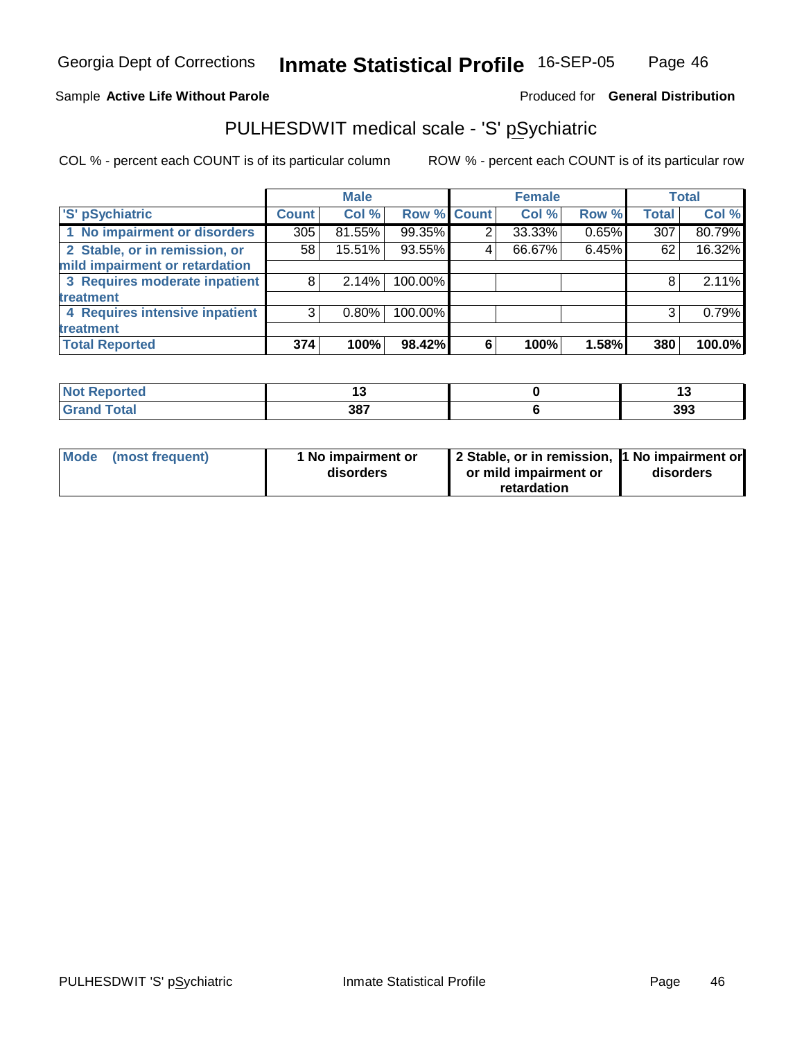Georgia Dept of Corrections **Inmate Statistical Profile** 16-SEP-05

Sample **Active Life Without Parole** Produced for **General Distribution**

# PULHESDWIT medical scale - 'S' pSychiatric

COL % - percent each COUNT is of its particular column ROW % - percent each COUNT is of its particular row

| | Male | | | Female | | | Total | |
|---|---|---|---|---|---|---|---|---|
| 'S' pSychiatric | Count | Col % | Row % | Count | Col % | Row % | Total | Col % |
| 1 No impairment or disorders | 305 | 81.55% | 99.35% | 2 | 33.33% | 0.65% | 307 | 80.79% |
| 2 Stable, or in remission, or mild impairment or retardation | 58 | 15.51% | 93.55% | 4 | 66.67% | 6.45% | 62 | 16.32% |
| 3 Requires moderate inpatient treatment | 8 | 2.14% | 100.00% | | | | 8 | 2.11% |
| 4 Requires intensive inpatient treatment | 3 | 0.80% | 100.00% | | | | 3 | 0.79% |
| **Total Reported** | **374** | **100%** | **98.42%** | **6** | **100%** | **1.58%** | **380** | **100.0%** |

| | Male | Female | Total |
|---|---|---|---|
| **Not Reported** | **13** | **0** | **13** |
| **Grand Total** | **387** | **6** | **393** |

| | Male | Female | Total |
|---|---|---|---|
| **Mode (most frequent)** | **1 No impairment or disorders** | **2 Stable, or in remission, or mild impairment or retardation** | **1 No impairment or disorders** |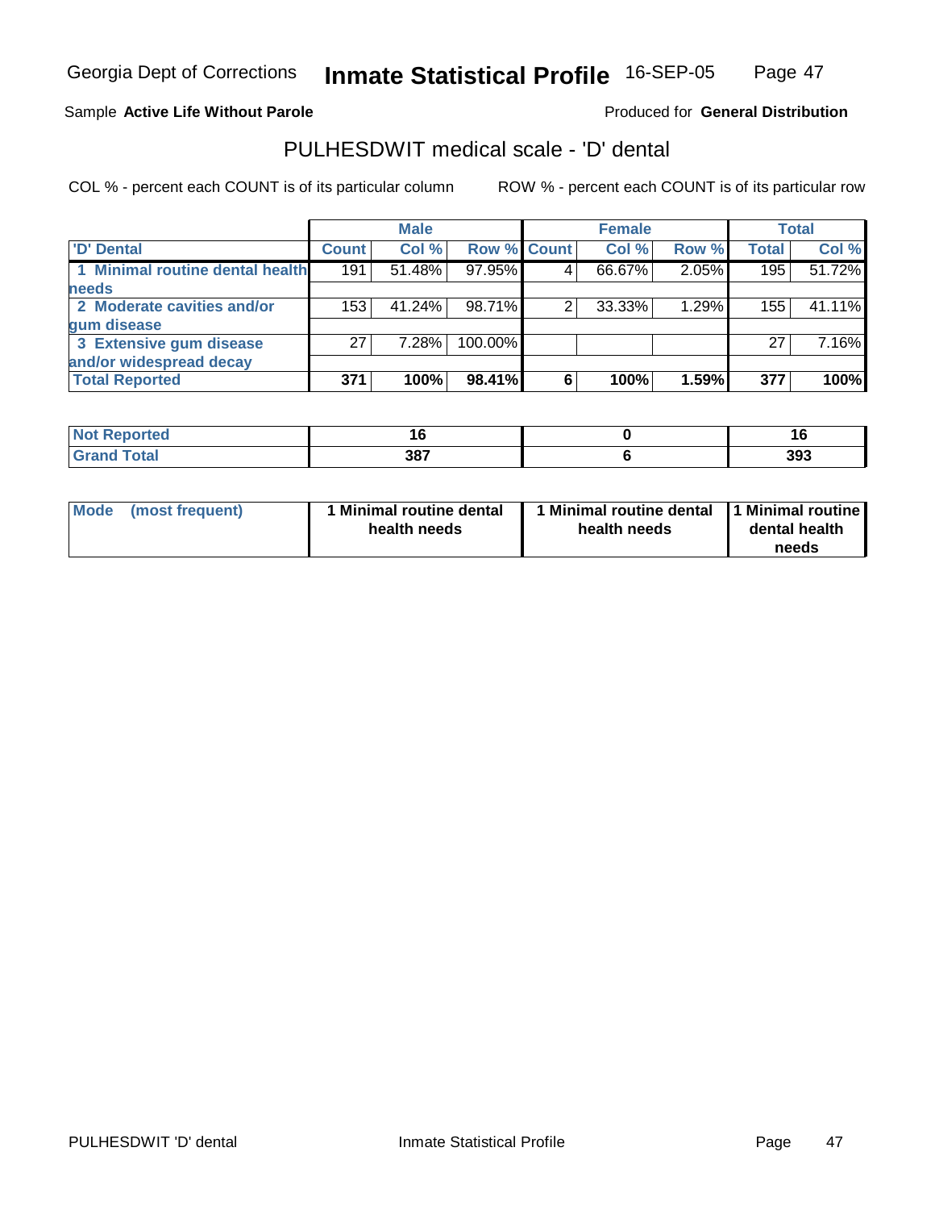Georgia Dept of Corrections **Inmate Statistical Profile** 16-SEP-05

Sample **Active Life Without Parole**

Produced for **General Distribution**

## PULHESDWIT medical scale - 'D' dental

COL % - percent each COUNT is of its particular column

ROW % - percent each COUNT is of its particular row

| | Male | | | Female | | | Total | |
|---|---|---|---|---|---|---|---|---|
| 'D' Dental | Count | Col % | Row % | Count | Col % | Row % | Total | Col % |
| 1 Minimal routine dental health needs | 191 | 51.48% | 97.95% | 4 | 66.67% | 2.05% | 195 | 51.72% |
| 2 Moderate cavities and/or gum disease | 153 | 41.24% | 98.71% | 2 | 33.33% | 1.29% | 155 | 41.11% |
| 3 Extensive gum disease and/or widespread decay | 27 | 7.28% | 100.00% | | | | 27 | 7.16% |
| **Total Reported** | **371** | **100%** | **98.41%** | **6** | **100%** | **1.59%** | **377** | **100%** |

| | Male | Female | Total |
|---|---|---|---|
| Not Reported | 16 | 0 | 16 |
| Grand Total | 387 | 6 | 393 |

| | Male | Female | Total |
|---|---|---|---|
| Mode (most frequent) | 1 Minimal routine dental health needs | 1 Minimal routine dental health needs | 1 Minimal routine dental health needs |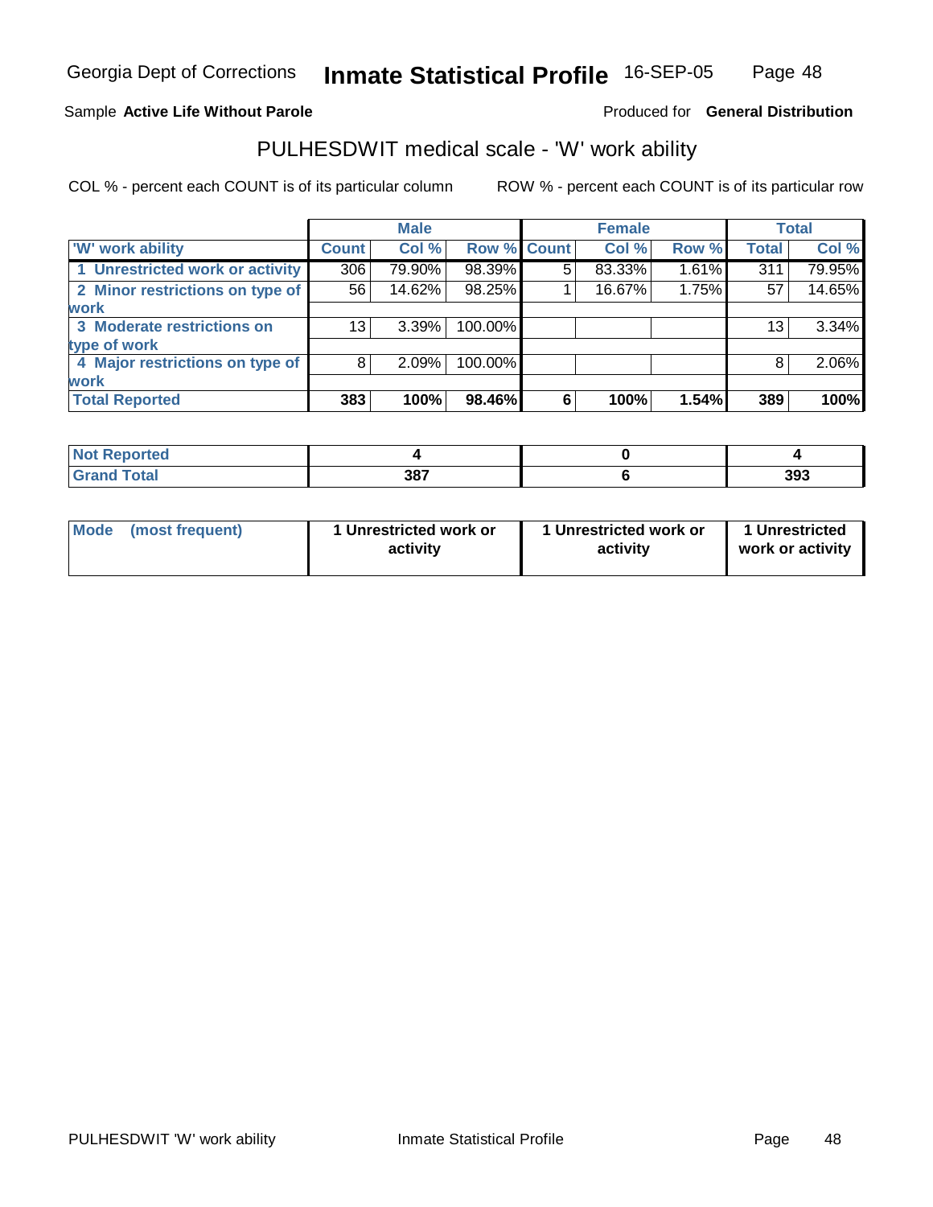Georgia Dept of Corrections **Inmate Statistical Profile** 16-SEP-05

Sample **Active Life Without Parole** Produced for **General Distribution**

## PULHESDWIT medical scale - 'W' work ability

COL % - percent each COUNT is of its particular column ROW % - percent each COUNT is of its particular row

| | Male | | | Female | | | Total | |
|---|---|---|---|---|---|---|---|---|
| 'W' work ability | Count | Col % | Row % | Count | Col % | Row % | Total | Col % |
| 1 Unrestricted work or activity | 306 | 79.90% | 98.39% | 5 | 83.33% | 1.61% | 311 | 79.95% |
| 2 Minor restrictions on type of work | 56 | 14.62% | 98.25% | 1 | 16.67% | 1.75% | 57 | 14.65% |
| 3 Moderate restrictions on type of work | 13 | 3.39% | 100.00% | | | | 13 | 3.34% |
| 4 Major restrictions on type of work | 8 | 2.09% | 100.00% | | | | 8 | 2.06% |
| **Total Reported** | **383** | **100%** | **98.46%** | **6** | **100%** | **1.54%** | **389** | **100%** |

| | Male | Female | Total |
|---|---|---|---|
| Not Reported | 4 | 0 | 4 |
| Grand Total | 387 | 6 | 393 |

| | Male | Female | Total |
|---|---|---|---|
| Mode (most frequent) | 1 Unrestricted work or activity | 1 Unrestricted work or activity | 1 Unrestricted work or activity |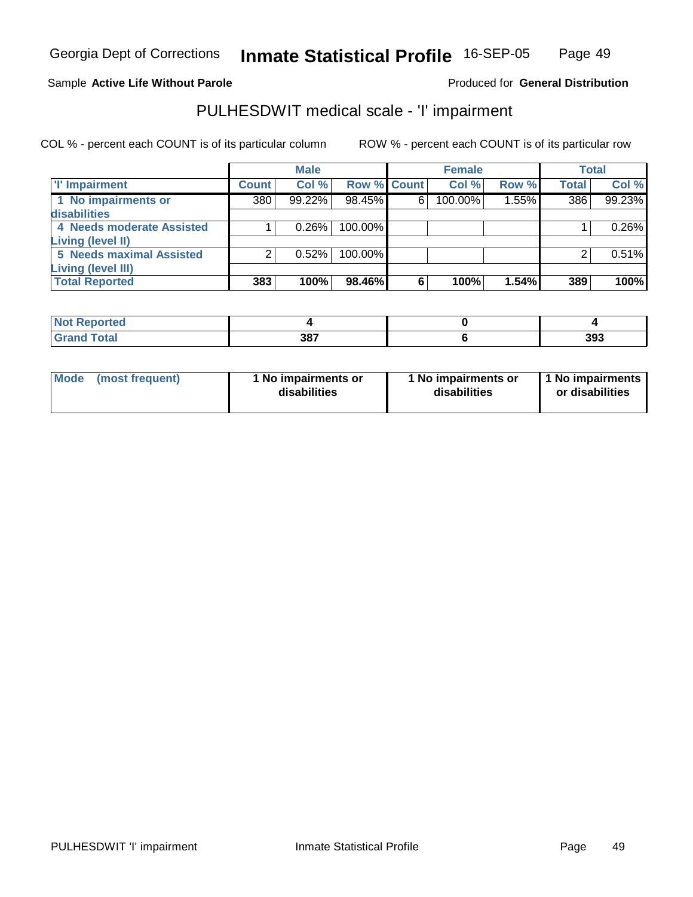Georgia Dept of Corrections **Inmate Statistical Profile** 16-SEP-05

Sample **Active Life Without Parole**

Produced for **General Distribution**

## PULHESDWIT medical scale - 'I' impairment

COL % - percent each COUNT is of its particular column

ROW % - percent each COUNT is of its particular row

| | Male | | | Female | | | Total | |
|---|---|---|---|---|---|---|---|---|
| 'I' Impairment | Count | Col % | Row % | Count | Col % | Row % | Total | Col % |
| 1 No impairments or disabilities | 380 | 99.22% | 98.45% | 6 | 100.00% | 1.55% | 386 | 99.23% |
| 4 Needs moderate Assisted Living (level II) | 1 | 0.26% | 100.00% | | | | 1 | 0.26% |
| 5 Needs maximal Assisted Living (level III) | 2 | 0.52% | 100.00% | | | | 2 | 0.51% |
| **Total Reported** | **383** | **100%** | **98.46%** | **6** | **100%** | **1.54%** | **389** | **100%** |

| | Male | Female | Total |
|---|---|---|---|
| Not Reported | 4 | 0 | 4 |
| Grand Total | 387 | 6 | 393 |

| | Male | Female | Total |
|---|---|---|---|
| Mode (most frequent) | 1 No impairments or disabilities | 1 No impairments or disabilities | 1 No impairments or disabilities |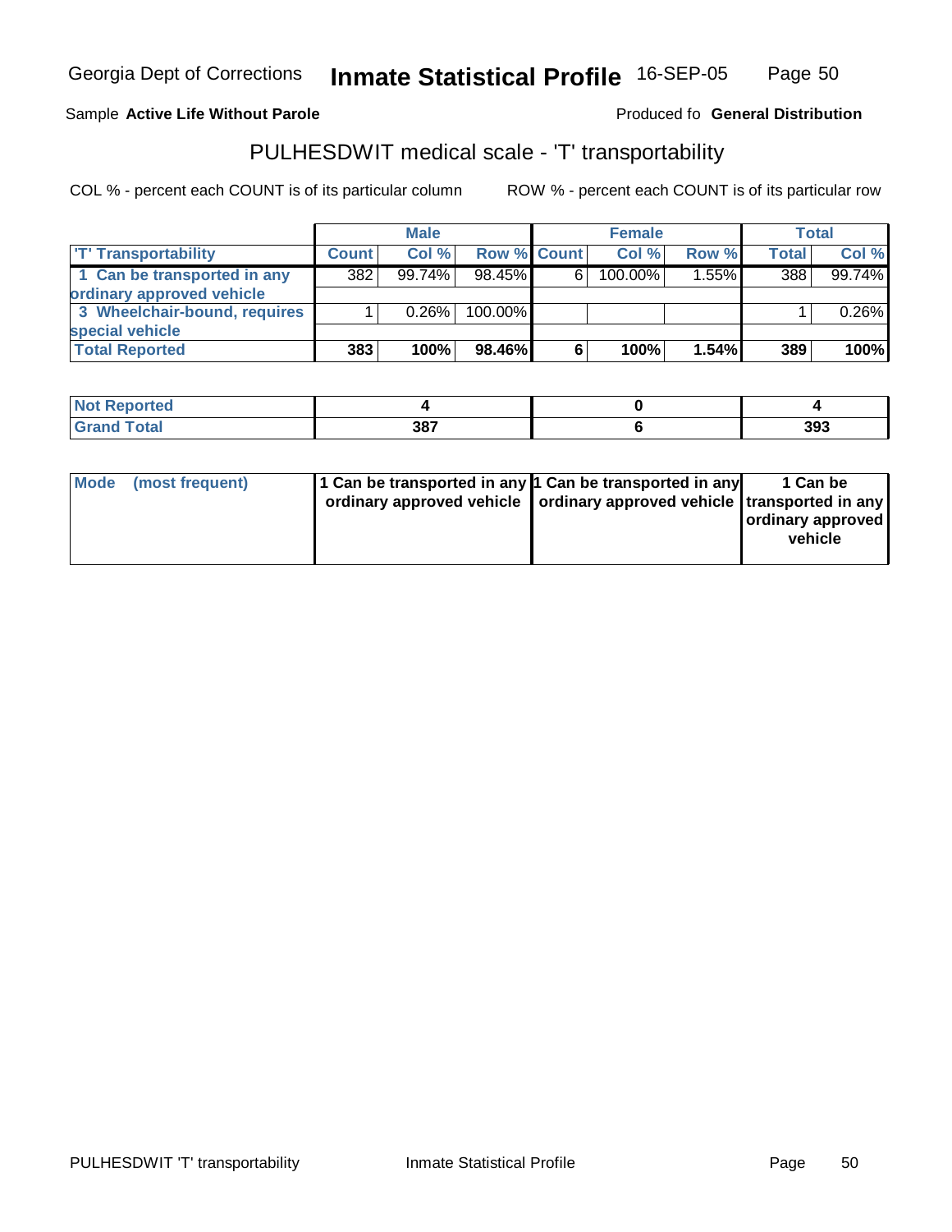Georgia Dept of Corrections **Inmate Statistical Profile** 16-SEP-05

Sample **Active Life Without Parole**

Produced fo **General Distribution**

## PULHESDWIT medical scale - 'T' transportability

COL % - percent each COUNT is of its particular column

ROW % - percent each COUNT is of its particular row

| | Male | | | Female | | | Total | |
|---|---|---|---|---|---|---|---|---|
| 'T' Transportability | Count | Col % | Row % | Count | Col % | Row % | Total | Col % |
| 1 Can be transported in any ordinary approved vehicle | 382 | 99.74% | 98.45% | 6 | 100.00% | 1.55% | 388 | 99.74% |
| 3 Wheelchair-bound, requires special vehicle | 1 | 0.26% | 100.00% | | | | 1 | 0.26% |
| **Total Reported** | **383** | **100%** | **98.46%** | **6** | **100%** | **1.54%** | **389** | **100%** |

| | Male | Female | Total |
|---|---|---|---|
| Not Reported | **4** | **0** | **4** |
| Grand Total | **387** | **6** | **393** |

| | Male | Female | Total |
|---|---|---|---|
| Mode (most frequent) | **1 Can be transported in any ordinary approved vehicle** | **1 Can be transported in any ordinary approved vehicle** | **1 Can be transported in any ordinary approved vehicle** |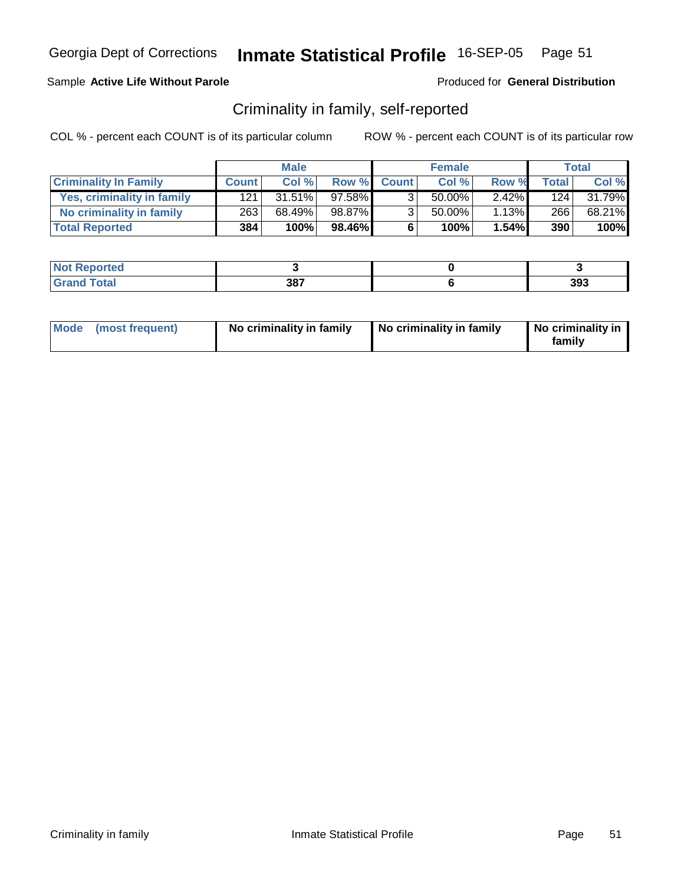Georgia Dept of Corrections **Inmate Statistical Profile** 16-SEP-05

Sample **Active Life Without Parole**

Produced for **General Distribution**

## Criminality in family, self-reported

COL % - percent each COUNT is of its particular column

ROW % - percent each COUNT is of its particular row

| | Male | | | Female | | | Total | |
|---|---|---|---|---|---|---|---|---|
| **Criminality In Family** | **Count** | **Col %** | **Row %** | **Count** | **Col %** | **Row %** | **Total** | **Col %** |
| **Yes, criminality in family** | 121 | 31.51% | 97.58% | 3 | 50.00% | 2.42% | 124 | 31.79% |
| **No criminality in family** | 263 | 68.49% | 98.87% | 3 | 50.00% | 1.13% | 266 | 68.21% |
| **Total Reported** | **384** | **100%** | **98.46%** | **6** | **100%** | **1.54%** | **390** | **100%** |

| | Male | Female | Total |
|---|---|---|---|
| **Not Reported** | **3** | **0** | **3** |
| **Grand Total** | **387** | **6** | **393** |

| | Male | Female | Total |
|---|---|---|---|
| **Mode (most frequent)** | **No criminality in family** | **No criminality in family** | **No criminality in family** |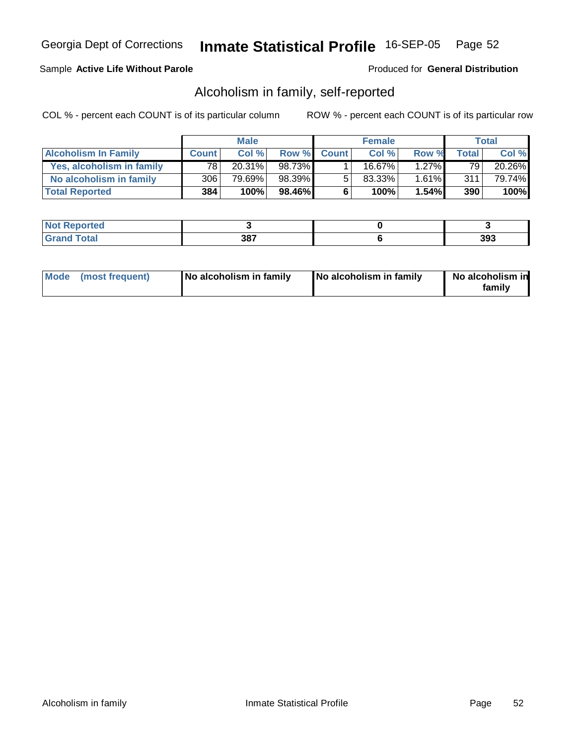Georgia Dept of Corrections **Inmate Statistical Profile** 16-SEP-05

Sample **Active Life Without Parole**

Produced for **General Distribution**

## Alcoholism in family, self-reported

COL % - percent each COUNT is of its particular column

ROW % - percent each COUNT is of its particular row

| | Male | | | Female | | | Total | |
|---|---|---|---|---|---|---|---|---|
| **Alcoholism In Family** | **Count** | **Col %** | **Row %** | **Count** | **Col %** | **Row %** | **Total** | **Col %** |
| **Yes, alcoholism in family** | 78 | 20.31% | 98.73% | 1 | 16.67% | 1.27% | 79 | 20.26% |
| **No alcoholism in family** | 306 | 79.69% | 98.39% | 5 | 83.33% | 1.61% | 311 | 79.74% |
| **Total Reported** | **384** | **100%** | **98.46%** | **6** | **100%** | **1.54%** | **390** | **100%** |

| | Male | Female | Total |
|---|---|---|---|
| **Not Reported** | **3** | **0** | **3** |
| **Grand Total** | **387** | **6** | **393** |

| | Male | Female | Total |
|---|---|---|---|
| **Mode (most frequent)** | **No alcoholism in family** | **No alcoholism in family** | **No alcoholism in family** |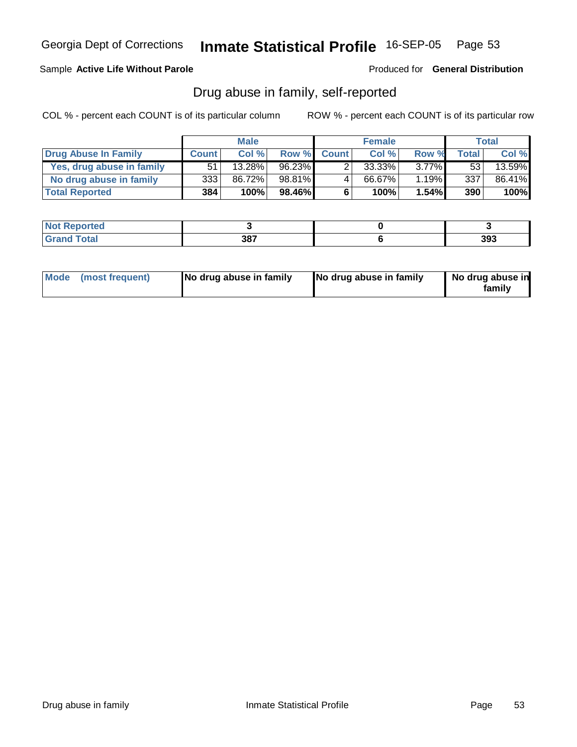Georgia Dept of Corrections **Inmate Statistical Profile** 16-SEP-05

Sample **Active Life Without Parole** Produced for **General Distribution**

## Drug abuse in family, self-reported

COL % - percent each COUNT is of its particular column ROW % - percent each COUNT is of its particular row

| | Male | | | Female | | | Total | |
|---|---|---|---|---|---|---|---|---|
| **Drug Abuse In Family** | **Count** | **Col %** | **Row %** | **Count** | **Col %** | **Row %** | **Total** | **Col %** |
| **Yes, drug abuse in family** | 51 | 13.28% | 96.23% | 2 | 33.33% | 3.77% | 53 | 13.59% |
| **No drug abuse in family** | 333 | 86.72% | 98.81% | 4 | 66.67% | 1.19% | 337 | 86.41% |
| **Total Reported** | **384** | **100%** | **98.46%** | **6** | **100%** | **1.54%** | **390** | **100%** |

| | Male | Female | Total |
|---|---|---|---|
| **Not Reported** | **3** | **0** | **3** |
| **Grand Total** | **387** | **6** | **393** |

| | Male | Female | Total |
|---|---|---|---|
| **Mode (most frequent)** | **No drug abuse in family** | **No drug abuse in family** | **No drug abuse in family** |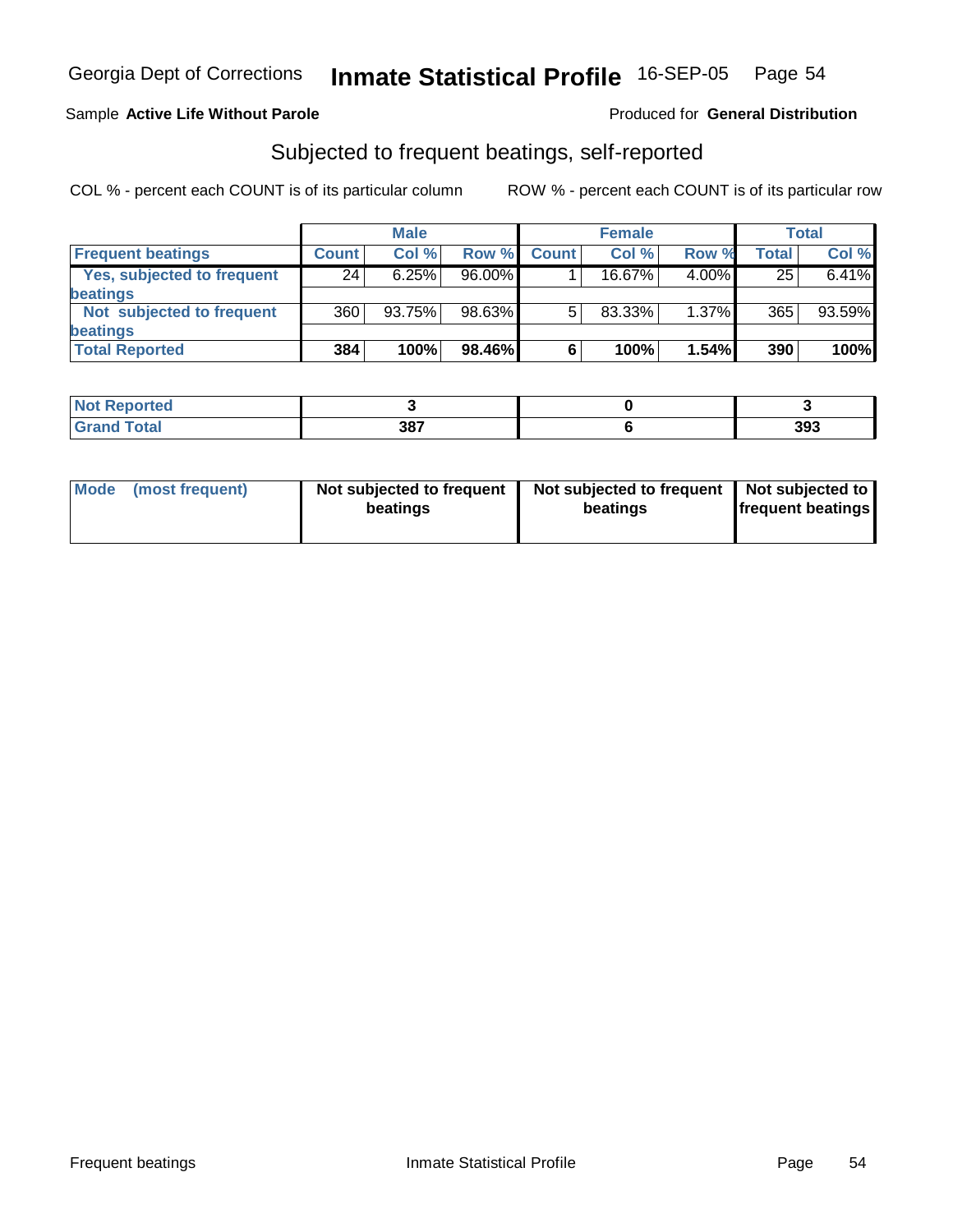Georgia Dept of Corrections **Inmate Statistical Profile** 16-SEP-05

Sample **Active Life Without Parole** Produced for **General Distribution**

## Subjected to frequent beatings, self-reported

COL % - percent each COUNT is of its particular column ROW % - percent each COUNT is of its particular row

| | Male | | | Female | | | Total | |
|---|---|---|---|---|---|---|---|---|
| **Frequent beatings** | **Count** | **Col %** | **Row %** | **Count** | **Col %** | **Row %** | **Total** | **Col %** |
| Yes, subjected to frequent beatings | 24 | 6.25% | 96.00% | 1 | 16.67% | 4.00% | 25 | 6.41% |
| Not subjected to frequent beatings | 360 | 93.75% | 98.63% | 5 | 83.33% | 1.37% | 365 | 93.59% |
| **Total Reported** | **384** | **100%** | **98.46%** | **6** | **100%** | **1.54%** | **390** | **100%** |

| | Male | Female | Total |
|---|---|---|---|
| **Not Reported** | **3** | **0** | **3** |
| **Grand Total** | **387** | **6** | **393** |

| | Male | Female | Total |
|---|---|---|---|
| **Mode (most frequent)** | **Not subjected to frequent beatings** | **Not subjected to frequent beatings** | **Not subjected to frequent beatings** |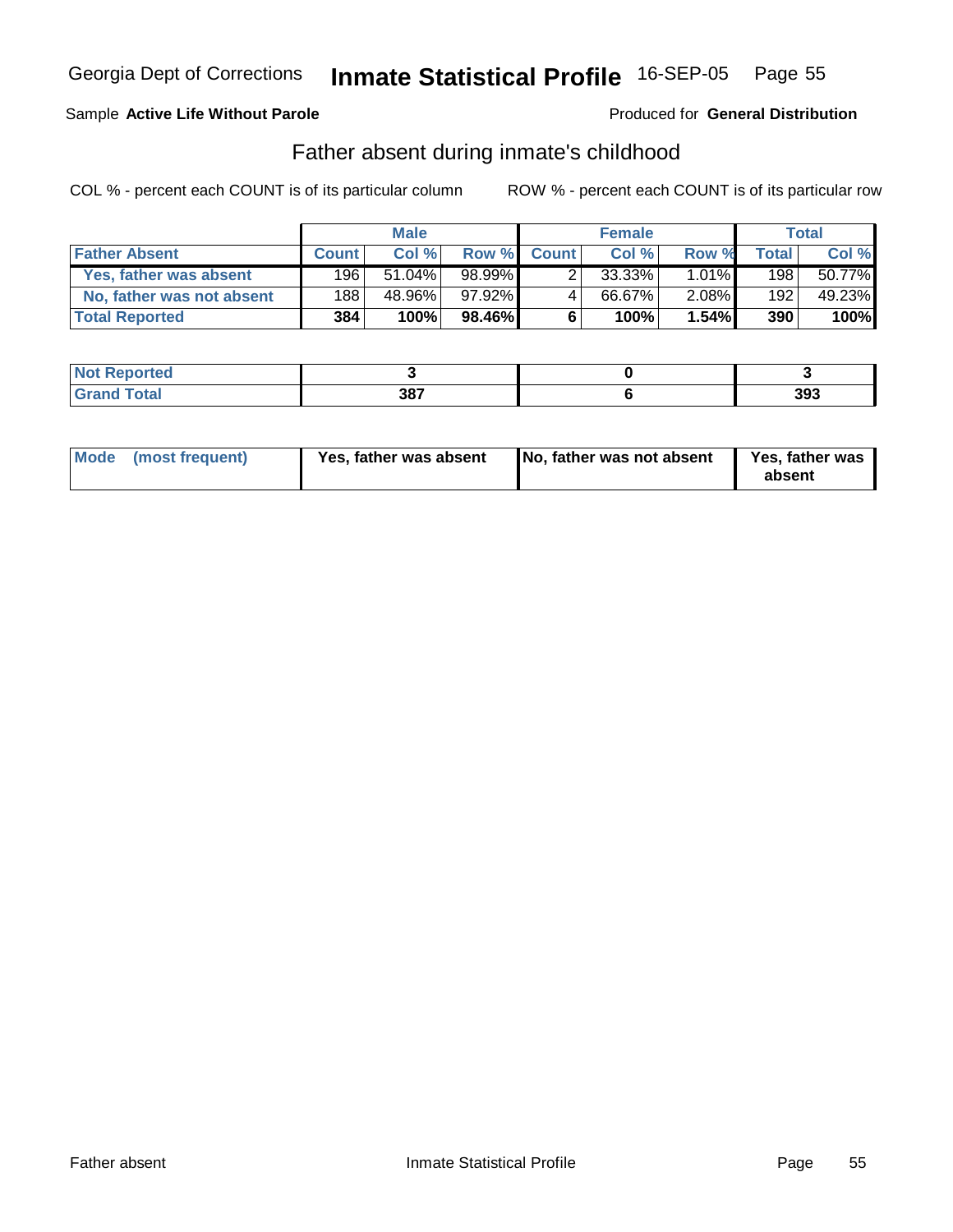Georgia Dept of Corrections **Inmate Statistical Profile** 16-SEP-05

Sample **Active Life Without Parole**

Produced for **General Distribution**

## Father absent during inmate's childhood

COL % - percent each COUNT is of its particular column

ROW % - percent each COUNT is of its particular row

| | Male | | | Female | | | Total | |
|---|---|---|---|---|---|---|---|---|
| **Father Absent** | **Count** | **Col %** | **Row %** | **Count** | **Col %** | **Row %** | **Total** | **Col %** |
| **Yes, father was absent** | 196 | 51.04% | 98.99% | 2 | 33.33% | 1.01% | 198 | 50.77% |
| **No, father was not absent** | 188 | 48.96% | 97.92% | 4 | 66.67% | 2.08% | 192 | 49.23% |
| **Total Reported** | **384** | **100%** | **98.46%** | **6** | **100%** | **1.54%** | **390** | **100%** |

| | Male | Female | Total |
|---|---|---|---|
| **Not Reported** | **3** | **0** | **3** |
| **Grand Total** | **387** | **6** | **393** |

| | Male | Female | Total |
|---|---|---|---|
| **Mode (most frequent)** | **Yes, father was absent** | **No, father was not absent** | **Yes, father was absent** |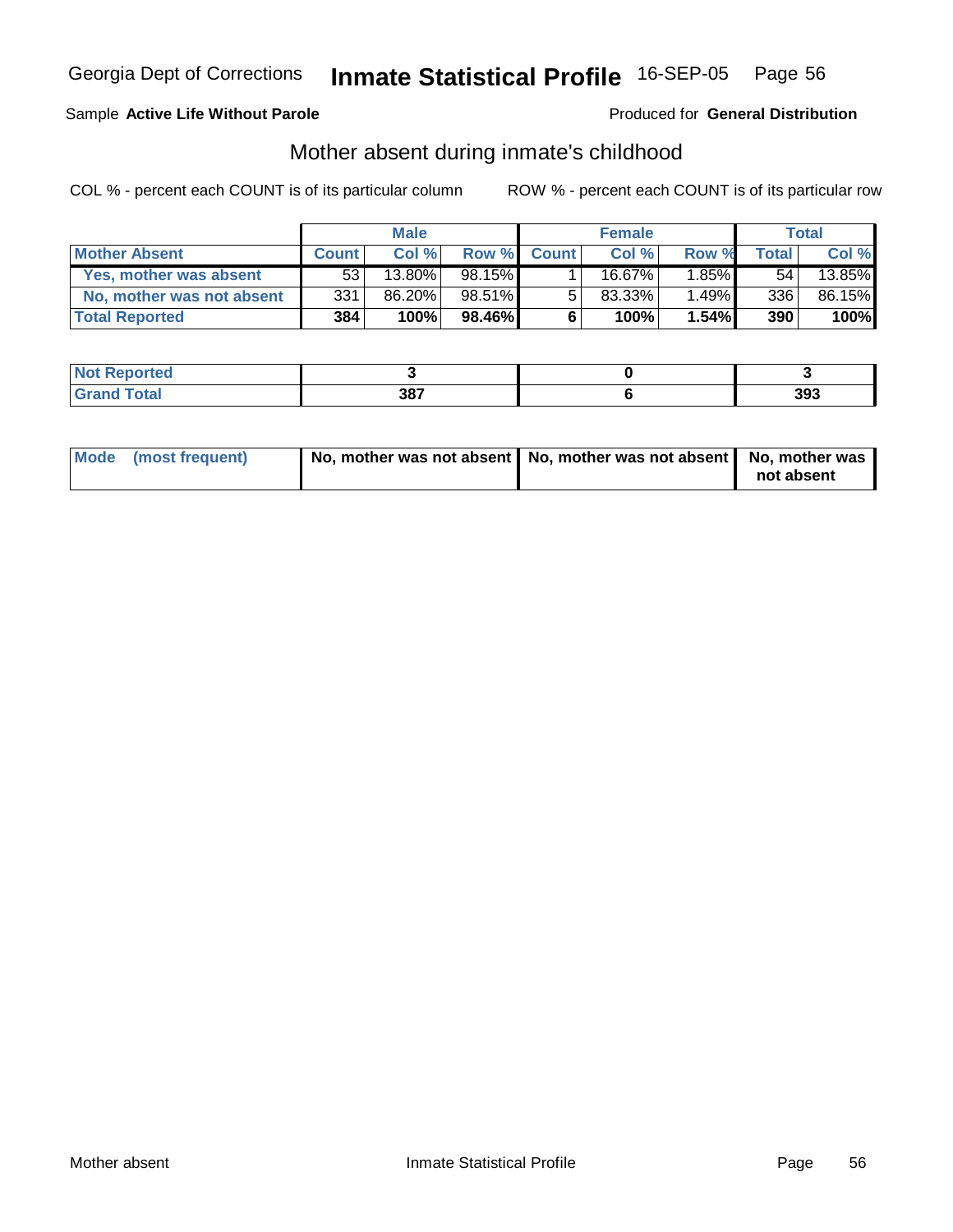Georgia Dept of Corrections **Inmate Statistical Profile** 16-SEP-05 Page 56

Sample **Active Life Without Parole**

Produced for **General Distribution**

## Mother absent during inmate's childhood

COL % - percent each COUNT is of its particular column

ROW % - percent each COUNT is of its particular row

| | Male | | | Female | | | Total | |
|---|---|---|---|---|---|---|---|---|
| **Mother Absent** | **Count** | **Col %** | **Row %** | **Count** | **Col %** | **Row %** | **Total** | **Col %** |
| **Yes, mother was absent** | 53 | 13.80% | 98.15% | 1 | 16.67% | 1.85% | 54 | 13.85% |
| **No, mother was not absent** | 331 | 86.20% | 98.51% | 5 | 83.33% | 1.49% | 336 | 86.15% |
| **Total Reported** | **384** | **100%** | **98.46%** | **6** | **100%** | **1.54%** | **390** | **100%** |

| | Male | Female | Total |
|---|---|---|---|
| **Not Reported** | **3** | **0** | **3** |
| **Grand Total** | **387** | **6** | **393** |

| | Male | Female | Total |
|---|---|---|---|
| **Mode (most frequent)** | **No, mother was not absent** | **No, mother was not absent** | **No, mother was not absent** |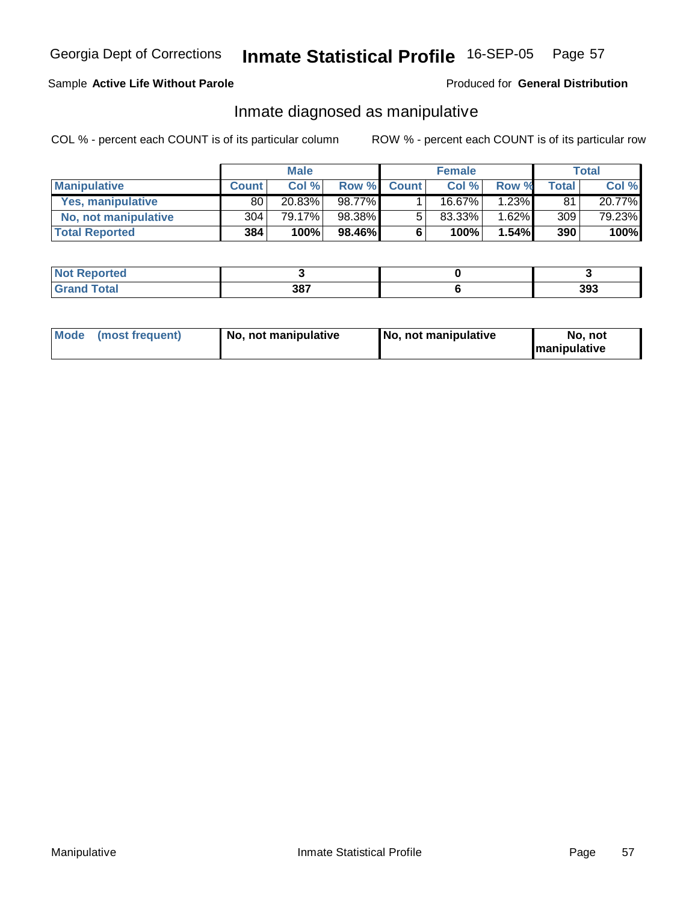Georgia Dept of Corrections **Inmate Statistical Profile** 16-SEP-05

Sample **Active Life Without Parole**

Produced for **General Distribution**

## Inmate diagnosed as manipulative

COL % - percent each COUNT is of its particular column

ROW % - percent each COUNT is of its particular row

| | Male | | | Female | | | Total | |
|---|---|---|---|---|---|---|---|---|
| **Manipulative** | **Count** | **Col %** | **Row %** | **Count** | **Col %** | **Row %** | **Total** | **Col %** |
| **Yes, manipulative** | 80 | 20.83% | 98.77% | 1 | 16.67% | 1.23% | 81 | 20.77% |
| **No, not manipulative** | 304 | 79.17% | 98.38% | 5 | 83.33% | 1.62% | 309 | 79.23% |
| **Total Reported** | **384** | **100%** | **98.46%** | **6** | **100%** | **1.54%** | **390** | **100%** |

| | Male | Female | Total |
|---|---|---|---|
| **Not Reported** | **3** | **0** | **3** |
| **Grand Total** | **387** | **6** | **393** |

| | Male | Female | Total |
|---|---|---|---|
| **Mode (most frequent)** | **No, not manipulative** | **No, not manipulative** | **No, not manipulative** |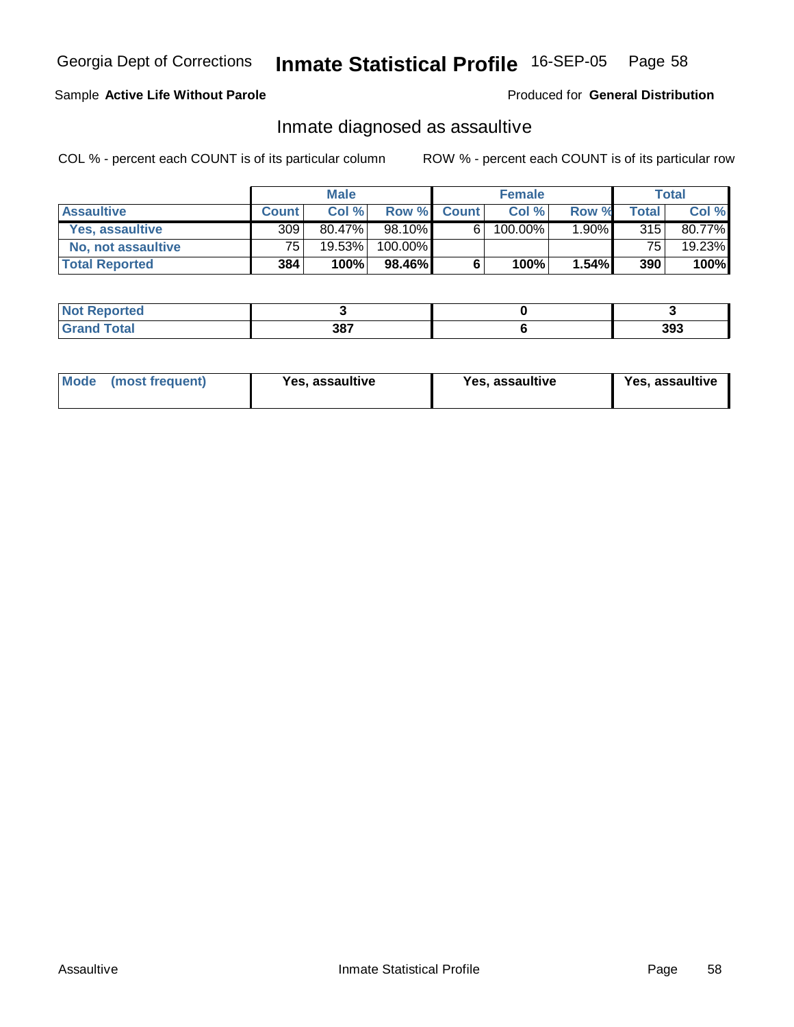Georgia Dept of Corrections **Inmate Statistical Profile** 16-SEP-05

Sample **Active Life Without Parole** Produced for **General Distribution**

## Inmate diagnosed as assaultive

COL % - percent each COUNT is of its particular column ROW % - percent each COUNT is of its particular row

| | Male | | | Female | | | Total | |
|---|---|---|---|---|---|---|---|---|
| **Assaultive** | **Count** | **Col %** | **Row %** | **Count** | **Col %** | **Row %** | **Total** | **Col %** |
| **Yes, assaultive** | 309 | 80.47% | 98.10% | 6 | 100.00% | 1.90% | 315 | 80.77% |
| **No, not assaultive** | 75 | 19.53% | 100.00% | | | | 75 | 19.23% |
| **Total Reported** | **384** | **100%** | **98.46%** | **6** | **100%** | **1.54%** | **390** | **100%** |

| | Male | Female | Total |
|---|---|---|---|
| **Not Reported** | **3** | **0** | **3** |
| **Grand Total** | **387** | **6** | **393** |

| | Male | Female | Total |
|---|---|---|---|
| **Mode (most frequent)** | **Yes, assaultive** | **Yes, assaultive** | **Yes, assaultive** |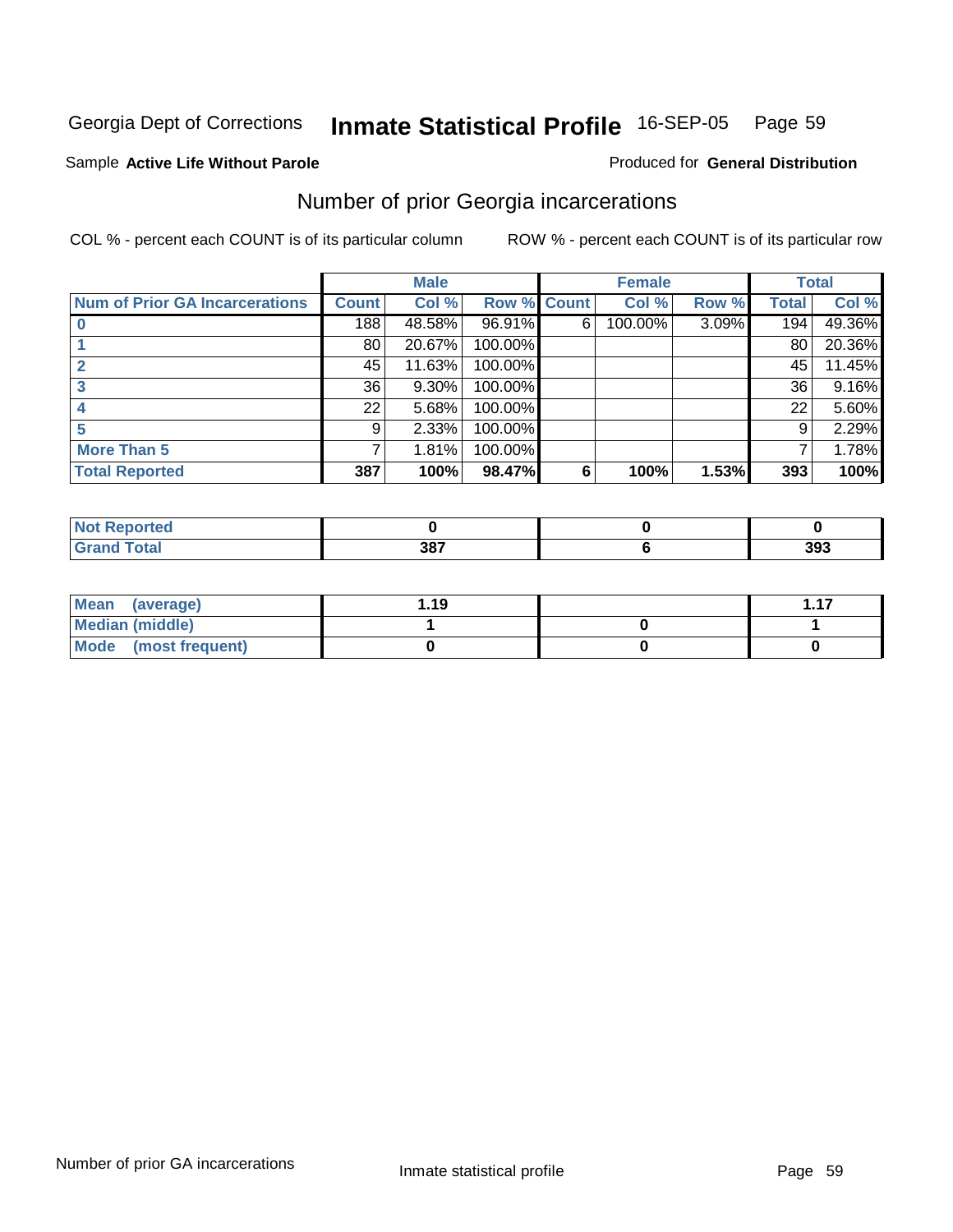Georgia Dept of Corrections **Inmate Statistical Profile** 16-SEP-05 Page 59

Sample **Active Life Without Parole**

Produced for **General Distribution**

## Number of prior Georgia incarcerations

COL % - percent each COUNT is of its particular column

ROW % - percent each COUNT is of its particular row

| | Male | | | Female | | | Total | |
|---|---|---|---|---|---|---|---|---|
| **Num of Prior GA Incarcerations** | **Count** | **Col %** | **Row %** | **Count** | **Col %** | **Row %** | **Total** | **Col %** |
| 0 | 188 | 48.58% | 96.91% | 6 | 100.00% | 3.09% | 194 | 49.36% |
| 1 | 80 | 20.67% | 100.00% | | | | 80 | 20.36% |
| 2 | 45 | 11.63% | 100.00% | | | | 45 | 11.45% |
| 3 | 36 | 9.30% | 100.00% | | | | 36 | 9.16% |
| 4 | 22 | 5.68% | 100.00% | | | | 22 | 5.60% |
| 5 | 9 | 2.33% | 100.00% | | | | 9 | 2.29% |
| More Than 5 | 7 | 1.81% | 100.00% | | | | 7 | 1.78% |
| **Total Reported** | **387** | **100%** | **98.47%** | **6** | **100%** | **1.53%** | **393** | **100%** |

| | Male | Female | Total |
|---|---|---|---|
| Not Reported | 0 | 0 | 0 |
| Grand Total | 387 | 6 | 393 |

| | Male | Female | Total |
|---|---|---|---|
| Mean (average) | 1.19 | | 1.17 |
| Median (middle) | 1 | 0 | 1 |
| Mode (most frequent) | 0 | 0 | 0 |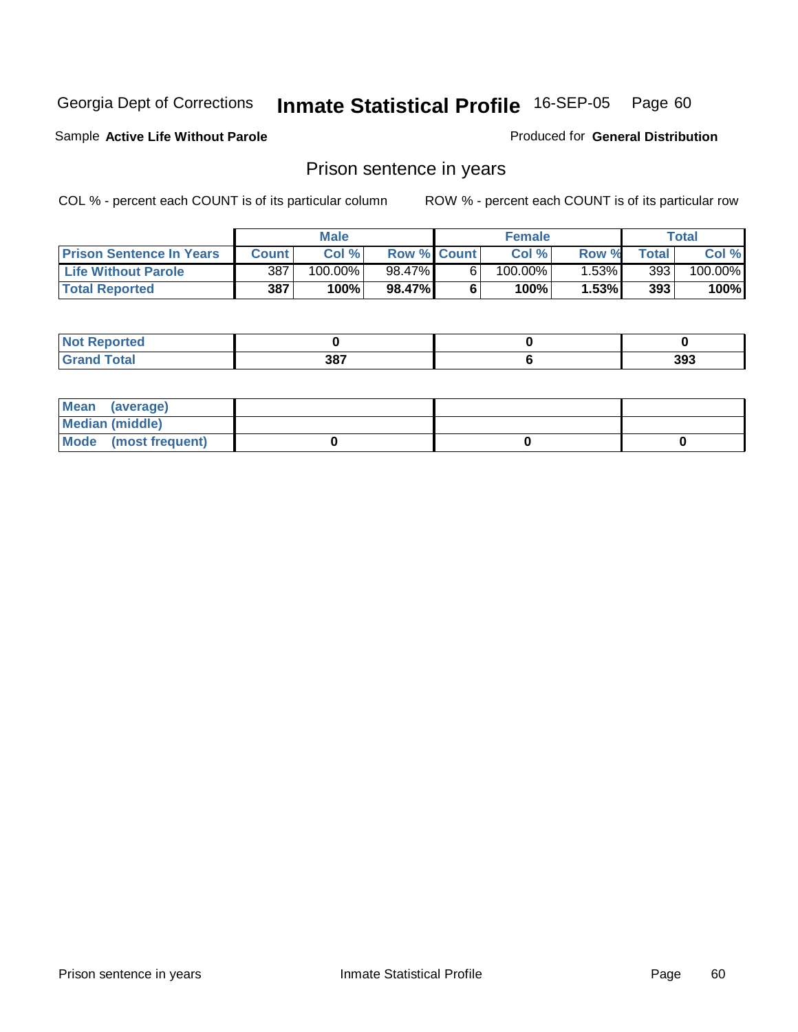Georgia Dept of Corrections **Inmate Statistical Profile** 16-SEP-05

Sample **Active Life Without Parole**

Produced for **General Distribution**

## Prison sentence in years

COL % - percent each COUNT is of its particular column

ROW % - percent each COUNT is of its particular row

| | Male | | | Female | | | Total | |
|---|---|---|---|---|---|---|---|---|
| **Prison Sentence In Years** | **Count** | **Col %** | **Row %** | **Count** | **Col %** | **Row %** | **Total** | **Col %** |
| **Life Without Parole** | 387 | 100.00% | 98.47% | 6 | 100.00% | 1.53% | 393 | 100.00% |
| **Total Reported** | **387** | **100%** | **98.47%** | **6** | **100%** | **1.53%** | **393** | **100%** |

| | Male | Female | Total |
|---|---|---|---|
| **Not Reported** | **0** | **0** | **0** |
| **Grand Total** | **387** | **6** | **393** |

| | Male | Female | Total |
|---|---|---|---|
| **Mean (average)** | | | |
| **Median (middle)** | | | |
| **Mode (most frequent)** | **0** | **0** | **0** |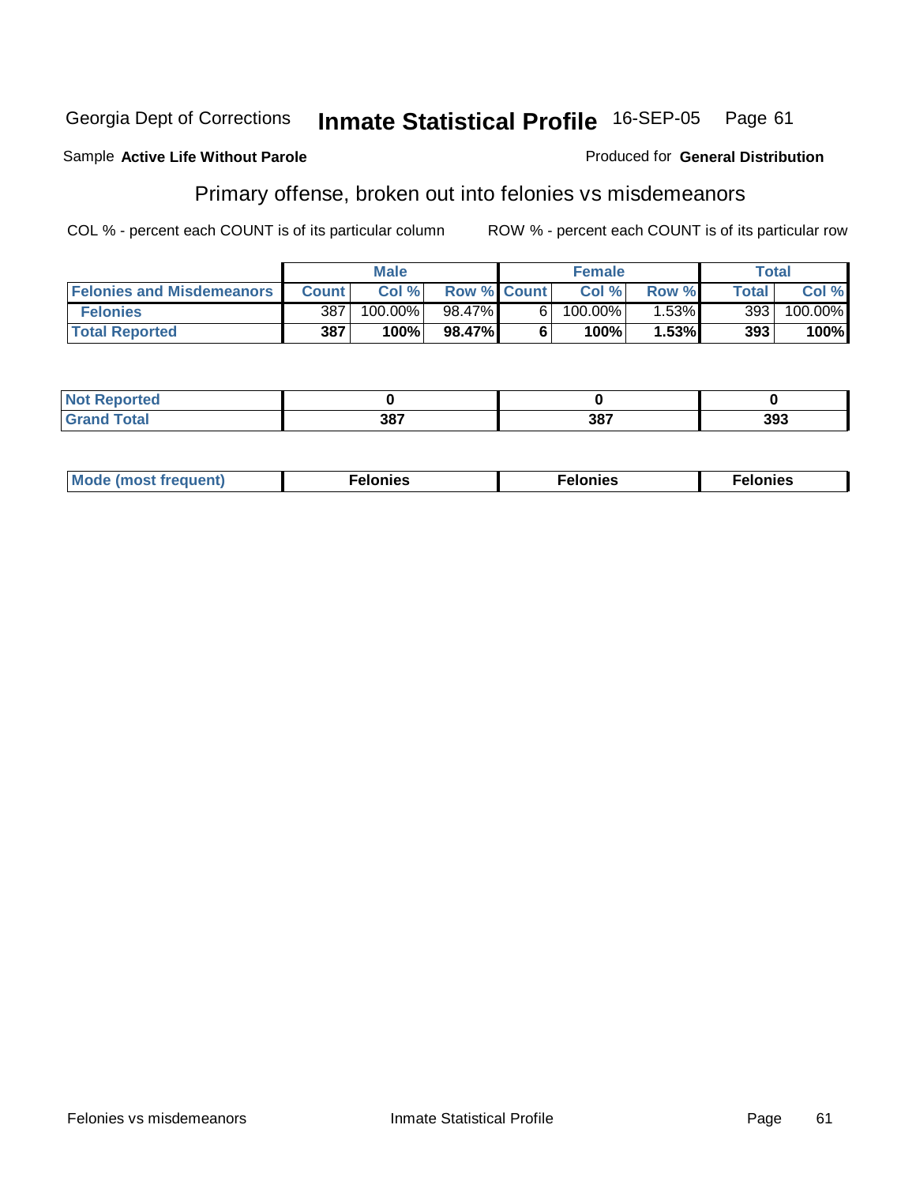Georgia Dept of Corrections **Inmate Statistical Profile** 16-SEP-05

Sample **Active Life Without Parole**

Produced for **General Distribution**

## Primary offense, broken out into felonies vs misdemeanors

COL % - percent each COUNT is of its particular column

ROW % - percent each COUNT is of its particular row

| | Male | | | Female | | | Total | |
|---|---|---|---|---|---|---|---|---|
| Felonies and Misdemeanors | Count | Col % | Row % | Count | Col % | Row % | Total | Col % |
| Felonies | 387 | 100.00% | 98.47% | 6 | 100.00% | 1.53% | 393 | 100.00% |
| **Total Reported** | **387** | **100%** | **98.47%** | **6** | **100%** | **1.53%** | **393** | **100%** |

| | Male | Female | Total |
|---|---|---|---|
| Not Reported | 0 | 0 | 0 |
| Grand Total | 387 | 387 | 393 |

| | Male | Female | Total |
|---|---|---|---|
| Mode (most frequent) | Felonies | Felonies | Felonies |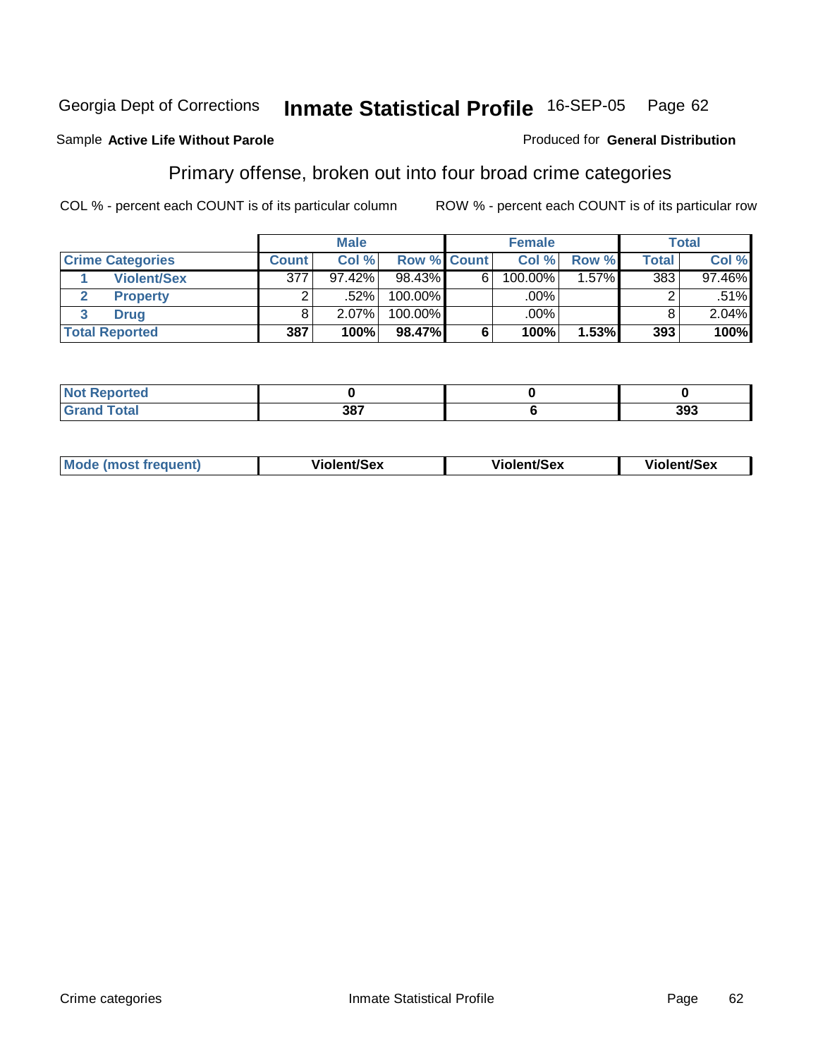Georgia Dept of Corrections **Inmate Statistical Profile** 16-SEP-05 Page 62

Sample **Active Life Without Parole** Produced for **General Distribution**

## Primary offense, broken out into four broad crime categories

COL % - percent each COUNT is of its particular column    ROW % - percent each COUNT is of its particular row

| | Male | | | Female | | | Total | |
|---|---|---|---|---|---|---|---|---|
| **Crime Categories** | **Count** | **Col %** | **Row %** | **Count** | **Col %** | **Row %** | **Total** | **Col %** |
| 1 Violent/Sex | 377 | 97.42% | 98.43% | 6 | 100.00% | 1.57% | 383 | 97.46% |
| 2 Property | 2 | .52% | 100.00% | | .00% | | 2 | .51% |
| 3 Drug | 8 | 2.07% | 100.00% | | .00% | | 8 | 2.04% |
| **Total Reported** | **387** | **100%** | **98.47%** | **6** | **100%** | **1.53%** | **393** | **100%** |

| | Male | Female | Total |
|---|---|---|---|
| **Not Reported** | **0** | **0** | **0** |
| **Grand Total** | **387** | **6** | **393** |

| | Male | Female | Total |
|---|---|---|---|
| **Mode (most frequent)** | **Violent/Sex** | **Violent/Sex** | **Violent/Sex** |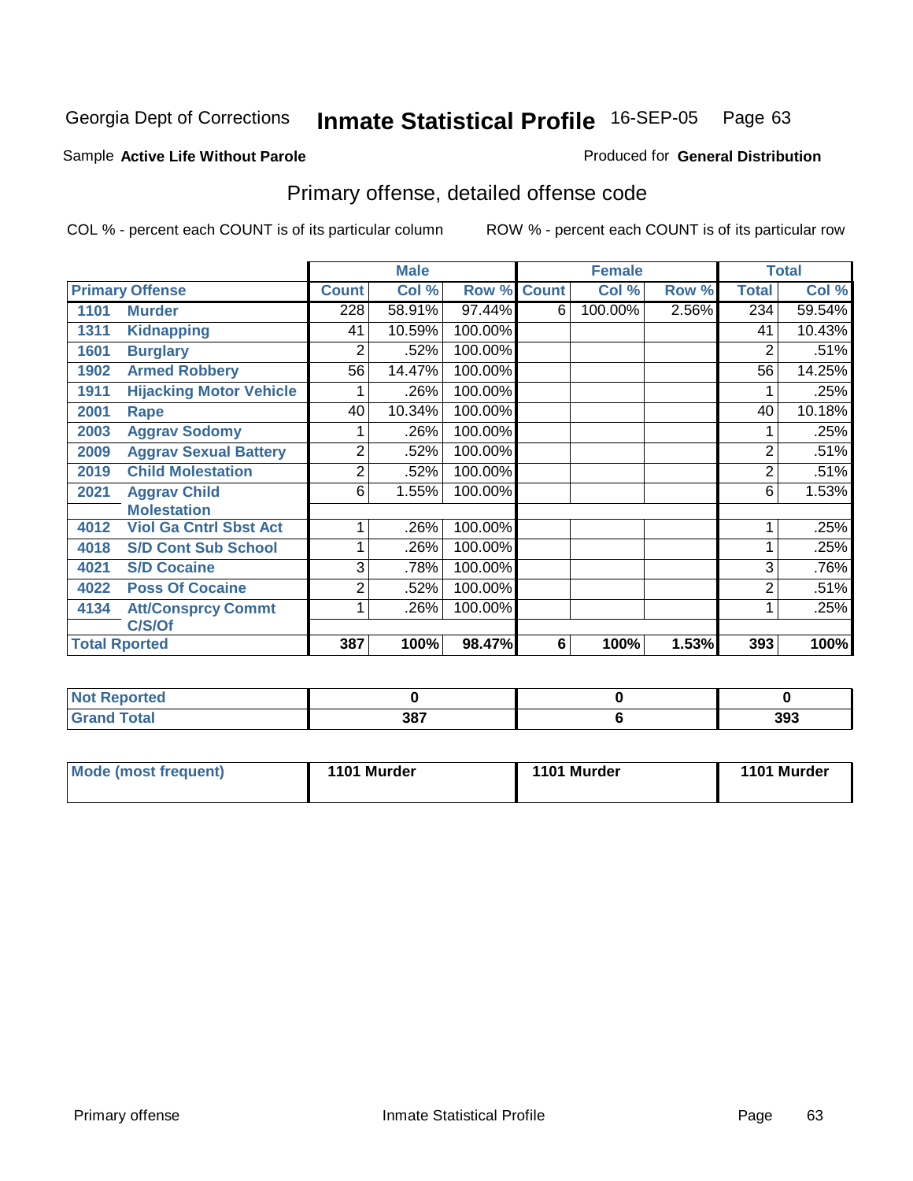Georgia Dept of Corrections **Inmate Statistical Profile** 16-SEP-05 Page 63

Sample **Active Life Without Parole**

Produced for **General Distribution**

## Primary offense, detailed offense code

COL % - percent each COUNT is of its particular column

ROW % - percent each COUNT is of its particular row

| Primary Offense | | Male | | | Female | | | Total | |
|---|---|---|---|---|---|---|---|---|---|
| | | Count | Col % | Row % | Count | Col % | Row % | Total | Col % |
| 1101 | Murder | 228 | 58.91% | 97.44% | 6 | 100.00% | 2.56% | 234 | 59.54% |
| 1311 | Kidnapping | 41 | 10.59% | 100.00% | | | | 41 | 10.43% |
| 1601 | Burglary | 2 | .52% | 100.00% | | | | 2 | .51% |
| 1902 | Armed Robbery | 56 | 14.47% | 100.00% | | | | 56 | 14.25% |
| 1911 | Hijacking Motor Vehicle | 1 | .26% | 100.00% | | | | 1 | .25% |
| 2001 | Rape | 40 | 10.34% | 100.00% | | | | 40 | 10.18% |
| 2003 | Aggrav Sodomy | 1 | .26% | 100.00% | | | | 1 | .25% |
| 2009 | Aggrav Sexual Battery | 2 | .52% | 100.00% | | | | 2 | .51% |
| 2019 | Child Molestation | 2 | .52% | 100.00% | | | | 2 | .51% |
| 2021 | Aggrav Child Molestation | 6 | 1.55% | 100.00% | | | | 6 | 1.53% |
| 4012 | Viol Ga Cntrl Sbst Act | 1 | .26% | 100.00% | | | | 1 | .25% |
| 4018 | S/D Cont Sub School | 1 | .26% | 100.00% | | | | 1 | .25% |
| 4021 | S/D Cocaine | 3 | .78% | 100.00% | | | | 3 | .76% |
| 4022 | Poss Of Cocaine | 2 | .52% | 100.00% | | | | 2 | .51% |
| 4134 | Att/Consprcy Commt C/S/Of | 1 | .26% | 100.00% | | | | 1 | .25% |
| Total Rported | | 387 | 100% | 98.47% | 6 | 100% | 1.53% | 393 | 100% |

| | Male | Female | Total |
|---|---|---|---|
| Not Reported | 0 | 0 | 0 |
| Grand Total | 387 | 6 | 393 |

| | Male | Female | Total |
|---|---|---|---|
| Mode (most frequent) | 1101 Murder | 1101 Murder | 1101 Murder |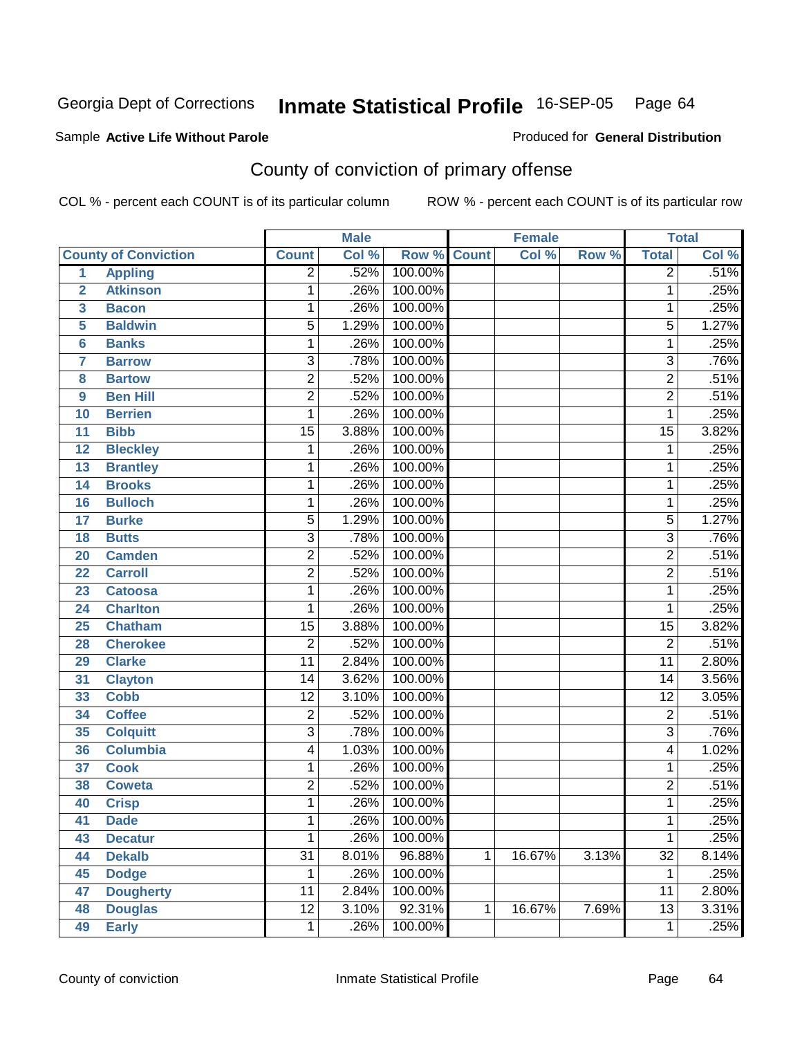Georgia Dept of Corrections **Inmate Statistical Profile** 16-SEP-05

Sample **Active Life Without Parole**

Produced for **General Distribution**

## County of conviction of primary offense

COL % - percent each COUNT is of its particular column

ROW % - percent each COUNT is of its particular row

| | County of Conviction | Male | | | Female | | | Total | |
|---|---|---|---|---|---|---|---|---|---|
| | | Count | Col % | Row % | Count | Col % | Row % | Total | Col % |
| 1 | Appling | 2 | .52% | 100.00% | | | | 2 | .51% |
| 2 | Atkinson | 1 | .26% | 100.00% | | | | 1 | .25% |
| 3 | Bacon | 1 | .26% | 100.00% | | | | 1 | .25% |
| 5 | Baldwin | 5 | 1.29% | 100.00% | | | | 5 | 1.27% |
| 6 | Banks | 1 | .26% | 100.00% | | | | 1 | .25% |
| 7 | Barrow | 3 | .78% | 100.00% | | | | 3 | .76% |
| 8 | Bartow | 2 | .52% | 100.00% | | | | 2 | .51% |
| 9 | Ben Hill | 2 | .52% | 100.00% | | | | 2 | .51% |
| 10 | Berrien | 1 | .26% | 100.00% | | | | 1 | .25% |
| 11 | Bibb | 15 | 3.88% | 100.00% | | | | 15 | 3.82% |
| 12 | Bleckley | 1 | .26% | 100.00% | | | | 1 | .25% |
| 13 | Brantley | 1 | .26% | 100.00% | | | | 1 | .25% |
| 14 | Brooks | 1 | .26% | 100.00% | | | | 1 | .25% |
| 16 | Bulloch | 1 | .26% | 100.00% | | | | 1 | .25% |
| 17 | Burke | 5 | 1.29% | 100.00% | | | | 5 | 1.27% |
| 18 | Butts | 3 | .78% | 100.00% | | | | 3 | .76% |
| 20 | Camden | 2 | .52% | 100.00% | | | | 2 | .51% |
| 22 | Carroll | 2 | .52% | 100.00% | | | | 2 | .51% |
| 23 | Catoosa | 1 | .26% | 100.00% | | | | 1 | .25% |
| 24 | Charlton | 1 | .26% | 100.00% | | | | 1 | .25% |
| 25 | Chatham | 15 | 3.88% | 100.00% | | | | 15 | 3.82% |
| 28 | Cherokee | 2 | .52% | 100.00% | | | | 2 | .51% |
| 29 | Clarke | 11 | 2.84% | 100.00% | | | | 11 | 2.80% |
| 31 | Clayton | 14 | 3.62% | 100.00% | | | | 14 | 3.56% |
| 33 | Cobb | 12 | 3.10% | 100.00% | | | | 12 | 3.05% |
| 34 | Coffee | 2 | .52% | 100.00% | | | | 2 | .51% |
| 35 | Colquitt | 3 | .78% | 100.00% | | | | 3 | .76% |
| 36 | Columbia | 4 | 1.03% | 100.00% | | | | 4 | 1.02% |
| 37 | Cook | 1 | .26% | 100.00% | | | | 1 | .25% |
| 38 | Coweta | 2 | .52% | 100.00% | | | | 2 | .51% |
| 40 | Crisp | 1 | .26% | 100.00% | | | | 1 | .25% |
| 41 | Dade | 1 | .26% | 100.00% | | | | 1 | .25% |
| 43 | Decatur | 1 | .26% | 100.00% | | | | 1 | .25% |
| 44 | Dekalb | 31 | 8.01% | 96.88% | 1 | 16.67% | 3.13% | 32 | 8.14% |
| 45 | Dodge | 1 | .26% | 100.00% | | | | 1 | .25% |
| 47 | Dougherty | 11 | 2.84% | 100.00% | | | | 11 | 2.80% |
| 48 | Douglas | 12 | 3.10% | 92.31% | 1 | 16.67% | 7.69% | 13 | 3.31% |
| 49 | Early | 1 | .26% | 100.00% | | | | 1 | .25% |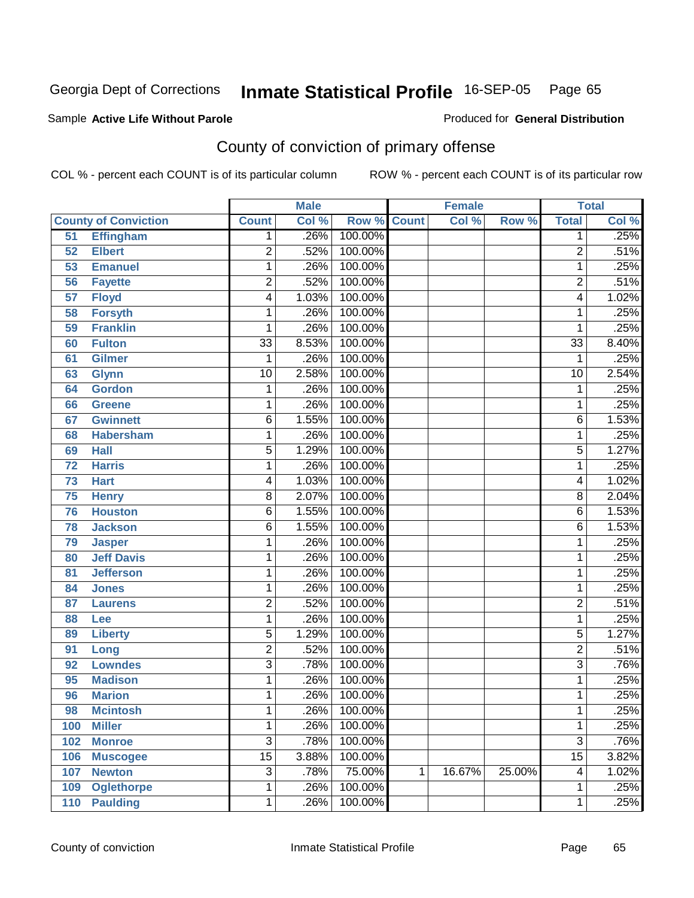Georgia Dept of Corrections **Inmate Statistical Profile** 16-SEP-05 Page 65

Sample **Active Life Without Parole** Produced for **General Distribution**

## County of conviction of primary offense

COL % - percent each COUNT is of its particular column ROW % - percent each COUNT is of its particular row

| County of Conviction | | Male | | | Female | | | Total | |
|---|---|---|---|---|---|---|---|---|---|
| | | Count | Col % | Row % | Count | Col % | Row % | Total | Col % |
| 51 | Effingham | 1 | .26% | 100.00% | | | | 1 | .25% |
| 52 | Elbert | 2 | .52% | 100.00% | | | | 2 | .51% |
| 53 | Emanuel | 1 | .26% | 100.00% | | | | 1 | .25% |
| 56 | Fayette | 2 | .52% | 100.00% | | | | 2 | .51% |
| 57 | Floyd | 4 | 1.03% | 100.00% | | | | 4 | 1.02% |
| 58 | Forsyth | 1 | .26% | 100.00% | | | | 1 | .25% |
| 59 | Franklin | 1 | .26% | 100.00% | | | | 1 | .25% |
| 60 | Fulton | 33 | 8.53% | 100.00% | | | | 33 | 8.40% |
| 61 | Gilmer | 1 | .26% | 100.00% | | | | 1 | .25% |
| 63 | Glynn | 10 | 2.58% | 100.00% | | | | 10 | 2.54% |
| 64 | Gordon | 1 | .26% | 100.00% | | | | 1 | .25% |
| 66 | Greene | 1 | .26% | 100.00% | | | | 1 | .25% |
| 67 | Gwinnett | 6 | 1.55% | 100.00% | | | | 6 | 1.53% |
| 68 | Habersham | 1 | .26% | 100.00% | | | | 1 | .25% |
| 69 | Hall | 5 | 1.29% | 100.00% | | | | 5 | 1.27% |
| 72 | Harris | 1 | .26% | 100.00% | | | | 1 | .25% |
| 73 | Hart | 4 | 1.03% | 100.00% | | | | 4 | 1.02% |
| 75 | Henry | 8 | 2.07% | 100.00% | | | | 8 | 2.04% |
| 76 | Houston | 6 | 1.55% | 100.00% | | | | 6 | 1.53% |
| 78 | Jackson | 6 | 1.55% | 100.00% | | | | 6 | 1.53% |
| 79 | Jasper | 1 | .26% | 100.00% | | | | 1 | .25% |
| 80 | Jeff Davis | 1 | .26% | 100.00% | | | | 1 | .25% |
| 81 | Jefferson | 1 | .26% | 100.00% | | | | 1 | .25% |
| 84 | Jones | 1 | .26% | 100.00% | | | | 1 | .25% |
| 87 | Laurens | 2 | .52% | 100.00% | | | | 2 | .51% |
| 88 | Lee | 1 | .26% | 100.00% | | | | 1 | .25% |
| 89 | Liberty | 5 | 1.29% | 100.00% | | | | 5 | 1.27% |
| 91 | Long | 2 | .52% | 100.00% | | | | 2 | .51% |
| 92 | Lowndes | 3 | .78% | 100.00% | | | | 3 | .76% |
| 95 | Madison | 1 | .26% | 100.00% | | | | 1 | .25% |
| 96 | Marion | 1 | .26% | 100.00% | | | | 1 | .25% |
| 98 | Mcintosh | 1 | .26% | 100.00% | | | | 1 | .25% |
| 100 | Miller | 1 | .26% | 100.00% | | | | 1 | .25% |
| 102 | Monroe | 3 | .78% | 100.00% | | | | 3 | .76% |
| 106 | Muscogee | 15 | 3.88% | 100.00% | | | | 15 | 3.82% |
| 107 | Newton | 3 | .78% | 75.00% | 1 | 16.67% | 25.00% | 4 | 1.02% |
| 109 | Oglethorpe | 1 | .26% | 100.00% | | | | 1 | .25% |
| 110 | Paulding | 1 | .26% | 100.00% | | | | 1 | .25% |

County of conviction Inmate Statistical Profile Page 65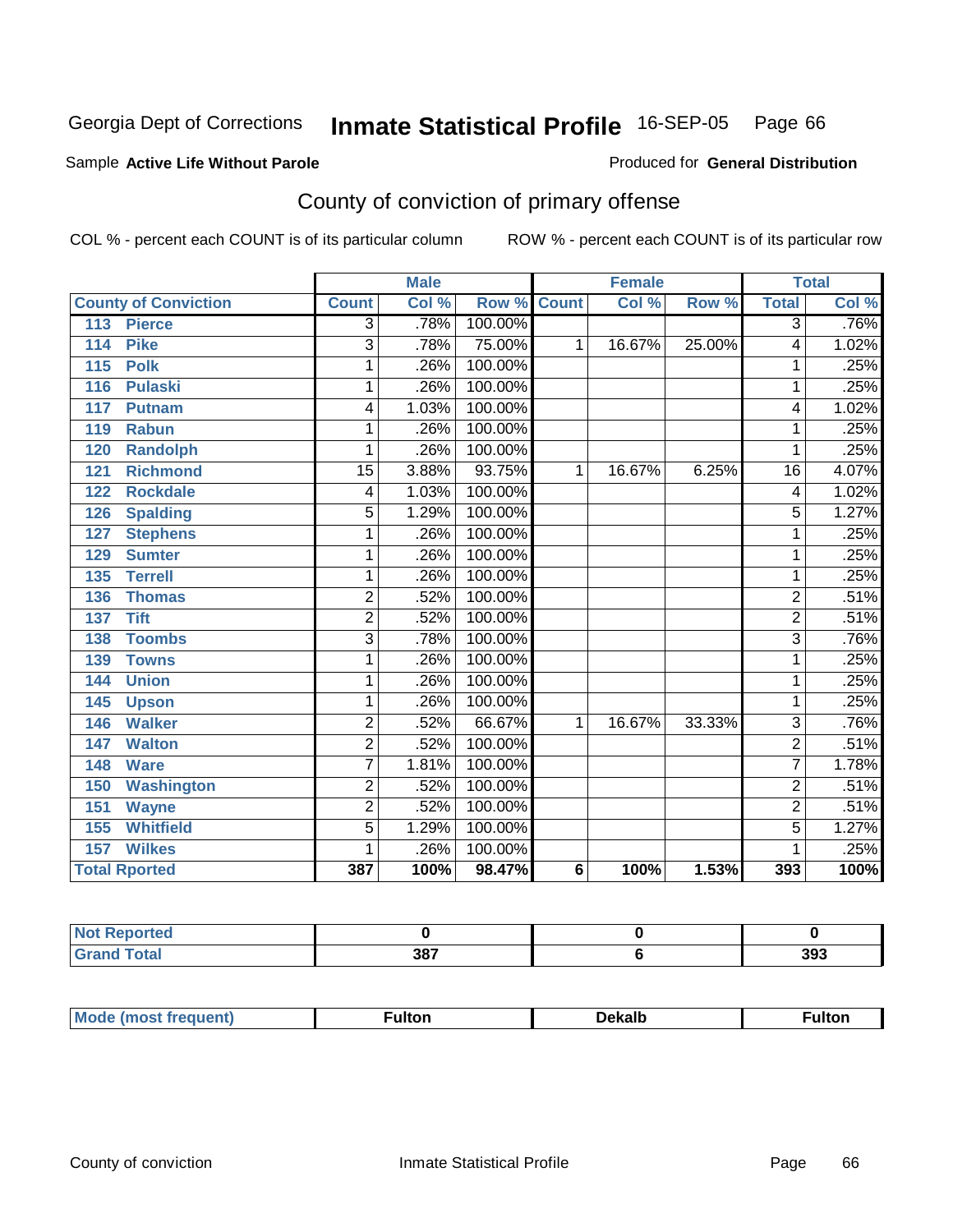Georgia Dept of Corrections **Inmate Statistical Profile** 16-SEP-05 Page 66

Sample **Active Life Without Parole**

Produced for **General Distribution**

## County of conviction of primary offense

COL % - percent each COUNT is of its particular column

ROW % - percent each COUNT is of its particular row

| County of Conviction | Male | | | Female | | | Total | |
|---|---|---|---|---|---|---|---|---|
| | Count | Col % | Row % | Count | Col % | Row % | Total | Col % |
| 113 Pierce | 3 | .78% | 100.00% | | | | 3 | .76% |
| 114 Pike | 3 | .78% | 75.00% | 1 | 16.67% | 25.00% | 4 | 1.02% |
| 115 Polk | 1 | .26% | 100.00% | | | | 1 | .25% |
| 116 Pulaski | 1 | .26% | 100.00% | | | | 1 | .25% |
| 117 Putnam | 4 | 1.03% | 100.00% | | | | 4 | 1.02% |
| 119 Rabun | 1 | .26% | 100.00% | | | | 1 | .25% |
| 120 Randolph | 1 | .26% | 100.00% | | | | 1 | .25% |
| 121 Richmond | 15 | 3.88% | 93.75% | 1 | 16.67% | 6.25% | 16 | 4.07% |
| 122 Rockdale | 4 | 1.03% | 100.00% | | | | 4 | 1.02% |
| 126 Spalding | 5 | 1.29% | 100.00% | | | | 5 | 1.27% |
| 127 Stephens | 1 | .26% | 100.00% | | | | 1 | .25% |
| 129 Sumter | 1 | .26% | 100.00% | | | | 1 | .25% |
| 135 Terrell | 1 | .26% | 100.00% | | | | 1 | .25% |
| 136 Thomas | 2 | .52% | 100.00% | | | | 2 | .51% |
| 137 Tift | 2 | .52% | 100.00% | | | | 2 | .51% |
| 138 Toombs | 3 | .78% | 100.00% | | | | 3 | .76% |
| 139 Towns | 1 | .26% | 100.00% | | | | 1 | .25% |
| 144 Union | 1 | .26% | 100.00% | | | | 1 | .25% |
| 145 Upson | 1 | .26% | 100.00% | | | | 1 | .25% |
| 146 Walker | 2 | .52% | 66.67% | 1 | 16.67% | 33.33% | 3 | .76% |
| 147 Walton | 2 | .52% | 100.00% | | | | 2 | .51% |
| 148 Ware | 7 | 1.81% | 100.00% | | | | 7 | 1.78% |
| 150 Washington | 2 | .52% | 100.00% | | | | 2 | .51% |
| 151 Wayne | 2 | .52% | 100.00% | | | | 2 | .51% |
| 155 Whitfield | 5 | 1.29% | 100.00% | | | | 5 | 1.27% |
| 157 Wilkes | 1 | .26% | 100.00% | | | | 1 | .25% |
| **Total Rported** | **387** | **100%** | **98.47%** | **6** | **100%** | **1.53%** | **393** | **100%** |

| | Male | Female | Total |
|---|---|---|---|
| Not Reported | 0 | 0 | 0 |
| Grand Total | 387 | 6 | 393 |

| | Male | Female | Total |
|---|---|---|---|
| Mode (most frequent) | Fulton | Dekalb | Fulton |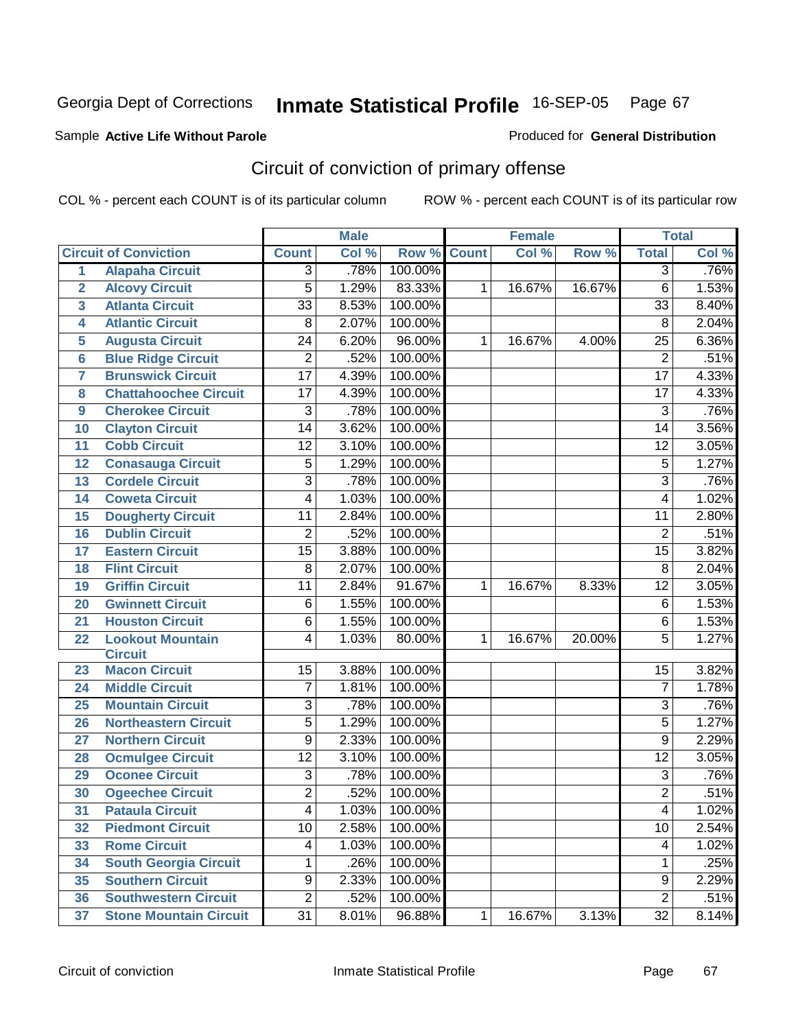Georgia Dept of Corrections **Inmate Statistical Profile** 16-SEP-05

Sample **Active Life Without Parole**

Produced for **General Distribution**

## Circuit of conviction of primary offense

COL % - percent each COUNT is of its particular column

ROW % - percent each COUNT is of its particular row

| | | Male | | | Female | | | Total | |
|---|---|---|---|---|---|---|---|---|---|
| | **Circuit of Conviction** | **Count** | **Col %** | **Row %** | **Count** | **Col %** | **Row %** | **Total** | **Col %** |
| 1 | Alapaha Circuit | 3 | .78% | 100.00% | | | | 3 | .76% |
| 2 | Alcovy Circuit | 5 | 1.29% | 83.33% | 1 | 16.67% | 16.67% | 6 | 1.53% |
| 3 | Atlanta Circuit | 33 | 8.53% | 100.00% | | | | 33 | 8.40% |
| 4 | Atlantic Circuit | 8 | 2.07% | 100.00% | | | | 8 | 2.04% |
| 5 | Augusta Circuit | 24 | 6.20% | 96.00% | 1 | 16.67% | 4.00% | 25 | 6.36% |
| 6 | Blue Ridge Circuit | 2 | .52% | 100.00% | | | | 2 | .51% |
| 7 | Brunswick Circuit | 17 | 4.39% | 100.00% | | | | 17 | 4.33% |
| 8 | Chattahoochee Circuit | 17 | 4.39% | 100.00% | | | | 17 | 4.33% |
| 9 | Cherokee Circuit | 3 | .78% | 100.00% | | | | 3 | .76% |
| 10 | Clayton Circuit | 14 | 3.62% | 100.00% | | | | 14 | 3.56% |
| 11 | Cobb Circuit | 12 | 3.10% | 100.00% | | | | 12 | 3.05% |
| 12 | Conasauga Circuit | 5 | 1.29% | 100.00% | | | | 5 | 1.27% |
| 13 | Cordele Circuit | 3 | .78% | 100.00% | | | | 3 | .76% |
| 14 | Coweta Circuit | 4 | 1.03% | 100.00% | | | | 4 | 1.02% |
| 15 | Dougherty Circuit | 11 | 2.84% | 100.00% | | | | 11 | 2.80% |
| 16 | Dublin Circuit | 2 | .52% | 100.00% | | | | 2 | .51% |
| 17 | Eastern Circuit | 15 | 3.88% | 100.00% | | | | 15 | 3.82% |
| 18 | Flint Circuit | 8 | 2.07% | 100.00% | | | | 8 | 2.04% |
| 19 | Griffin Circuit | 11 | 2.84% | 91.67% | 1 | 16.67% | 8.33% | 12 | 3.05% |
| 20 | Gwinnett Circuit | 6 | 1.55% | 100.00% | | | | 6 | 1.53% |
| 21 | Houston Circuit | 6 | 1.55% | 100.00% | | | | 6 | 1.53% |
| 22 | Lookout Mountain Circuit | 4 | 1.03% | 80.00% | 1 | 16.67% | 20.00% | 5 | 1.27% |
| 23 | Macon Circuit | 15 | 3.88% | 100.00% | | | | 15 | 3.82% |
| 24 | Middle Circuit | 7 | 1.81% | 100.00% | | | | 7 | 1.78% |
| 25 | Mountain Circuit | 3 | .78% | 100.00% | | | | 3 | .76% |
| 26 | Northeastern Circuit | 5 | 1.29% | 100.00% | | | | 5 | 1.27% |
| 27 | Northern Circuit | 9 | 2.33% | 100.00% | | | | 9 | 2.29% |
| 28 | Ocmulgee Circuit | 12 | 3.10% | 100.00% | | | | 12 | 3.05% |
| 29 | Oconee Circuit | 3 | .78% | 100.00% | | | | 3 | .76% |
| 30 | Ogeechee Circuit | 2 | .52% | 100.00% | | | | 2 | .51% |
| 31 | Pataula Circuit | 4 | 1.03% | 100.00% | | | | 4 | 1.02% |
| 32 | Piedmont Circuit | 10 | 2.58% | 100.00% | | | | 10 | 2.54% |
| 33 | Rome Circuit | 4 | 1.03% | 100.00% | | | | 4 | 1.02% |
| 34 | South Georgia Circuit | 1 | .26% | 100.00% | | | | 1 | .25% |
| 35 | Southern Circuit | 9 | 2.33% | 100.00% | | | | 9 | 2.29% |
| 36 | Southwestern Circuit | 2 | .52% | 100.00% | | | | 2 | .51% |
| 37 | Stone Mountain Circuit | 31 | 8.01% | 96.88% | 1 | 16.67% | 3.13% | 32 | 8.14% |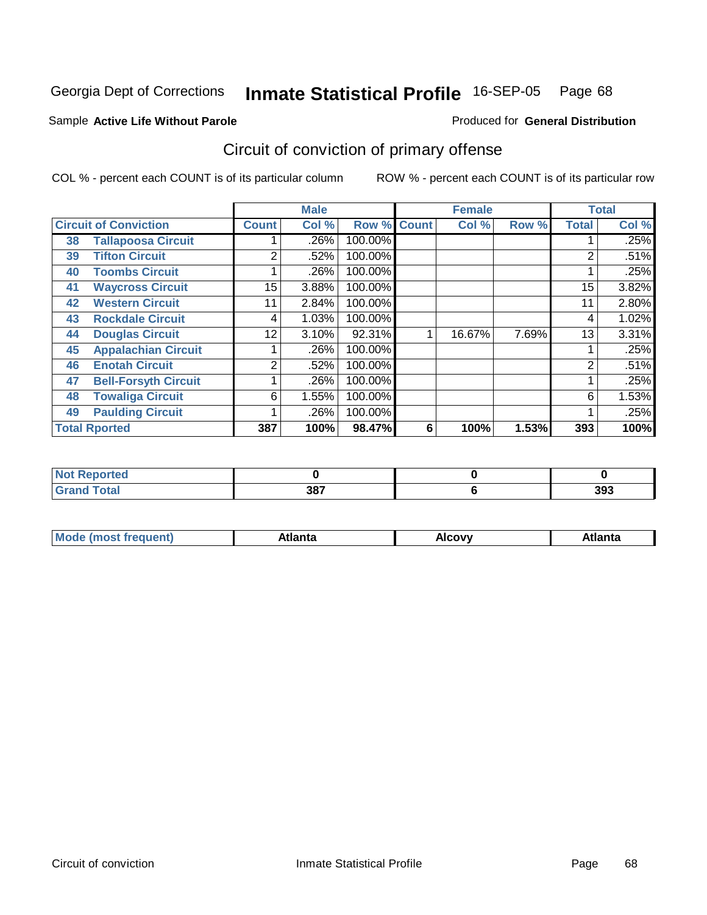Georgia Dept of Corrections **Inmate Statistical Profile** 16-SEP-05

Sample **Active Life Without Parole**

Produced for **General Distribution**

## Circuit of conviction of primary offense

COL % - percent each COUNT is of its particular column

ROW % - percent each COUNT is of its particular row

| | | Male | | | Female | | | Total | |
|---|---|---|---|---|---|---|---|---|---|
| **Circuit of Conviction** | | **Count** | **Col %** | **Row %** | **Count** | **Col %** | **Row %** | **Total** | **Col %** |
| 38 | **Tallapoosa Circuit** | 1 | .26% | 100.00% | | | | 1 | .25% |
| 39 | **Tifton Circuit** | 2 | .52% | 100.00% | | | | 2 | .51% |
| 40 | **Toombs Circuit** | 1 | .26% | 100.00% | | | | 1 | .25% |
| 41 | **Waycross Circuit** | 15 | 3.88% | 100.00% | | | | 15 | 3.82% |
| 42 | **Western Circuit** | 11 | 2.84% | 100.00% | | | | 11 | 2.80% |
| 43 | **Rockdale Circuit** | 4 | 1.03% | 100.00% | | | | 4 | 1.02% |
| 44 | **Douglas Circuit** | 12 | 3.10% | 92.31% | 1 | 16.67% | 7.69% | 13 | 3.31% |
| 45 | **Appalachian Circuit** | 1 | .26% | 100.00% | | | | 1 | .25% |
| 46 | **Enotah Circuit** | 2 | .52% | 100.00% | | | | 2 | .51% |
| 47 | **Bell-Forsyth Circuit** | 1 | .26% | 100.00% | | | | 1 | .25% |
| 48 | **Towaliga Circuit** | 6 | 1.55% | 100.00% | | | | 6 | 1.53% |
| 49 | **Paulding Circuit** | 1 | .26% | 100.00% | | | | 1 | .25% |
| **Total Rported** | | **387** | **100%** | **98.47%** | **6** | **100%** | **1.53%** | **393** | **100%** |

| | Male | Female | Total |
|---|---|---|---|
| **Not Reported** | **0** | **0** | **0** |
| **Grand Total** | **387** | **6** | **393** |

| | Male | Female | Total |
|---|---|---|---|
| **Mode (most frequent)** | **Atlanta** | **Alcovy** | **Atlanta** |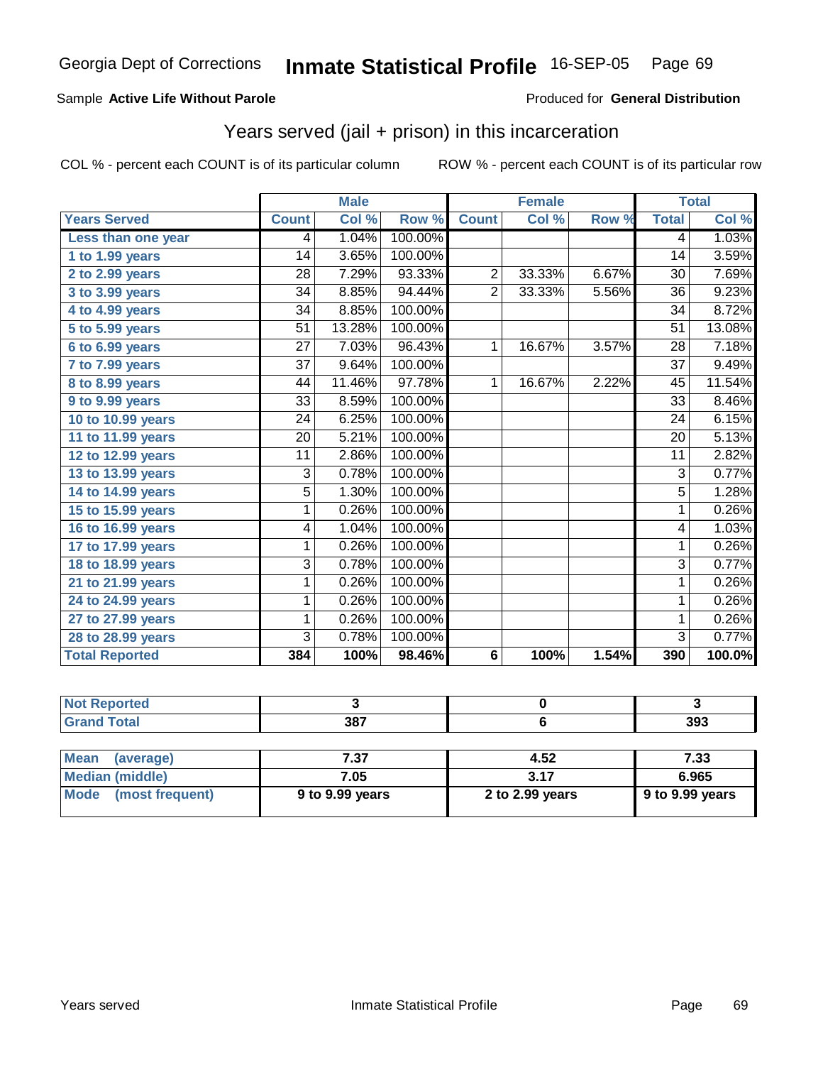Georgia Dept of Corrections **Inmate Statistical Profile** 16-SEP-05

Sample **Active Life Without Parole** Produced for **General Distribution**

## Years served (jail + prison) in this incarceration

COL % - percent each COUNT is of its particular column ROW % - percent each COUNT is of its particular row

| | Male | | | Female | | | Total | |
|---|---|---|---|---|---|---|---|---|
| **Years Served** | **Count** | **Col %** | **Row %** | **Count** | **Col %** | **Row %** | **Total** | **Col %** |
| Less than one year | 4 | 1.04% | 100.00% | | | | 4 | 1.03% |
| 1 to 1.99 years | 14 | 3.65% | 100.00% | | | | 14 | 3.59% |
| 2 to 2.99 years | 28 | 7.29% | 93.33% | 2 | 33.33% | 6.67% | 30 | 7.69% |
| 3 to 3.99 years | 34 | 8.85% | 94.44% | 2 | 33.33% | 5.56% | 36 | 9.23% |
| 4 to 4.99 years | 34 | 8.85% | 100.00% | | | | 34 | 8.72% |
| 5 to 5.99 years | 51 | 13.28% | 100.00% | | | | 51 | 13.08% |
| 6 to 6.99 years | 27 | 7.03% | 96.43% | 1 | 16.67% | 3.57% | 28 | 7.18% |
| 7 to 7.99 years | 37 | 9.64% | 100.00% | | | | 37 | 9.49% |
| 8 to 8.99 years | 44 | 11.46% | 97.78% | 1 | 16.67% | 2.22% | 45 | 11.54% |
| 9 to 9.99 years | 33 | 8.59% | 100.00% | | | | 33 | 8.46% |
| 10 to 10.99 years | 24 | 6.25% | 100.00% | | | | 24 | 6.15% |
| 11 to 11.99 years | 20 | 5.21% | 100.00% | | | | 20 | 5.13% |
| 12 to 12.99 years | 11 | 2.86% | 100.00% | | | | 11 | 2.82% |
| 13 to 13.99 years | 3 | 0.78% | 100.00% | | | | 3 | 0.77% |
| 14 to 14.99 years | 5 | 1.30% | 100.00% | | | | 5 | 1.28% |
| 15 to 15.99 years | 1 | 0.26% | 100.00% | | | | 1 | 0.26% |
| 16 to 16.99 years | 4 | 1.04% | 100.00% | | | | 4 | 1.03% |
| 17 to 17.99 years | 1 | 0.26% | 100.00% | | | | 1 | 0.26% |
| 18 to 18.99 years | 3 | 0.78% | 100.00% | | | | 3 | 0.77% |
| 21 to 21.99 years | 1 | 0.26% | 100.00% | | | | 1 | 0.26% |
| 24 to 24.99 years | 1 | 0.26% | 100.00% | | | | 1 | 0.26% |
| 27 to 27.99 years | 1 | 0.26% | 100.00% | | | | 1 | 0.26% |
| 28 to 28.99 years | 3 | 0.78% | 100.00% | | | | 3 | 0.77% |
| **Total Reported** | **384** | **100%** | **98.46%** | **6** | **100%** | **1.54%** | **390** | **100.0%** |

| | Male | Female | Total |
|---|---|---|---|
| **Not Reported** | 3 | 0 | 3 |
| **Grand Total** | 387 | 6 | 393 |

| | Male | Female | Total |
|---|---|---|---|
| **Mean (average)** | 7.37 | 4.52 | 7.33 |
| **Median (middle)** | 7.05 | 3.17 | 6.965 |
| **Mode (most frequent)** | 9 to 9.99 years | 2 to 2.99 years | 9 to 9.99 years |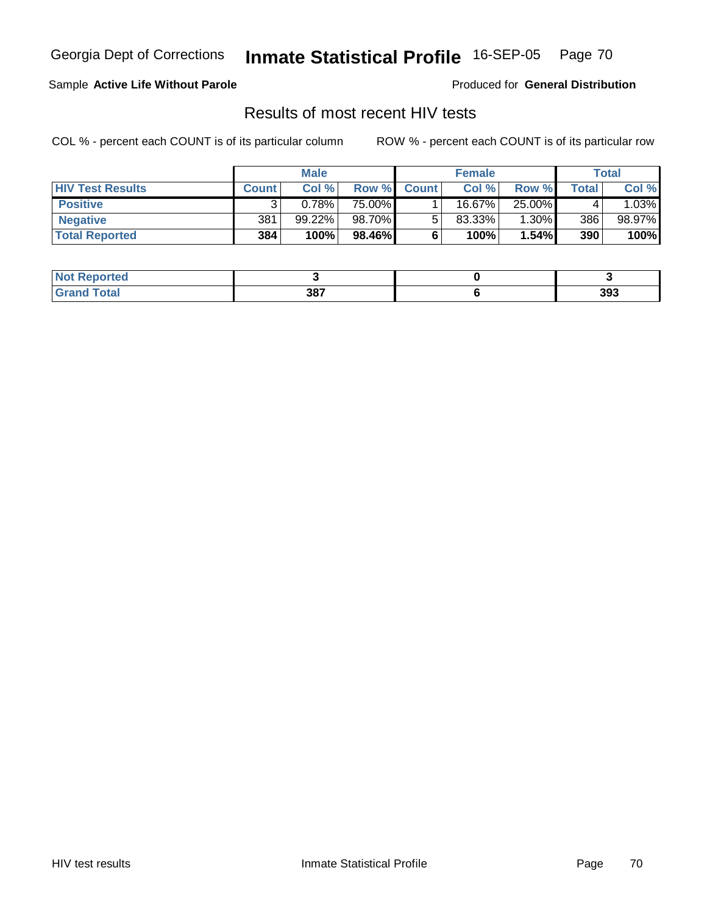Georgia Dept of Corrections **Inmate Statistical Profile** 16-SEP-05

Sample **Active Life Without Parole**

Produced for **General Distribution**

## Results of most recent HIV tests

COL % - percent each COUNT is of its particular column

ROW % - percent each COUNT is of its particular row

| | Male | | | Female | | | Total | |
|---|---|---|---|---|---|---|---|---|
| **HIV Test Results** | **Count** | **Col %** | **Row %** | **Count** | **Col %** | **Row %** | **Total** | **Col %** |
| **Positive** | 3 | 0.78% | 75.00% | 1 | 16.67% | 25.00% | 4 | 1.03% |
| **Negative** | 381 | 99.22% | 98.70% | 5 | 83.33% | 1.30% | 386 | 98.97% |
| **Total Reported** | **384** | **100%** | **98.46%** | **6** | **100%** | **1.54%** | **390** | **100%** |

| | Male | Female | Total |
|---|---|---|---|
| **Not Reported** | **3** | **0** | **3** |
| **Grand Total** | **387** | **6** | **393** |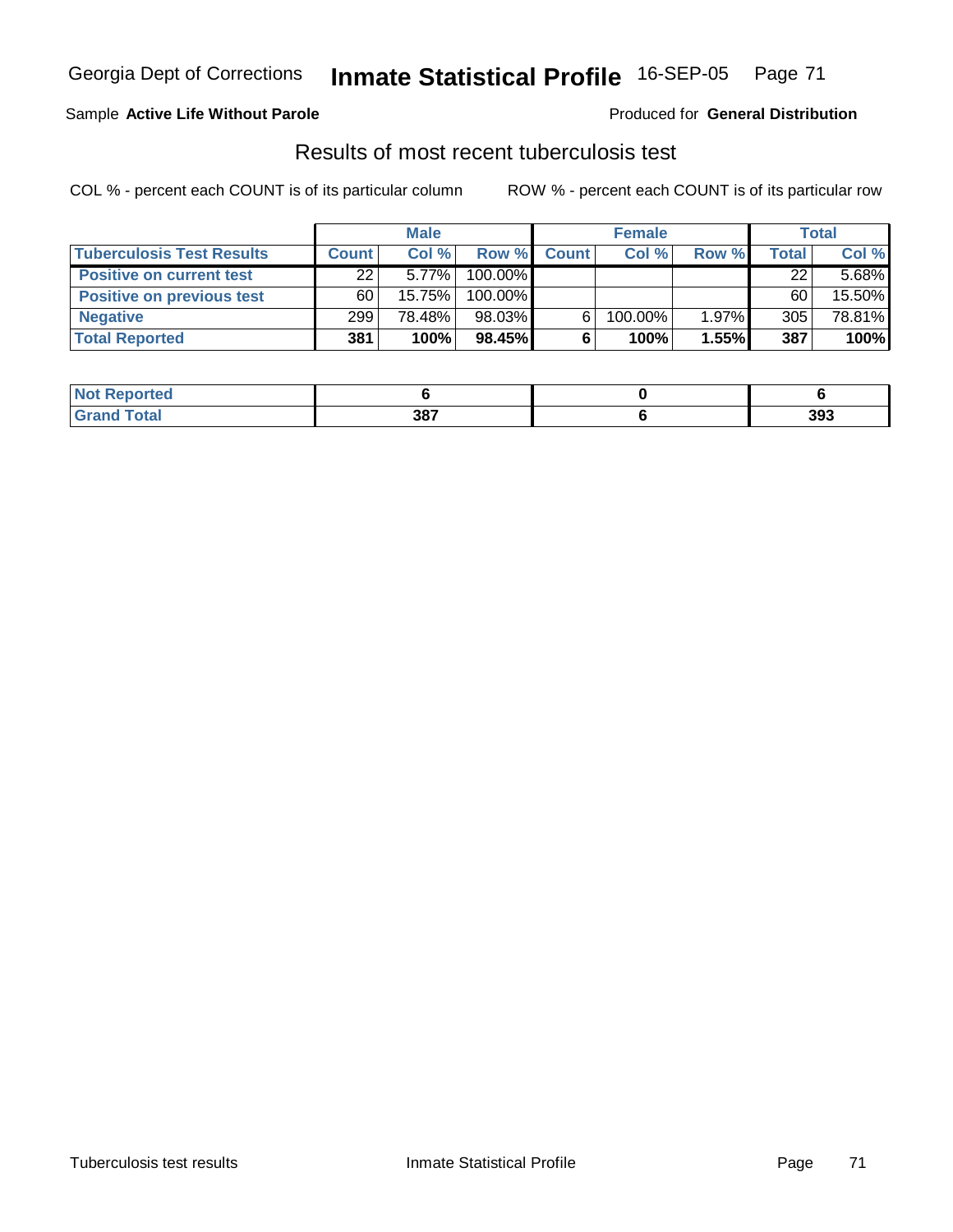Georgia Dept of Corrections **Inmate Statistical Profile** 16-SEP-05

Sample **Active Life Without Parole** Produced for **General Distribution**

## Results of most recent tuberculosis test

COL % - percent each COUNT is of its particular column ROW % - percent each COUNT is of its particular row

| | Male | | | Female | | | Total | |
|---|---|---|---|---|---|---|---|---|
| **Tuberculosis Test Results** | **Count** | **Col %** | **Row %** | **Count** | **Col %** | **Row %** | **Total** | **Col %** |
| **Positive on current test** | 22 | 5.77% | 100.00% | | | | 22 | 5.68% |
| **Positive on previous test** | 60 | 15.75% | 100.00% | | | | 60 | 15.50% |
| **Negative** | 299 | 78.48% | 98.03% | 6 | 100.00% | 1.97% | 305 | 78.81% |
| **Total Reported** | **381** | **100%** | **98.45%** | **6** | **100%** | **1.55%** | **387** | **100%** |

| | Male | Female | Total |
|---|---|---|---|
| **Not Reported** | **6** | **0** | **6** |
| **Grand Total** | **387** | **6** | **393** |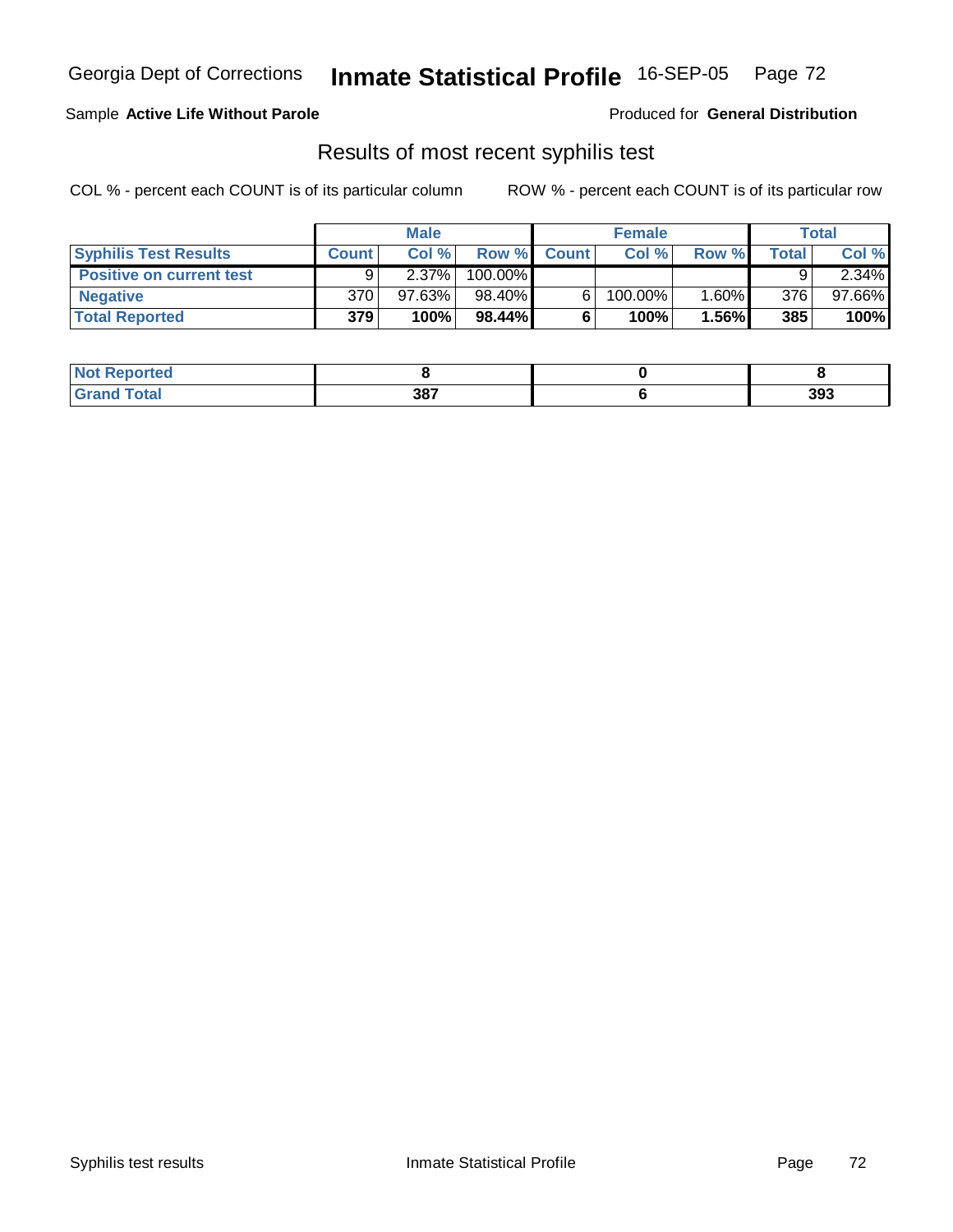Sample **Active Life Without Parole**

Produced for **General Distribution**

## Results of most recent syphilis test

COL % - percent each COUNT is of its particular column        ROW % - percent each COUNT is of its particular row

| | Male | | | Female | | | Total | |
|---|---|---|---|---|---|---|---|---|
| **Syphilis Test Results** | **Count** | **Col %** | **Row %** | **Count** | **Col %** | **Row %** | **Total** | **Col %** |
| **Positive on current test** | 9 | 2.37% | 100.00% | | | | 9 | 2.34% |
| **Negative** | 370 | 97.63% | 98.40% | 6 | 100.00% | 1.60% | 376 | 97.66% |
| **Total Reported** | **379** | **100%** | **98.44%** | **6** | **100%** | **1.56%** | **385** | **100%** |

| | Male | Female | Total |
|---|---|---|---|
| **Not Reported** | **8** | **0** | **8** |
| **Grand Total** | **387** | **6** | **393** |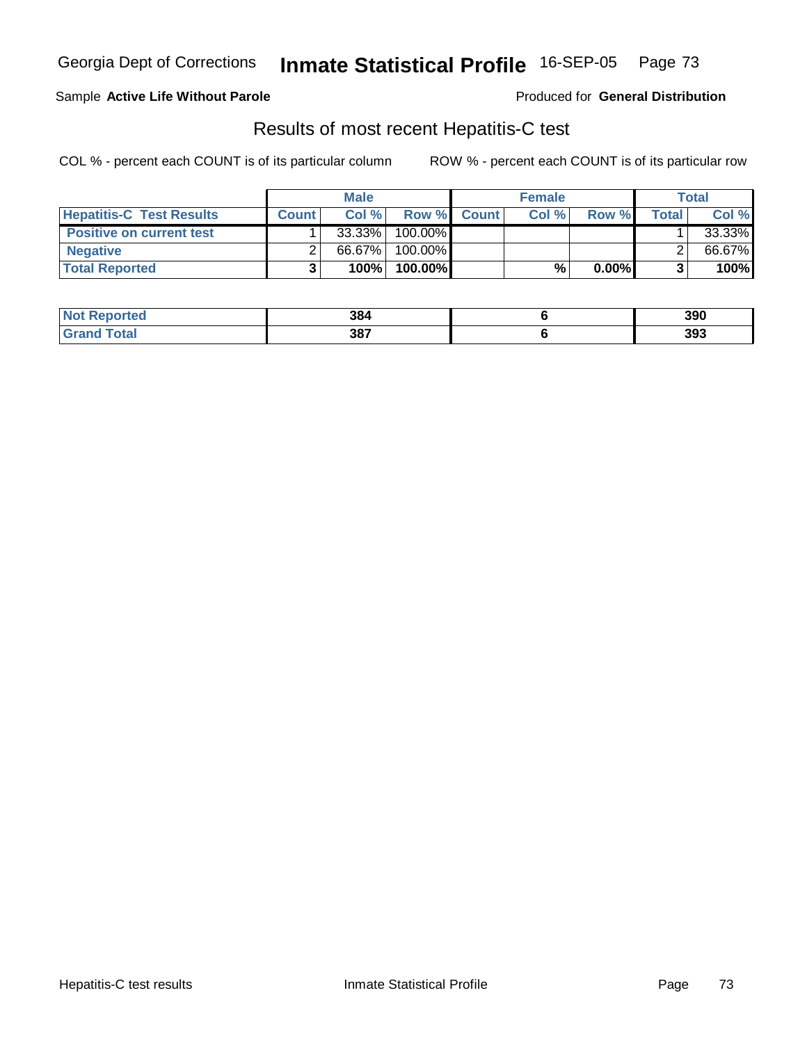Georgia Dept of Corrections **Inmate Statistical Profile** 16-SEP-05

Sample **Active Life Without Parole**

Produced for **General Distribution**

## Results of most recent Hepatitis-C test

COL % - percent each COUNT is of its particular column

ROW % - percent each COUNT is of its particular row

| | Male | | | Female | | | Total | |
|---|---|---|---|---|---|---|---|---|
| **Hepatitis-C Test Results** | **Count** | **Col %** | **Row %** | **Count** | **Col %** | **Row %** | **Total** | **Col %** |
| **Positive on current test** | 1 | 33.33% | 100.00% | | | | 1 | 33.33% |
| **Negative** | 2 | 66.67% | 100.00% | | | | 2 | 66.67% |
| **Total Reported** | **3** | **100%** | **100.00%** | | **%** | **0.00%** | **3** | **100%** |

| | Male | Female | Total |
|---|---|---|---|
| **Not Reported** | **384** | **6** | **390** |
| **Grand Total** | **387** | **6** | **393** |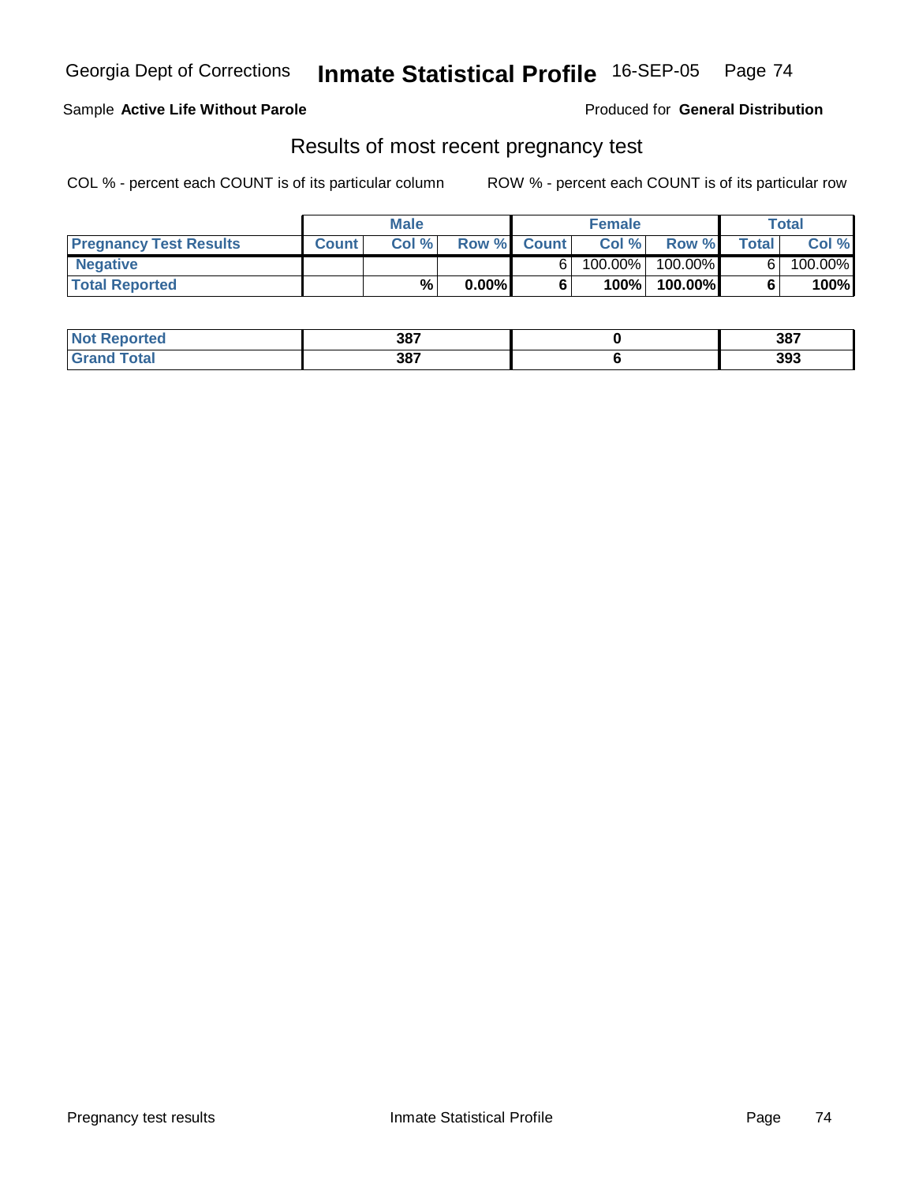Georgia Dept of Corrections **Inmate Statistical Profile** 16-SEP-05

Sample **Active Life Without Parole**

Produced for **General Distribution**

## Results of most recent pregnancy test

COL % - percent each COUNT is of its particular column

ROW % - percent each COUNT is of its particular row

| | Male | | | Female | | | Total | |
|---|---|---|---|---|---|---|---|---|
| **Pregnancy Test Results** | **Count** | **Col %** | **Row %** | **Count** | **Col %** | **Row %** | **Total** | **Col %** |
| **Negative** | | | | 6 | 100.00% | 100.00% | 6 | 100.00% |
| **Total Reported** | | **%** | **0.00%** | **6** | **100%** | **100.00%** | **6** | **100%** |

| | Male | Female | Total |
|---|---|---|---|
| **Not Reported** | **387** | **0** | **387** |
| **Grand Total** | **387** | **6** | **393** |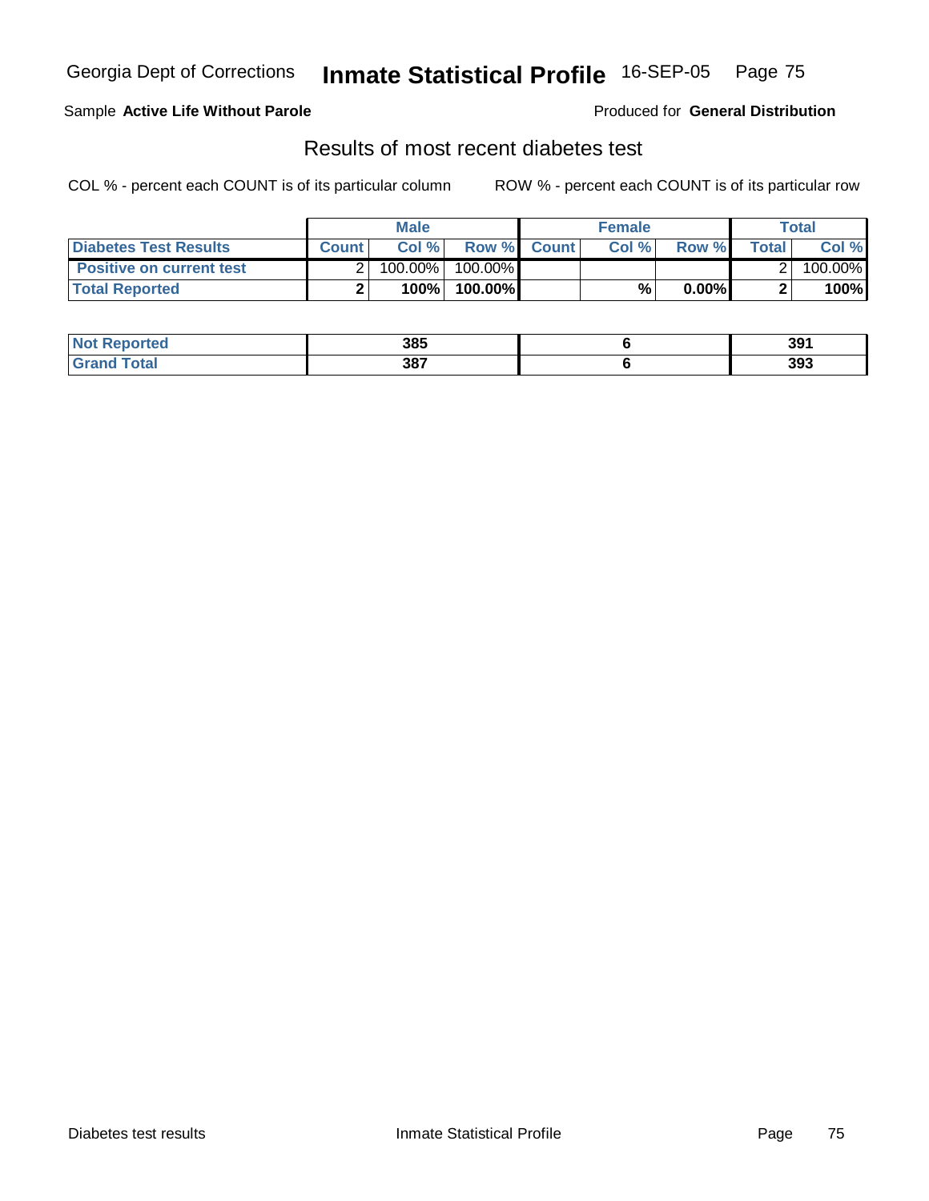Georgia Dept of Corrections **Inmate Statistical Profile** 16-SEP-05

Sample **Active Life Without Parole**

Produced for **General Distribution**

## Results of most recent diabetes test

COL % - percent each COUNT is of its particular column

ROW % - percent each COUNT is of its particular row

| | Male | | | Female | | | Total | |
|---|---|---|---|---|---|---|---|---|
| **Diabetes Test Results** | **Count** | **Col %** | **Row %** | **Count** | **Col %** | **Row %** | **Total** | **Col %** |
| **Positive on current test** | 2 | 100.00% | 100.00% | | | | 2 | 100.00% |
| **Total Reported** | **2** | **100%** | **100.00%** | | **%** | **0.00%** | **2** | **100%** |

| | Male | Female | Total |
|---|---|---|---|
| **Not Reported** | **385** | **6** | **391** |
| **Grand Total** | **387** | **6** | **393** |

Diabetes test results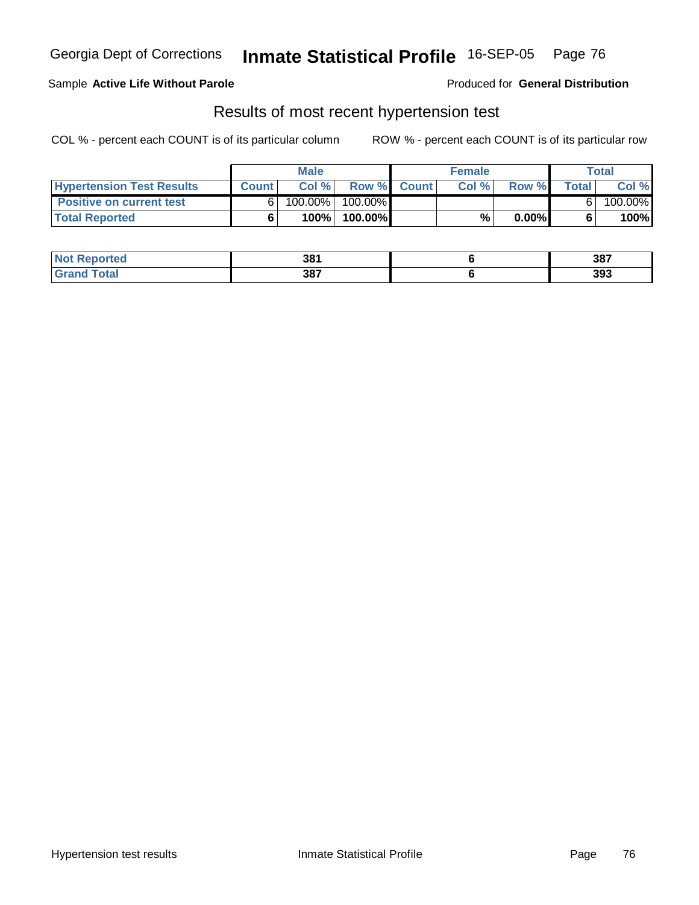Sample **Active Life Without Parole**

Produced for **General Distribution**

## Results of most recent hypertension test

COL % - percent each COUNT is of its particular column

ROW % - percent each COUNT is of its particular row

| | Male | | | Female | | | Total | |
|---|---|---|---|---|---|---|---|---|
| **Hypertension Test Results** | **Count** | **Col %** | **Row %** | **Count** | **Col %** | **Row %** | **Total** | **Col %** |
| **Positive on current test** | 6 | 100.00% | 100.00% | | | | 6 | 100.00% |
| **Total Reported** | **6** | **100%** | **100.00%** | | **%** | **0.00%** | **6** | **100%** |

| | Male | Female | Total |
|---|---|---|---|
| **Not Reported** | **381** | **6** | **387** |
| **Grand Total** | **387** | **6** | **393** |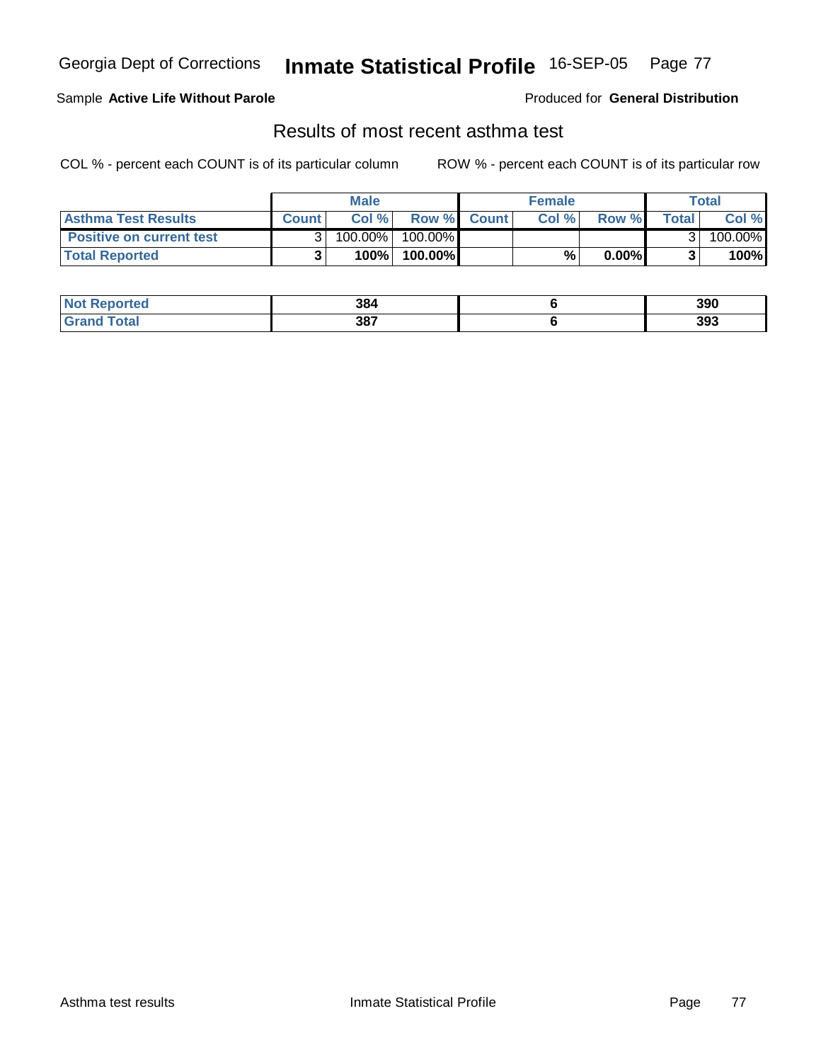Georgia Dept of Corrections **Inmate Statistical Profile** 16-SEP-05

Sample **Active Life Without Parole**

Produced for **General Distribution**

## Results of most recent asthma test

COL % - percent each COUNT is of its particular column

ROW % - percent each COUNT is of its particular row

| | Male | | | Female | | | Total | |
|---|---|---|---|---|---|---|---|---|
| **Asthma Test Results** | **Count** | **Col %** | **Row %** | **Count** | **Col %** | **Row %** | **Total** | **Col %** |
| **Positive on current test** | 3 | 100.00% | 100.00% | | | | 3 | 100.00% |
| **Total Reported** | **3** | **100%** | **100.00%** | | **%** | **0.00%** | **3** | **100%** |

| | Male | Female | Total |
|---|---|---|---|
| **Not Reported** | **384** | **6** | **390** |
| **Grand Total** | **387** | **6** | **393** |

Asthma test results

Inmate Statistical Profile